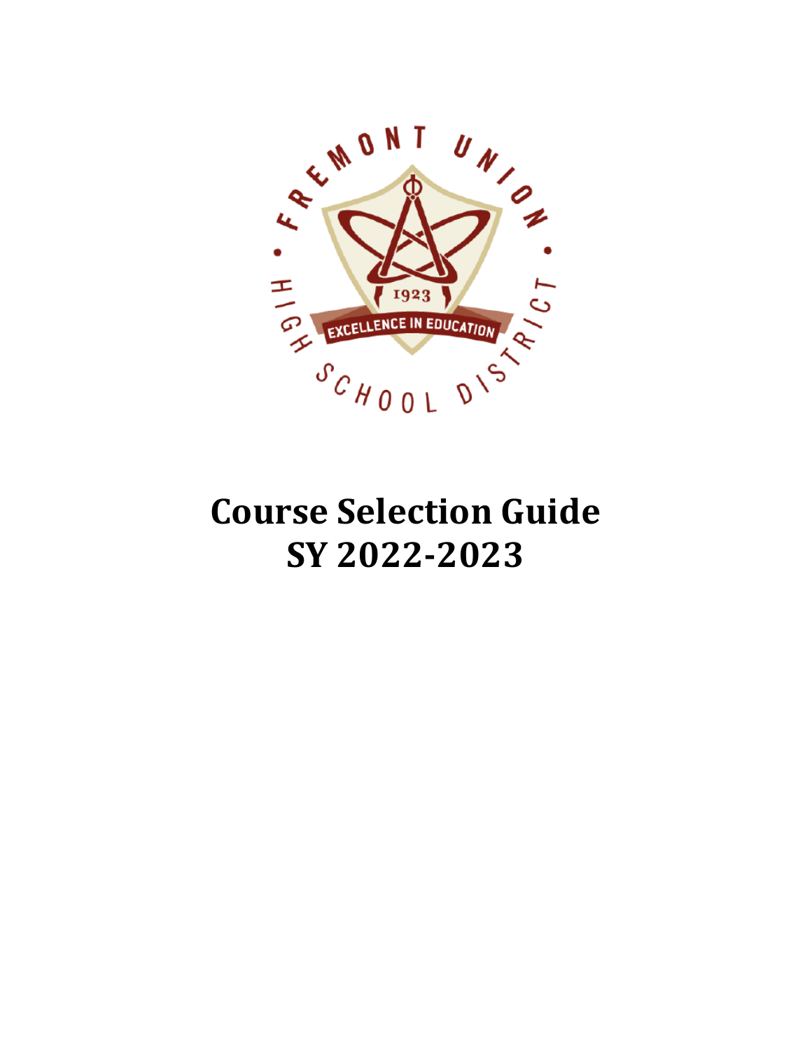# Course Selection Guide
# SY 2022-2023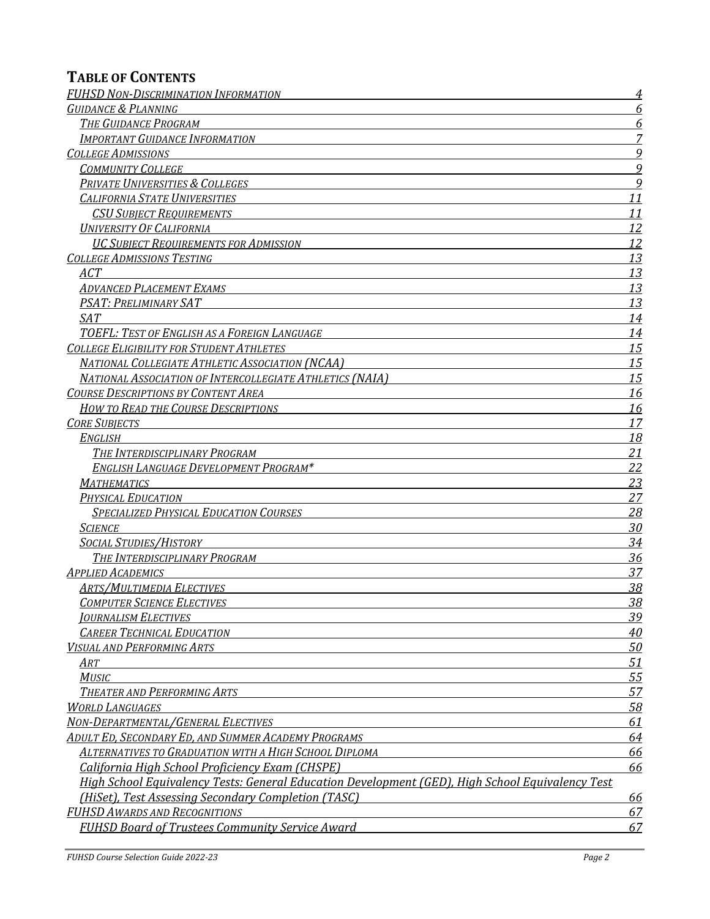## TABLE OF CONTENTS

- *FUHSD NON-DISCRIMINATION INFORMATION* — 4
- *GUIDANCE & PLANNING* — 6
  - *THE GUIDANCE PROGRAM* — 6
  - *IMPORTANT GUIDANCE INFORMATION* — 7
- *COLLEGE ADMISSIONS* — 9
  - *COMMUNITY COLLEGE* — 9
  - *PRIVATE UNIVERSITIES & COLLEGES* — 9
  - *CALIFORNIA STATE UNIVERSITIES* — 11
    - *CSU SUBJECT REQUIREMENTS* — 11
  - *UNIVERSITY OF CALIFORNIA* — 12
    - *UC SUBJECT REQUIREMENTS FOR ADMISSION* — 12
- *COLLEGE ADMISSIONS TESTING* — 13
  - *ACT* — 13
  - *ADVANCED PLACEMENT EXAMS* — 13
  - *PSAT: PRELIMINARY SAT* — 13
  - *SAT* — 14
  - *TOEFL: TEST OF ENGLISH AS A FOREIGN LANGUAGE* — 14
- *COLLEGE ELIGIBILITY FOR STUDENT ATHLETES* — 15
  - *NATIONAL COLLEGIATE ATHLETIC ASSOCIATION (NCAA)* — 15
  - *NATIONAL ASSOCIATION OF INTERCOLLEGIATE ATHLETICS (NAIA)* — 15
- *COURSE DESCRIPTIONS BY CONTENT AREA* — 16
  - *HOW TO READ THE COURSE DESCRIPTIONS* — 16
- *CORE SUBJECTS* — 17
  - *ENGLISH* — 18
    - *THE INTERDISCIPLINARY PROGRAM* — 21
    - *ENGLISH LANGUAGE DEVELOPMENT PROGRAM** — 22
  - *MATHEMATICS* — 23
  - *PHYSICAL EDUCATION* — 27
    - *SPECIALIZED PHYSICAL EDUCATION COURSES* — 28
  - *SCIENCE* — 30
  - *SOCIAL STUDIES/HISTORY* — 34
    - *THE INTERDISCIPLINARY PROGRAM* — 36
- *APPLIED ACADEMICS* — 37
  - *ARTS/MULTIMEDIA ELECTIVES* — 38
  - *COMPUTER SCIENCE ELECTIVES* — 38
  - *JOURNALISM ELECTIVES* — 39
  - *CAREER TECHNICAL EDUCATION* — 40
- *VISUAL AND PERFORMING ARTS* — 50
  - *ART* — 51
  - *MUSIC* — 55
  - *THEATER AND PERFORMING ARTS* — 57
- *WORLD LANGUAGES* — 58
- *NON-DEPARTMENTAL/GENERAL ELECTIVES* — 61
- *ADULT ED, SECONDARY ED, AND SUMMER ACADEMY PROGRAMS* — 64
  - *ALTERNATIVES TO GRADUATION WITH A HIGH SCHOOL DIPLOMA* — 66
  - *California High School Proficiency Exam (CHSPE)* — 66
  - *High School Equivalency Tests: General Education Development (GED), High School Equivalency Test (HiSet), Test Assessing Secondary Completion (TASC)* — 66
- *FUHSD AWARDS AND RECOGNITIONS* — 67
  - *FUHSD Board of Trustees Community Service Award* — 67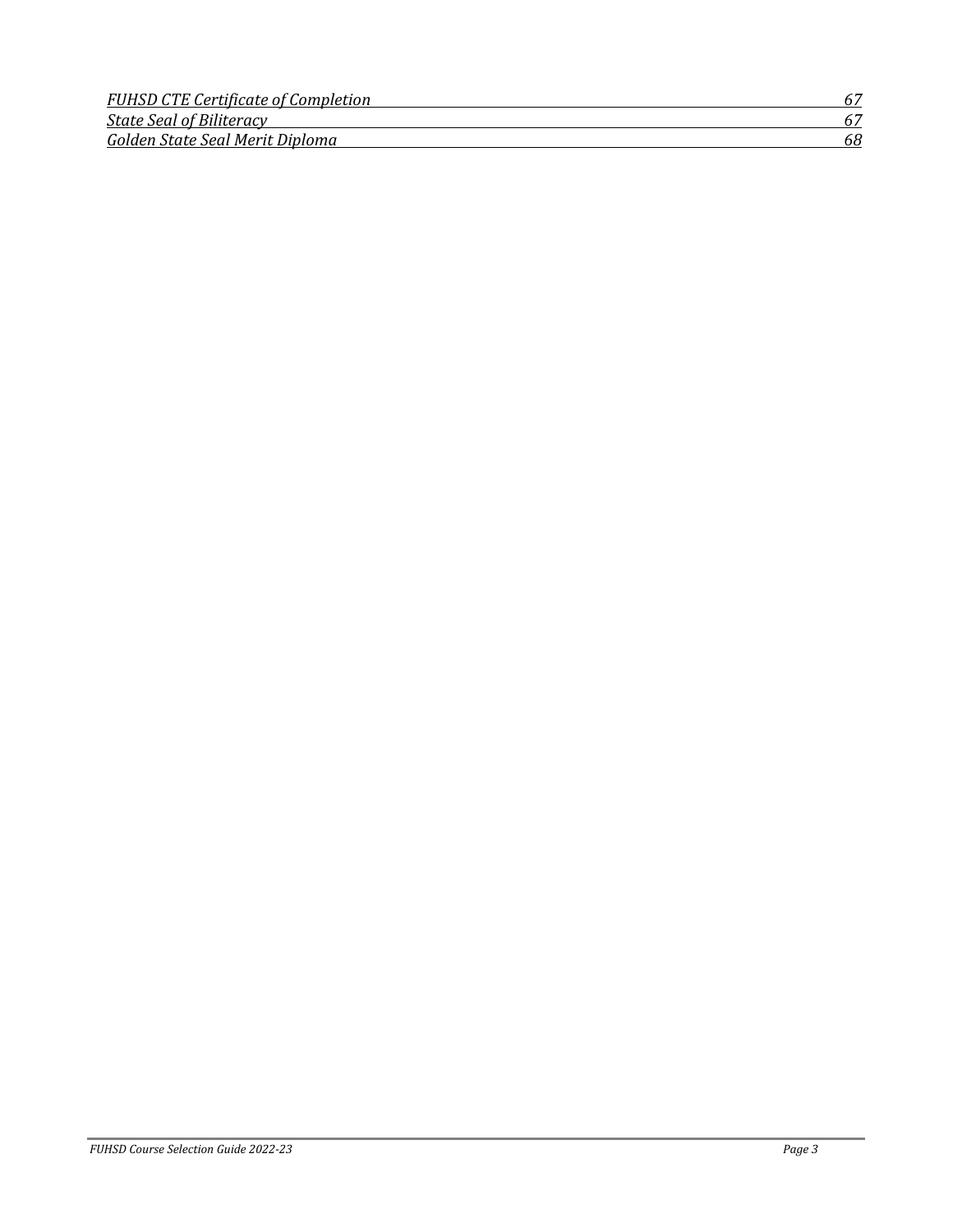| | |
|---|---|
| *FUHSD CTE Certificate of Completion* | *67* |
| *State Seal of Biliteracy* | *67* |
| *Golden State Seal Merit Diploma* | *68* |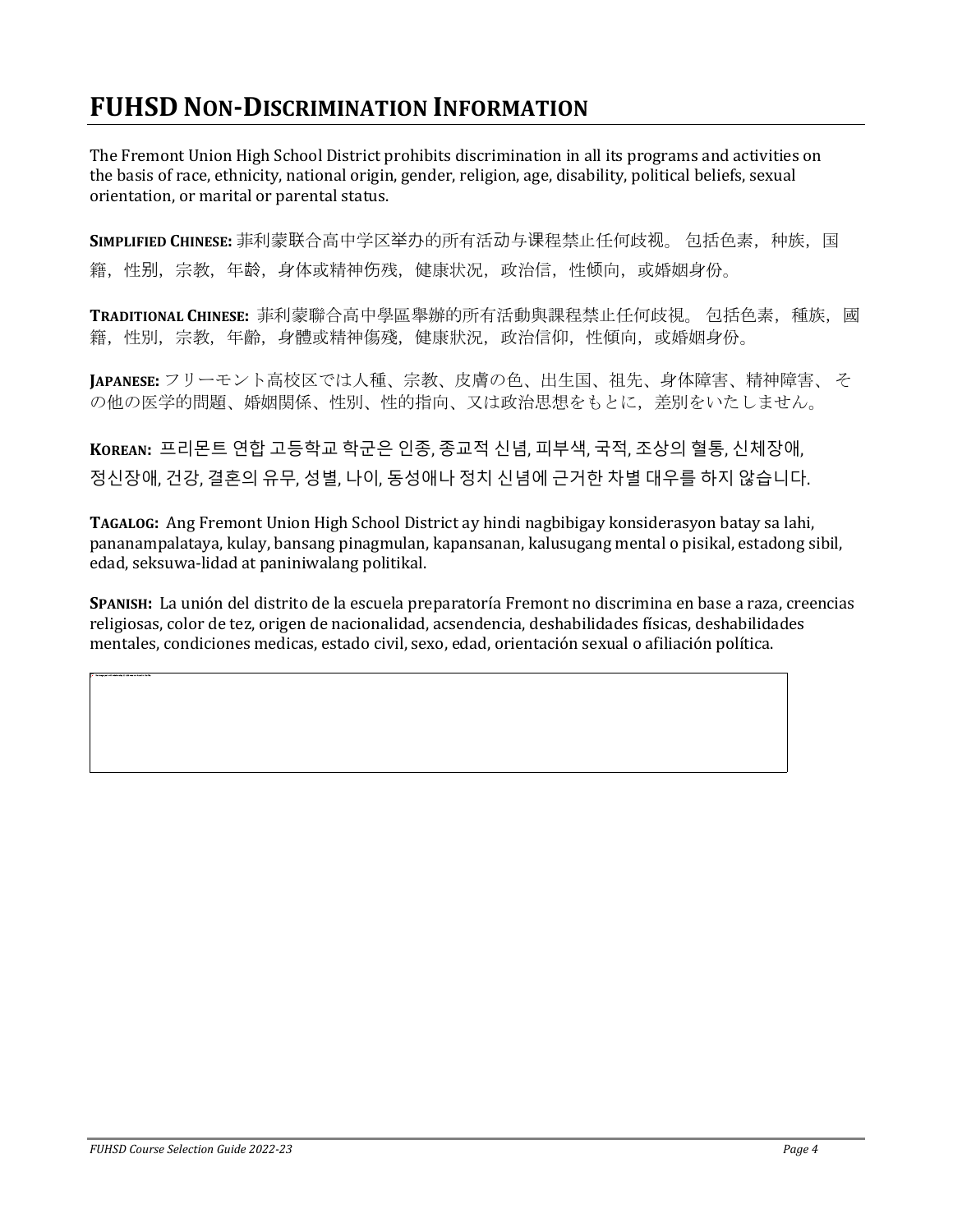# FUHSD NON-DISCRIMINATION INFORMATION

The Fremont Union High School District prohibits discrimination in all its programs and activities on the basis of race, ethnicity, national origin, gender, religion, age, disability, political beliefs, sexual orientation, or marital or parental status.

**SIMPLIFIED CHINESE:** 菲利蒙联合高中学区举办的所有活动与课程禁止任何歧视。 包括色素，种族，国籍，性别，宗教，年龄，身体或精神伤残，健康状况，政治信，性倾向，或婚姻身份。

**TRADITIONAL CHINESE:** 菲利蒙聯合高中學區舉辦的所有活動與課程禁止任何歧視。 包括色素，種族，國籍，性別，宗教，年齡，身體或精神傷殘，健康狀況，政治信仰，性傾向，或婚姻身份。

**JAPANESE:** フリーモント高校区では人種、宗教、皮膚の色、出生国、祖先、身体障害、精神障害、その他の医学的問題、婚姻関係、性別、性的指向、又は政治思想をもとに，差別をいたしません。

**KOREAN:** 프리몬트 연합 고등학교 학군은 인종, 종교적 신념, 피부색, 국적, 조상의 혈통, 신체장애, 정신장애, 건강, 결혼의 유무, 성별, 나이, 동성애나 정치 신념에 근거한 차별 대우를 하지 않습니다.

**TAGALOG:** Ang Fremont Union High School District ay hindi nagbibigay konsiderasyon batay sa lahi, pananampalataya, kulay, bansang pinagmulan, kapansanan, kalusugang mental o pisikal, estadong sibil, edad, seksuwa-lidad at paniniwalang politikal.

**SPANISH:** La unión del distrito de la escuela preparatoría Fremont no discrimina en base a raza, creencias religiosas, color de tez, origen de nacionalidad, acsendencia, deshabilidades físicas, deshabilidades mentales, condiciones medicas, estado civil, sexo, edad, orientación sexual o afiliación política.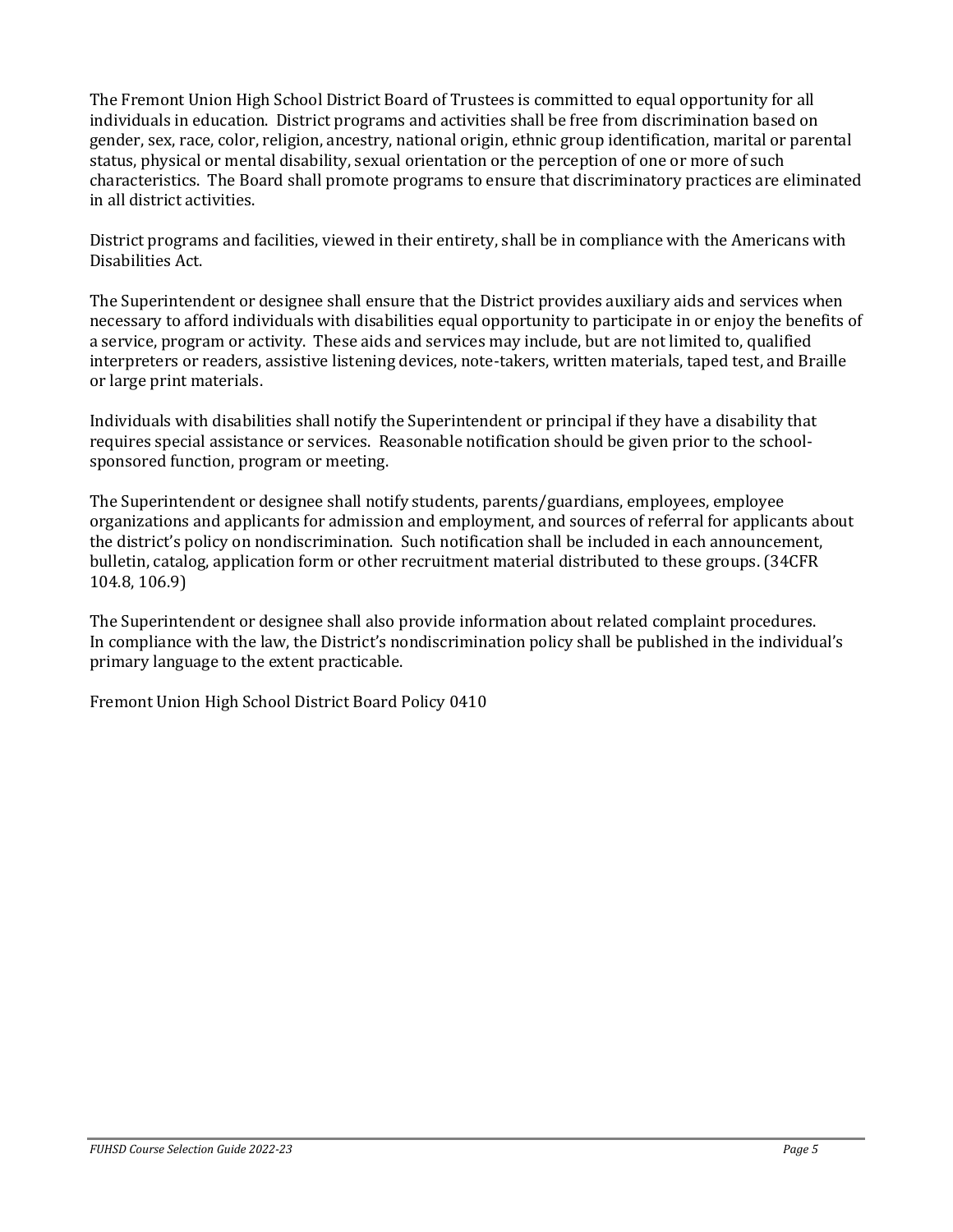The Fremont Union High School District Board of Trustees is committed to equal opportunity for all individuals in education. District programs and activities shall be free from discrimination based on gender, sex, race, color, religion, ancestry, national origin, ethnic group identification, marital or parental status, physical or mental disability, sexual orientation or the perception of one or more of such characteristics. The Board shall promote programs to ensure that discriminatory practices are eliminated in all district activities.

District programs and facilities, viewed in their entirety, shall be in compliance with the Americans with Disabilities Act.

The Superintendent or designee shall ensure that the District provides auxiliary aids and services when necessary to afford individuals with disabilities equal opportunity to participate in or enjoy the benefits of a service, program or activity. These aids and services may include, but are not limited to, qualified interpreters or readers, assistive listening devices, note-takers, written materials, taped test, and Braille or large print materials.

Individuals with disabilities shall notify the Superintendent or principal if they have a disability that requires special assistance or services. Reasonable notification should be given prior to the school-sponsored function, program or meeting.

The Superintendent or designee shall notify students, parents/guardians, employees, employee organizations and applicants for admission and employment, and sources of referral for applicants about the district's policy on nondiscrimination. Such notification shall be included in each announcement, bulletin, catalog, application form or other recruitment material distributed to these groups. (34CFR 104.8, 106.9)

The Superintendent or designee shall also provide information about related complaint procedures. In compliance with the law, the District's nondiscrimination policy shall be published in the individual's primary language to the extent practicable.

Fremont Union High School District Board Policy 0410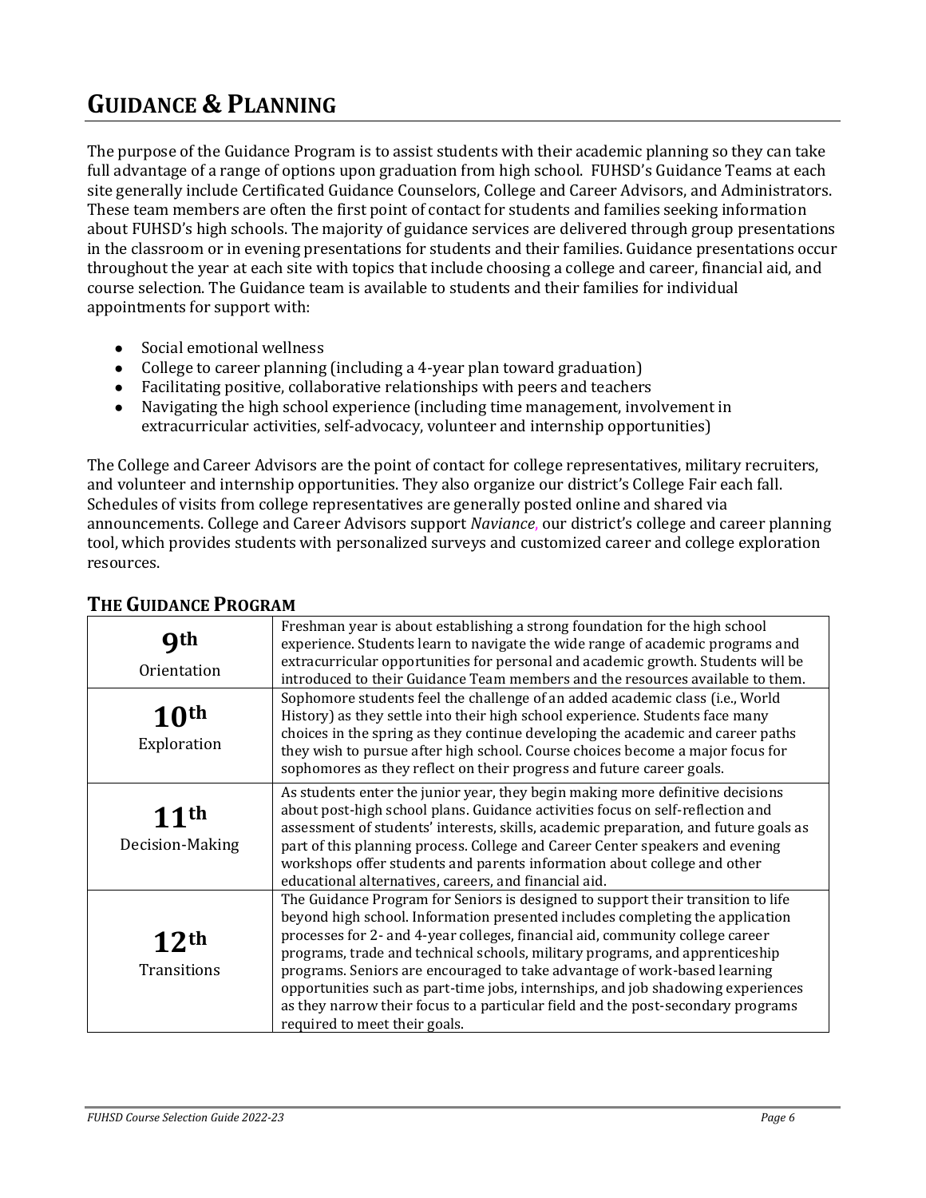# GUIDANCE & PLANNING

The purpose of the Guidance Program is to assist students with their academic planning so they can take full advantage of a range of options upon graduation from high school. FUHSD's Guidance Teams at each site generally include Certificated Guidance Counselors, College and Career Advisors, and Administrators. These team members are often the first point of contact for students and families seeking information about FUHSD's high schools. The majority of guidance services are delivered through group presentations in the classroom or in evening presentations for students and their families. Guidance presentations occur throughout the year at each site with topics that include choosing a college and career, financial aid, and course selection. The Guidance team is available to students and their families for individual appointments for support with:

- Social emotional wellness
- College to career planning (including a 4-year plan toward graduation)
- Facilitating positive, collaborative relationships with peers and teachers
- Navigating the high school experience (including time management, involvement in extracurricular activities, self-advocacy, volunteer and internship opportunities)

The College and Career Advisors are the point of contact for college representatives, military recruiters, and volunteer and internship opportunities. They also organize our district's College Fair each fall. Schedules of visits from college representatives are generally posted online and shared via announcements. College and Career Advisors support *Naviance*, our district's college and career planning tool, which provides students with personalized surveys and customized career and college exploration resources.

## THE GUIDANCE PROGRAM

| Grade | Description |
|---|---|
| **9th** Orientation | Freshman year is about establishing a strong foundation for the high school experience. Students learn to navigate the wide range of academic programs and extracurricular opportunities for personal and academic growth. Students will be introduced to their Guidance Team members and the resources available to them. |
| **10th** Exploration | Sophomore students feel the challenge of an added academic class (i.e., World History) as they settle into their high school experience. Students face many choices in the spring as they continue developing the academic and career paths they wish to pursue after high school. Course choices become a major focus for sophomores as they reflect on their progress and future career goals. |
| **11th** Decision-Making | As students enter the junior year, they begin making more definitive decisions about post-high school plans. Guidance activities focus on self-reflection and assessment of students' interests, skills, academic preparation, and future goals as part of this planning process. College and Career Center speakers and evening workshops offer students and parents information about college and other educational alternatives, careers, and financial aid. |
| **12th** Transitions | The Guidance Program for Seniors is designed to support their transition to life beyond high school. Information presented includes completing the application processes for 2- and 4-year colleges, financial aid, community college career programs, trade and technical schools, military programs, and apprenticeship programs. Seniors are encouraged to take advantage of work-based learning opportunities such as part-time jobs, internships, and job shadowing experiences as they narrow their focus to a particular field and the post-secondary programs required to meet their goals. |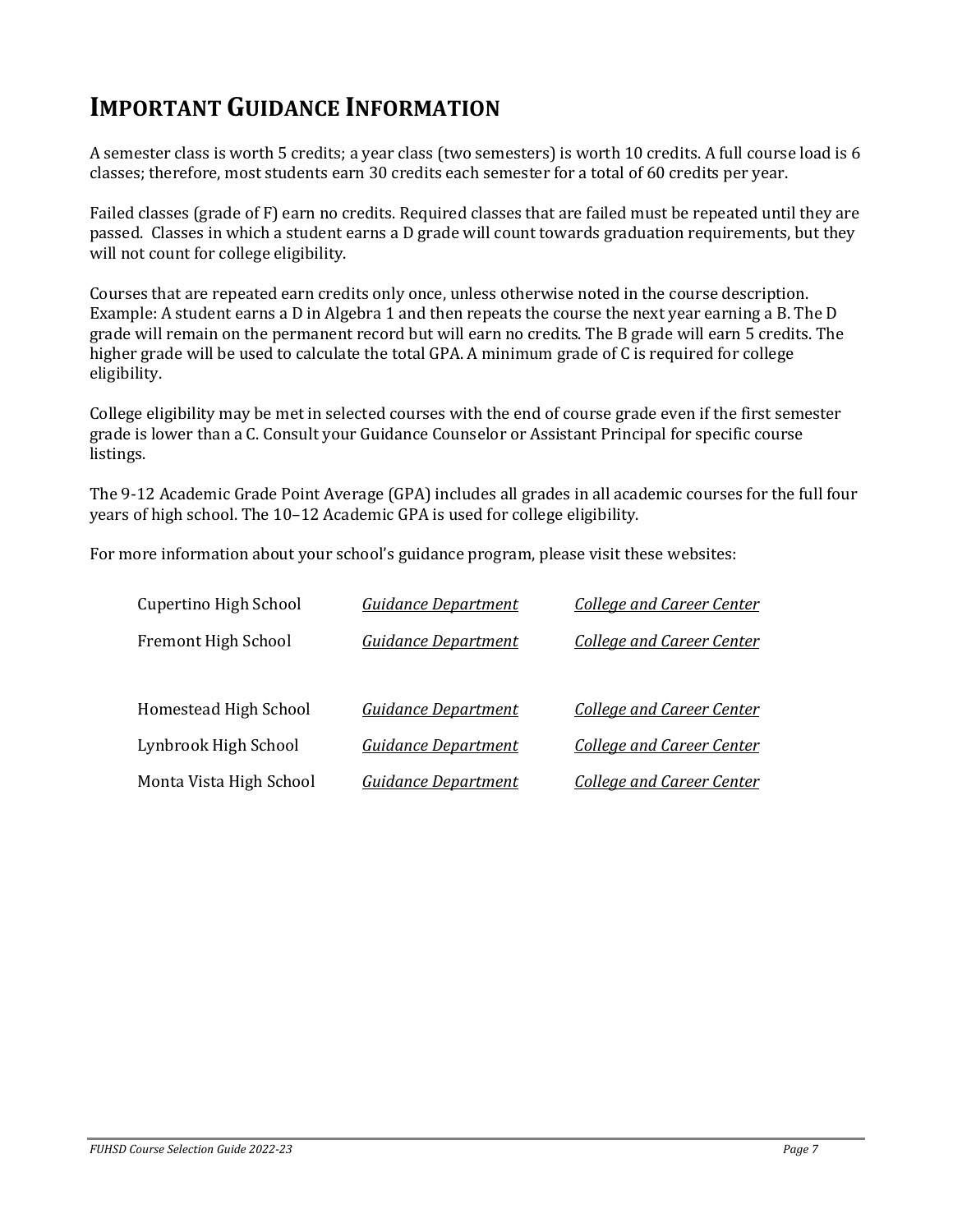# IMPORTANT GUIDANCE INFORMATION

A semester class is worth 5 credits; a year class (two semesters) is worth 10 credits. A full course load is 6 classes; therefore, most students earn 30 credits each semester for a total of 60 credits per year.

Failed classes (grade of F) earn no credits. Required classes that are failed must be repeated until they are passed. Classes in which a student earns a D grade will count towards graduation requirements, but they will not count for college eligibility.

Courses that are repeated earn credits only once, unless otherwise noted in the course description. Example: A student earns a D in Algebra 1 and then repeats the course the next year earning a B. The D grade will remain on the permanent record but will earn no credits. The B grade will earn 5 credits. The higher grade will be used to calculate the total GPA. A minimum grade of C is required for college eligibility.

College eligibility may be met in selected courses with the end of course grade even if the first semester grade is lower than a C. Consult your Guidance Counselor or Assistant Principal for specific course listings.

The 9-12 Academic Grade Point Average (GPA) includes all grades in all academic courses for the full four years of high school. The 10–12 Academic GPA is used for college eligibility.

For more information about your school's guidance program, please visit these websites:

| | | |
|---|---|---|
| Cupertino High School | *Guidance Department* | *College and Career Center* |
| Fremont High School | *Guidance Department* | *College and Career Center* |
| Homestead High School | *Guidance Department* | *College and Career Center* |
| Lynbrook High School | *Guidance Department* | *College and Career Center* |
| Monta Vista High School | *Guidance Department* | *College and Career Center* |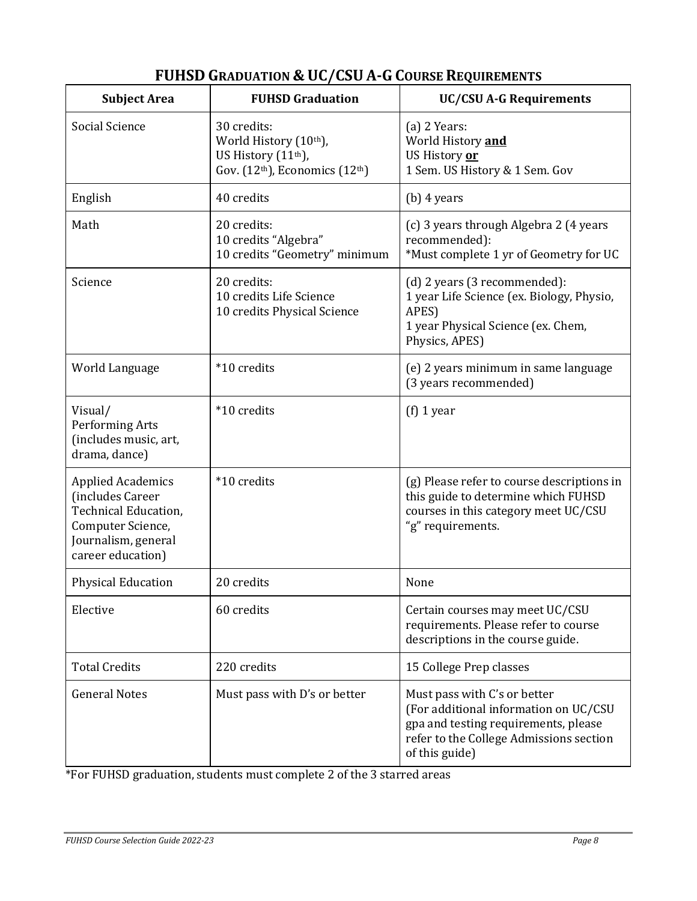## FUHSD Graduation & UC/CSU A-G Course Requirements

| Subject Area | FUHSD Graduation | UC/CSU A-G Requirements |
|---|---|---|
| Social Science | 30 credits:<br>World History (10th),<br>US History (11th),<br>Gov. (12th), Economics (12th) | (a) 2 Years:<br>World History **and**<br>US History **or**<br>1 Sem. US History & 1 Sem. Gov |
| English | 40 credits | (b) 4 years |
| Math | 20 credits:<br>10 credits "Algebra"<br>10 credits "Geometry" minimum | (c) 3 years through Algebra 2 (4 years recommended):<br>*Must complete 1 yr of Geometry for UC |
| Science | 20 credits:<br>10 credits Life Science<br>10 credits Physical Science | (d) 2 years (3 recommended):<br>1 year Life Science (ex. Biology, Physio, APES)<br>1 year Physical Science (ex. Chem, Physics, APES) |
| World Language | *10 credits | (e) 2 years minimum in same language (3 years recommended) |
| Visual/ Performing Arts (includes music, art, drama, dance) | *10 credits | (f) 1 year |
| Applied Academics (includes Career Technical Education, Computer Science, Journalism, general career education) | *10 credits | (g) Please refer to course descriptions in this guide to determine which FUHSD courses in this category meet UC/CSU "g" requirements. |
| Physical Education | 20 credits | None |
| Elective | 60 credits | Certain courses may meet UC/CSU requirements. Please refer to course descriptions in the course guide. |
| Total Credits | 220 credits | 15 College Prep classes |
| General Notes | Must pass with D's or better | Must pass with C's or better<br>(For additional information on UC/CSU gpa and testing requirements, please refer to the College Admissions section of this guide) |

*For FUHSD graduation, students must complete 2 of the 3 starred areas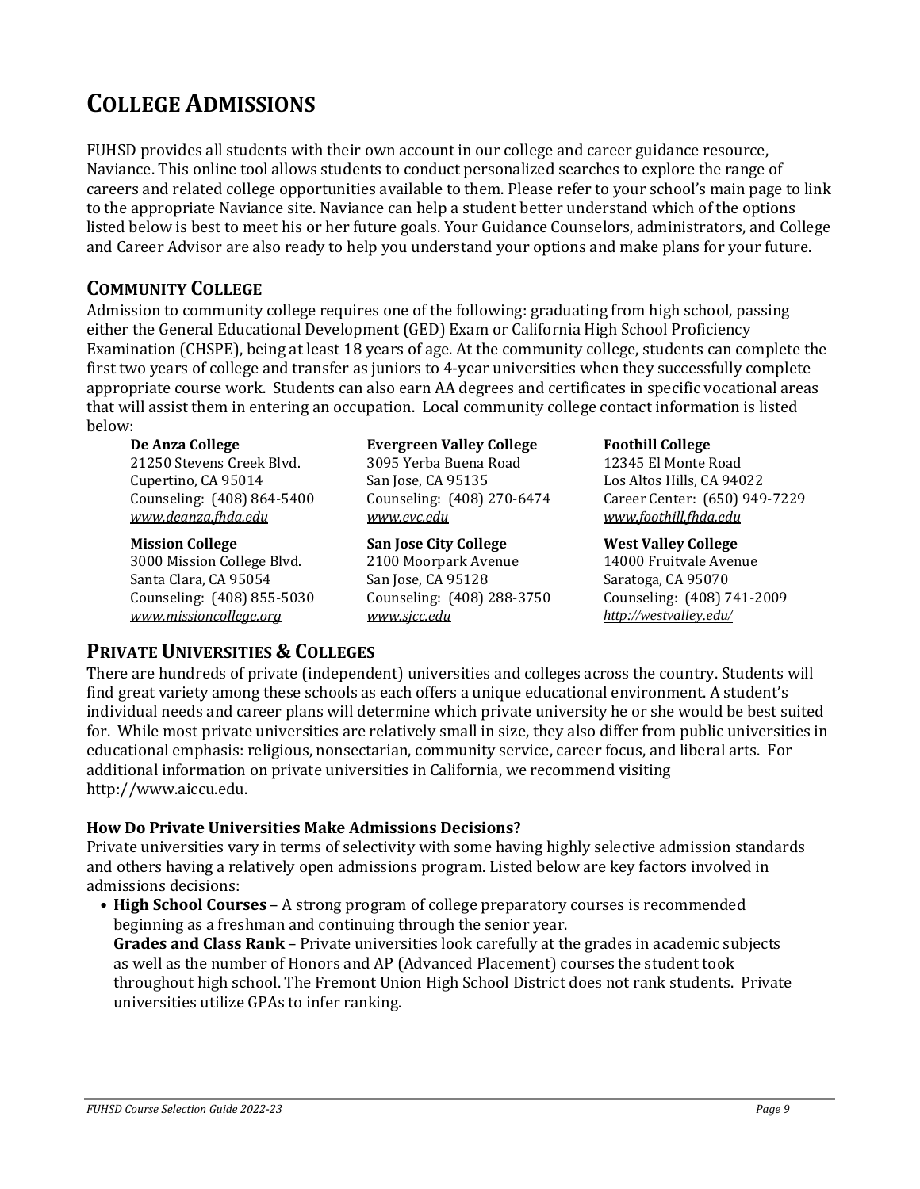# College Admissions

FUHSD provides all students with their own account in our college and career guidance resource, Naviance. This online tool allows students to conduct personalized searches to explore the range of careers and related college opportunities available to them. Please refer to your school's main page to link to the appropriate Naviance site. Naviance can help a student better understand which of the options listed below is best to meet his or her future goals. Your Guidance Counselors, administrators, and College and Career Advisor are also ready to help you understand your options and make plans for your future.

## Community College

Admission to community college requires one of the following: graduating from high school, passing either the General Educational Development (GED) Exam or California High School Proficiency Examination (CHSPE), being at least 18 years of age. At the community college, students can complete the first two years of college and transfer as juniors to 4-year universities when they successfully complete appropriate course work. Students can also earn AA degrees and certificates in specific vocational areas that will assist them in entering an occupation. Local community college contact information is listed below:

**De Anza College**
21250 Stevens Creek Blvd.
Cupertino, CA 95014
Counseling: (408) 864-5400
*www.deanza.fhda.edu*

**Evergreen Valley College**
3095 Yerba Buena Road
San Jose, CA 95135
Counseling: (408) 270-6474
*www.evc.edu*

**Foothill College**
12345 El Monte Road
Los Altos Hills, CA 94022
Career Center: (650) 949-7229
*www.foothill.fhda.edu*

**Mission College**
3000 Mission College Blvd.
Santa Clara, CA 95054
Counseling: (408) 855-5030
*www.missioncollege.org*

**San Jose City College**
2100 Moorpark Avenue
San Jose, CA 95128
Counseling: (408) 288-3750
*www.sjcc.edu*

**West Valley College**
14000 Fruitvale Avenue
Saratoga, CA 95070
Counseling: (408) 741-2009
*http://westvalley.edu/*

## Private Universities & Colleges

There are hundreds of private (independent) universities and colleges across the country. Students will find great variety among these schools as each offers a unique educational environment. A student's individual needs and career plans will determine which private university he or she would be best suited for. While most private universities are relatively small in size, they also differ from public universities in educational emphasis: religious, nonsectarian, community service, career focus, and liberal arts. For additional information on private universities in California, we recommend visiting http://www.aiccu.edu.

### How Do Private Universities Make Admissions Decisions?

Private universities vary in terms of selectivity with some having highly selective admission standards and others having a relatively open admissions program. Listed below are key factors involved in admissions decisions:

- **High School Courses** – A strong program of college preparatory courses is recommended beginning as a freshman and continuing through the senior year.
  **Grades and Class Rank** – Private universities look carefully at the grades in academic subjects as well as the number of Honors and AP (Advanced Placement) courses the student took throughout high school. The Fremont Union High School District does not rank students. Private universities utilize GPAs to infer ranking.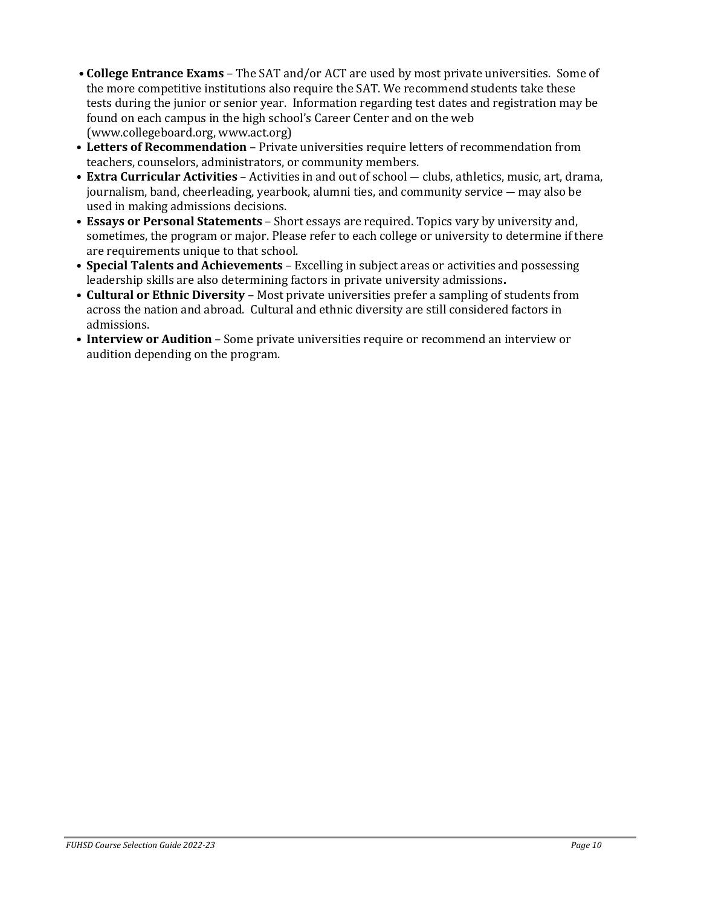- **College Entrance Exams** – The SAT and/or ACT are used by most private universities. Some of the more competitive institutions also require the SAT. We recommend students take these tests during the junior or senior year. Information regarding test dates and registration may be found on each campus in the high school's Career Center and on the web (www.collegeboard.org, www.act.org)
- **Letters of Recommendation** – Private universities require letters of recommendation from teachers, counselors, administrators, or community members.
- **Extra Curricular Activities** – Activities in and out of school — clubs, athletics, music, art, drama, journalism, band, cheerleading, yearbook, alumni ties, and community service — may also be used in making admissions decisions.
- **Essays or Personal Statements** – Short essays are required. Topics vary by university and, sometimes, the program or major. Please refer to each college or university to determine if there are requirements unique to that school.
- **Special Talents and Achievements** – Excelling in subject areas or activities and possessing leadership skills are also determining factors in private university admissions**.**
- **Cultural or Ethnic Diversity** – Most private universities prefer a sampling of students from across the nation and abroad. Cultural and ethnic diversity are still considered factors in admissions.
- **Interview or Audition** – Some private universities require or recommend an interview or audition depending on the program.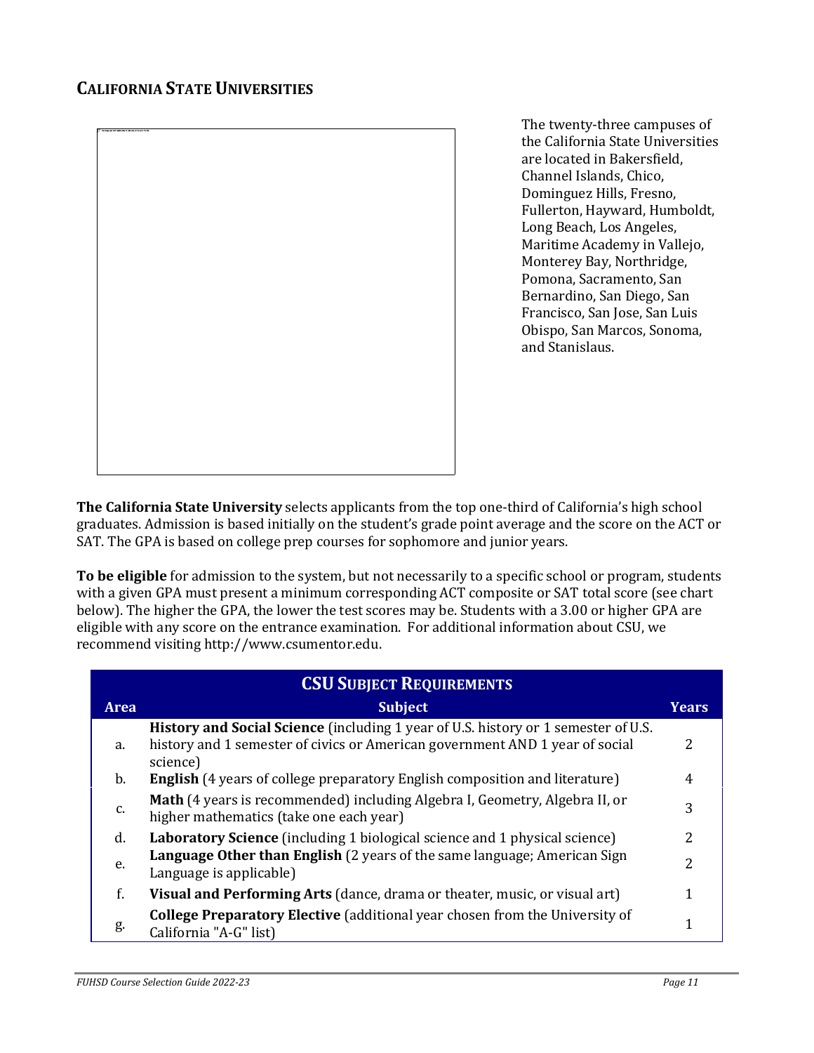## CALIFORNIA STATE UNIVERSITIES

The twenty-three campuses of the California State Universities are located in Bakersfield, Channel Islands, Chico, Dominguez Hills, Fresno, Fullerton, Hayward, Humboldt, Long Beach, Los Angeles, Maritime Academy in Vallejo, Monterey Bay, Northridge, Pomona, Sacramento, San Bernardino, San Diego, San Francisco, San Jose, San Luis Obispo, San Marcos, Sonoma, and Stanislaus.

**The California State University** selects applicants from the top one-third of California's high school graduates. Admission is based initially on the student's grade point average and the score on the ACT or SAT. The GPA is based on college prep courses for sophomore and junior years.

**To be eligible** for admission to the system, but not necessarily to a specific school or program, students with a given GPA must present a minimum corresponding ACT composite or SAT total score (see chart below). The higher the GPA, the lower the test scores may be. Students with a 3.00 or higher GPA are eligible with any score on the entrance examination. For additional information about CSU, we recommend visiting http://www.csumentor.edu.

| CSU SUBJECT REQUIREMENTS | | |
|---|---|---|
| **Area** | **Subject** | **Years** |
| a. | **History and Social Science** (including 1 year of U.S. history or 1 semester of U.S. history and 1 semester of civics or American government AND 1 year of social science) | 2 |
| b. | **English** (4 years of college preparatory English composition and literature) | 4 |
| c. | **Math** (4 years is recommended) including Algebra I, Geometry, Algebra II, or higher mathematics (take one each year) | 3 |
| d. | **Laboratory Science** (including 1 biological science and 1 physical science) | 2 |
| e. | **Language Other than English** (2 years of the same language; American Sign Language is applicable) | 2 |
| f. | **Visual and Performing Arts** (dance, drama or theater, music, or visual art) | 1 |
| g. | **College Preparatory Elective** (additional year chosen from the University of California "A-G" list) | 1 |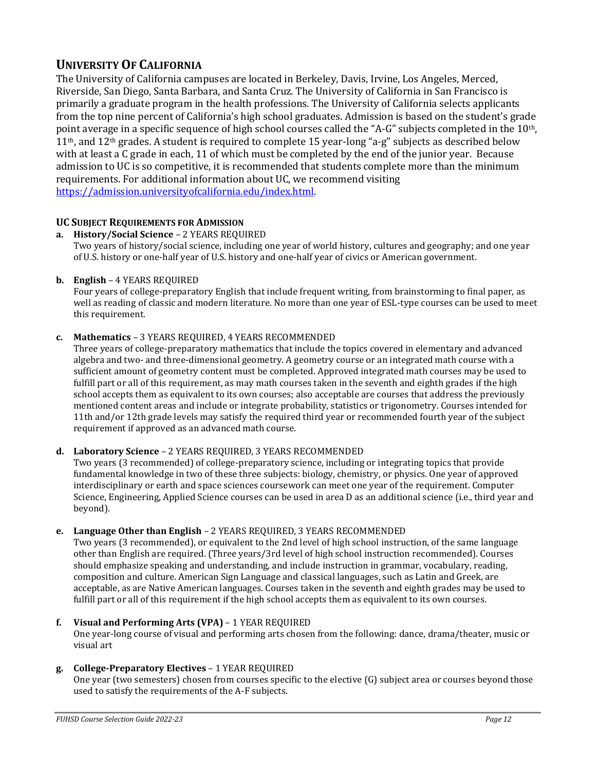## UNIVERSITY OF CALIFORNIA

The University of California campuses are located in Berkeley, Davis, Irvine, Los Angeles, Merced, Riverside, San Diego, Santa Barbara, and Santa Cruz. The University of California in San Francisco is primarily a graduate program in the health professions. The University of California selects applicants from the top nine percent of California's high school graduates. Admission is based on the student's grade point average in a specific sequence of high school courses called the "A-G" subjects completed in the 10th, 11th, and 12th grades. A student is required to complete 15 year-long "a-g" subjects as described below with at least a C grade in each, 11 of which must be completed by the end of the junior year. Because admission to UC is so competitive, it is recommended that students complete more than the minimum requirements. For additional information about UC, we recommend visiting https://admission.universityofcalifornia.edu/index.html.

### UC SUBJECT REQUIREMENTS FOR ADMISSION

**a. History/Social Science** – 2 YEARS REQUIRED
Two years of history/social science, including one year of world history, cultures and geography; and one year of U.S. history or one-half year of U.S. history and one-half year of civics or American government.

**b. English** – 4 YEARS REQUIRED
Four years of college-preparatory English that include frequent writing, from brainstorming to final paper, as well as reading of classic and modern literature. No more than one year of ESL-type courses can be used to meet this requirement.

**c. Mathematics** – 3 YEARS REQUIRED, 4 YEARS RECOMMENDED
Three years of college-preparatory mathematics that include the topics covered in elementary and advanced algebra and two- and three-dimensional geometry. A geometry course or an integrated math course with a sufficient amount of geometry content must be completed. Approved integrated math courses may be used to fulfill part or all of this requirement, as may math courses taken in the seventh and eighth grades if the high school accepts them as equivalent to its own courses; also acceptable are courses that address the previously mentioned content areas and include or integrate probability, statistics or trigonometry. Courses intended for 11th and/or 12th grade levels may satisfy the required third year or recommended fourth year of the subject requirement if approved as an advanced math course.

**d. Laboratory Science** – 2 YEARS REQUIRED, 3 YEARS RECOMMENDED
Two years (3 recommended) of college-preparatory science, including or integrating topics that provide fundamental knowledge in two of these three subjects: biology, chemistry, or physics. One year of approved interdisciplinary or earth and space sciences coursework can meet one year of the requirement. Computer Science, Engineering, Applied Science courses can be used in area D as an additional science (i.e., third year and beyond).

**e. Language Other than English** – 2 YEARS REQUIRED, 3 YEARS RECOMMENDED
Two years (3 recommended), or equivalent to the 2nd level of high school instruction, of the same language other than English are required. (Three years/3rd level of high school instruction recommended). Courses should emphasize speaking and understanding, and include instruction in grammar, vocabulary, reading, composition and culture. American Sign Language and classical languages, such as Latin and Greek, are acceptable, as are Native American languages. Courses taken in the seventh and eighth grades may be used to fulfill part or all of this requirement if the high school accepts them as equivalent to its own courses.

**f. Visual and Performing Arts (VPA)** – 1 YEAR REQUIRED
One year-long course of visual and performing arts chosen from the following: dance, drama/theater, music or visual art

**g. College-Preparatory Electives** – 1 YEAR REQUIRED
One year (two semesters) chosen from courses specific to the elective (G) subject area or courses beyond those used to satisfy the requirements of the A-F subjects.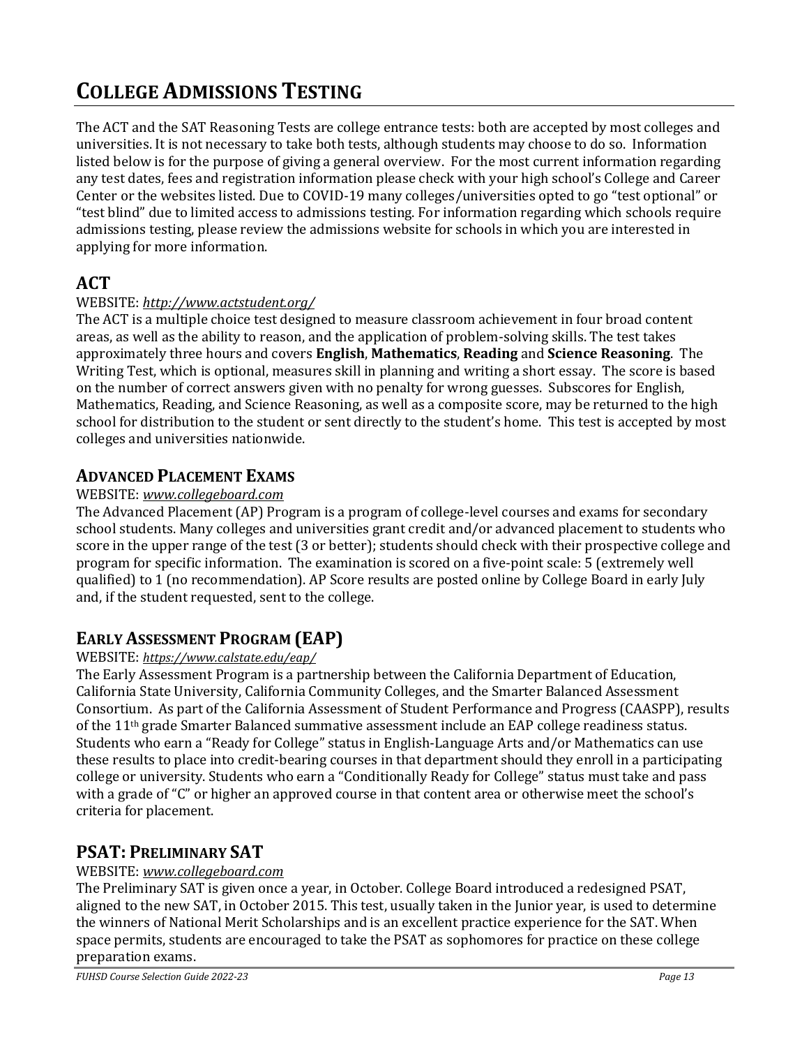# College Admissions Testing

The ACT and the SAT Reasoning Tests are college entrance tests: both are accepted by most colleges and universities. It is not necessary to take both tests, although students may choose to do so. Information listed below is for the purpose of giving a general overview. For the most current information regarding any test dates, fees and registration information please check with your high school's College and Career Center or the websites listed. Due to COVID-19 many colleges/universities opted to go "test optional" or "test blind" due to limited access to admissions testing. For information regarding which schools require admissions testing, please review the admissions website for schools in which you are interested in applying for more information.

## ACT

WEBSITE: *http://www.actstudent.org/*

The ACT is a multiple choice test designed to measure classroom achievement in four broad content areas, as well as the ability to reason, and the application of problem-solving skills. The test takes approximately three hours and covers **English**, **Mathematics**, **Reading** and **Science Reasoning**. The Writing Test, which is optional, measures skill in planning and writing a short essay. The score is based on the number of correct answers given with no penalty for wrong guesses. Subscores for English, Mathematics, Reading, and Science Reasoning, as well as a composite score, may be returned to the high school for distribution to the student or sent directly to the student's home. This test is accepted by most colleges and universities nationwide.

## Advanced Placement Exams

WEBSITE: *www.collegeboard.com*

The Advanced Placement (AP) Program is a program of college-level courses and exams for secondary school students. Many colleges and universities grant credit and/or advanced placement to students who score in the upper range of the test (3 or better); students should check with their prospective college and program for specific information. The examination is scored on a five-point scale: 5 (extremely well qualified) to 1 (no recommendation). AP Score results are posted online by College Board in early July and, if the student requested, sent to the college.

## Early Assessment Program (EAP)

WEBSITE: *https://www.calstate.edu/eap/*

The Early Assessment Program is a partnership between the California Department of Education, California State University, California Community Colleges, and the Smarter Balanced Assessment Consortium. As part of the California Assessment of Student Performance and Progress (CAASPP), results of the 11th grade Smarter Balanced summative assessment include an EAP college readiness status. Students who earn a "Ready for College" status in English-Language Arts and/or Mathematics can use these results to place into credit-bearing courses in that department should they enroll in a participating college or university. Students who earn a "Conditionally Ready for College" status must take and pass with a grade of "C" or higher an approved course in that content area or otherwise meet the school's criteria for placement.

## PSAT: Preliminary SAT

WEBSITE: *www.collegeboard.com*

The Preliminary SAT is given once a year, in October. College Board introduced a redesigned PSAT, aligned to the new SAT, in October 2015. This test, usually taken in the Junior year, is used to determine the winners of National Merit Scholarships and is an excellent practice experience for the SAT. When space permits, students are encouraged to take the PSAT as sophomores for practice on these college preparation exams.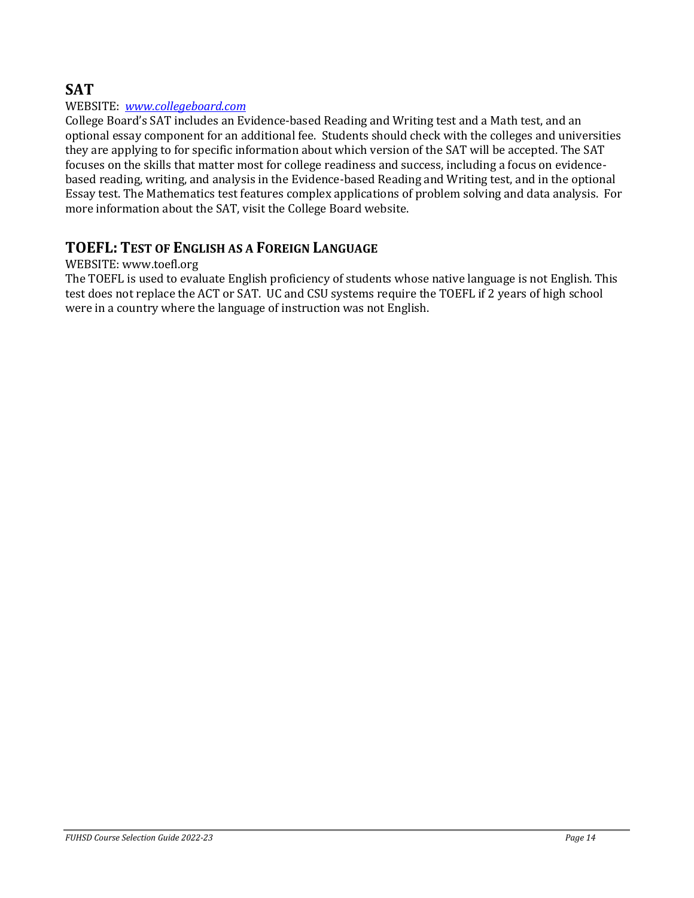## SAT

WEBSITE: *[www.collegeboard.com](http://www.collegeboard.com)*

College Board's SAT includes an Evidence-based Reading and Writing test and a Math test, and an optional essay component for an additional fee. Students should check with the colleges and universities they are applying to for specific information about which version of the SAT will be accepted. The SAT focuses on the skills that matter most for college readiness and success, including a focus on evidence-based reading, writing, and analysis in the Evidence-based Reading and Writing test, and in the optional Essay test. The Mathematics test features complex applications of problem solving and data analysis. For more information about the SAT, visit the College Board website.

## TOEFL: TEST OF ENGLISH AS A FOREIGN LANGUAGE

WEBSITE: www.toefl.org

The TOEFL is used to evaluate English proficiency of students whose native language is not English. This test does not replace the ACT or SAT. UC and CSU systems require the TOEFL if 2 years of high school were in a country where the language of instruction was not English.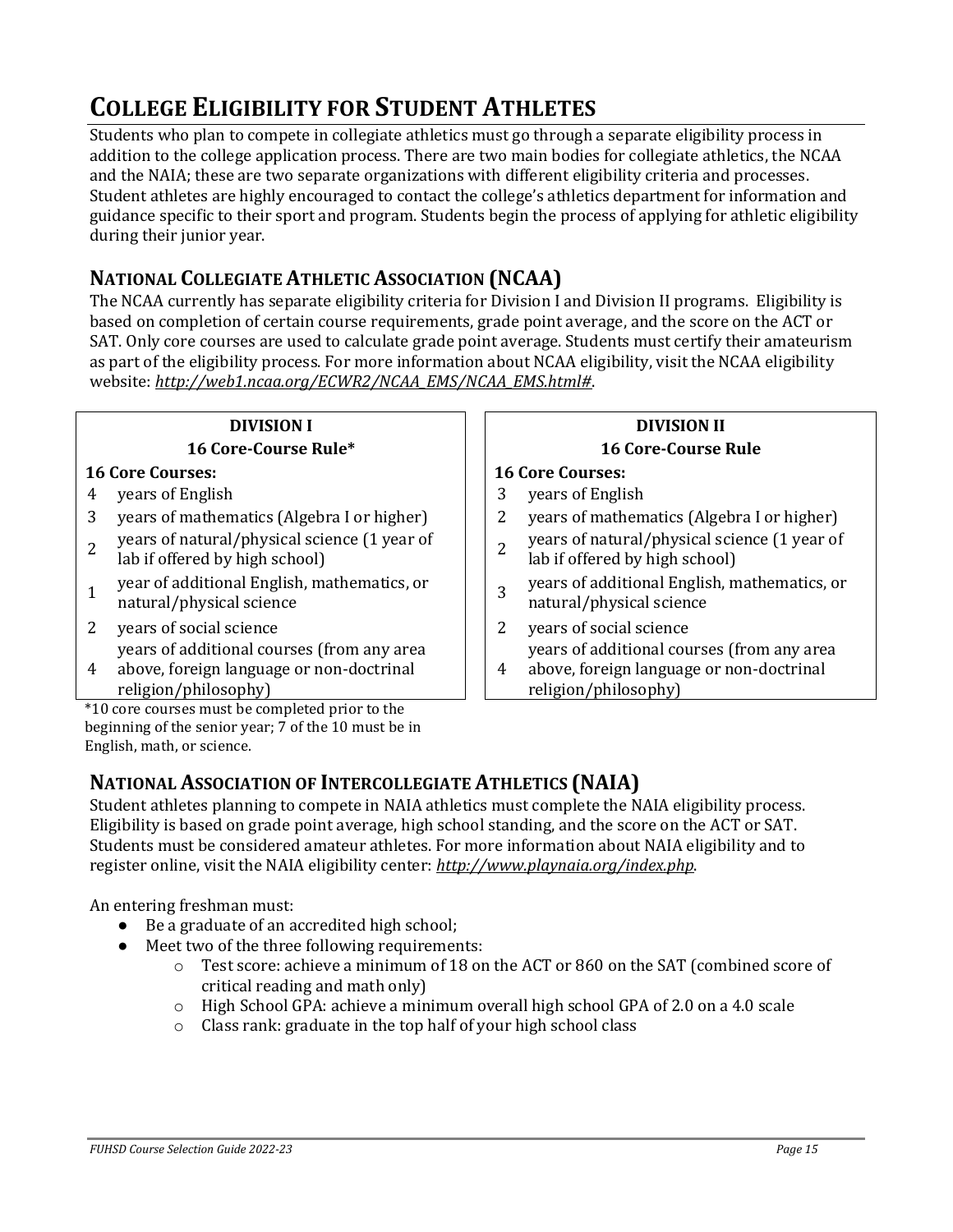# College Eligibility for Student Athletes

Students who plan to compete in collegiate athletics must go through a separate eligibility process in addition to the college application process. There are two main bodies for collegiate athletics, the NCAA and the NAIA; these are two separate organizations with different eligibility criteria and processes. Student athletes are highly encouraged to contact the college's athletics department for information and guidance specific to their sport and program. Students begin the process of applying for athletic eligibility during their junior year.

## National Collegiate Athletic Association (NCAA)

The NCAA currently has separate eligibility criteria for Division I and Division II programs. Eligibility is based on completion of certain course requirements, grade point average, and the score on the ACT or SAT. Only core courses are used to calculate grade point average. Students must certify their amateurism as part of the eligibility process. For more information about NCAA eligibility, visit the NCAA eligibility website: *http://web1.ncaa.org/ECWR2/NCAA_EMS/NCAA_EMS.html#*.

**DIVISION I**
**16 Core-Course Rule***

**16 Core Courses:**

| | |
|---|---|
| 4 | years of English |
| 3 | years of mathematics (Algebra I or higher) |
| 2 | years of natural/physical science (1 year of lab if offered by high school) |
| 1 | year of additional English, mathematics, or natural/physical science |
| 2 | years of social science |
| 4 | years of additional courses (from any area above, foreign language or non-doctrinal religion/philosophy) |

*10 core courses must be completed prior to the beginning of the senior year; 7 of the 10 must be in English, math, or science.

**DIVISION II**
**16 Core-Course Rule**

**16 Core Courses:**

| | |
|---|---|
| 3 | years of English |
| 2 | years of mathematics (Algebra I or higher) |
| 2 | years of natural/physical science (1 year of lab if offered by high school) |
| 3 | years of additional English, mathematics, or natural/physical science |
| 2 | years of social science |
| 4 | years of additional courses (from any area above, foreign language or non-doctrinal religion/philosophy) |

## National Association of Intercollegiate Athletics (NAIA)

Student athletes planning to compete in NAIA athletics must complete the NAIA eligibility process. Eligibility is based on grade point average, high school standing, and the score on the ACT or SAT. Students must be considered amateur athletes. For more information about NAIA eligibility and to register online, visit the NAIA eligibility center: ***http://www.playnaia.org/index.php***.

An entering freshman must:

- Be a graduate of an accredited high school;
- Meet two of the three following requirements:
  - Test score: achieve a minimum of 18 on the ACT or 860 on the SAT (combined score of critical reading and math only)
  - High School GPA: achieve a minimum overall high school GPA of 2.0 on a 4.0 scale
  - Class rank: graduate in the top half of your high school class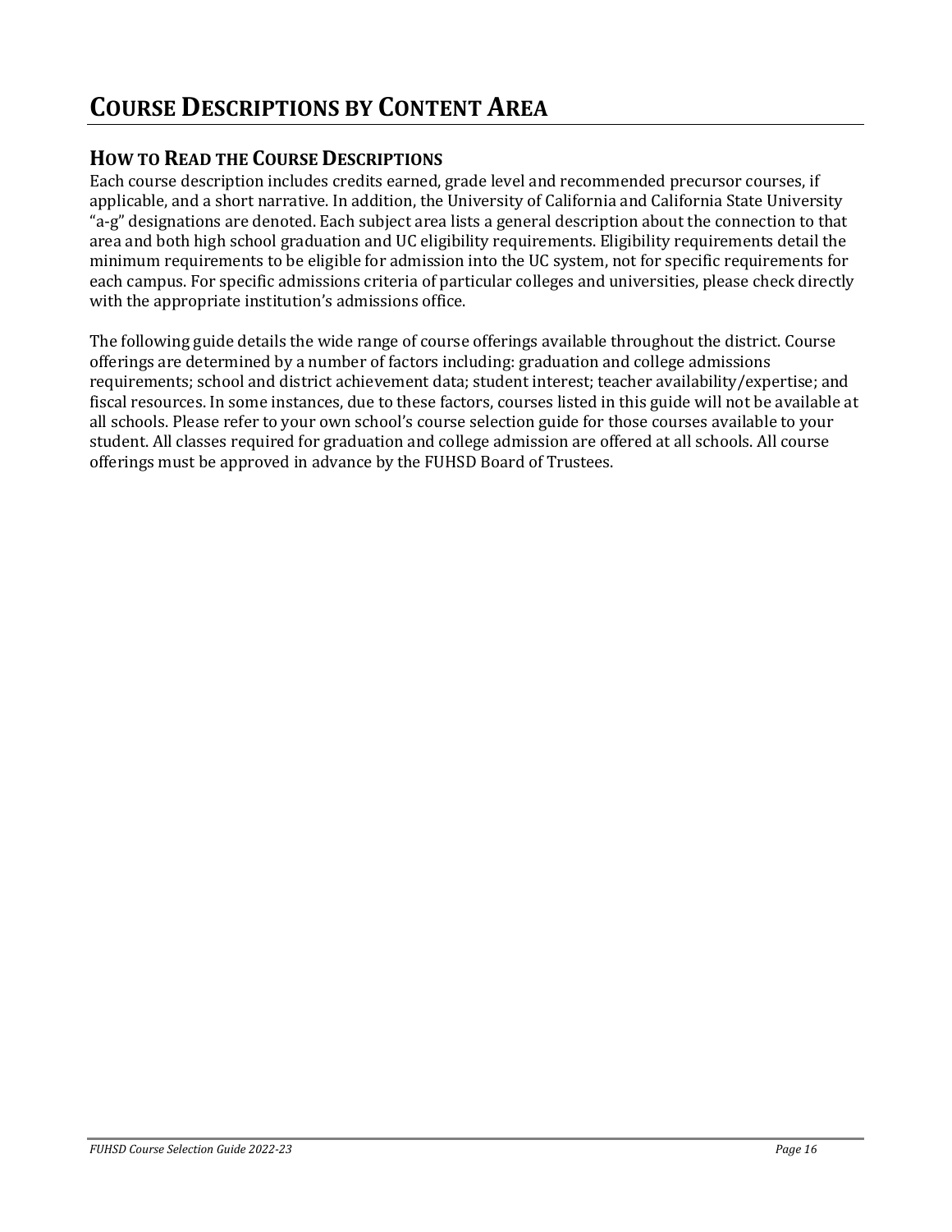# Course Descriptions by Content Area

## How to Read the Course Descriptions

Each course description includes credits earned, grade level and recommended precursor courses, if applicable, and a short narrative. In addition, the University of California and California State University "a-g" designations are denoted. Each subject area lists a general description about the connection to that area and both high school graduation and UC eligibility requirements. Eligibility requirements detail the minimum requirements to be eligible for admission into the UC system, not for specific requirements for each campus. For specific admissions criteria of particular colleges and universities, please check directly with the appropriate institution's admissions office.

The following guide details the wide range of course offerings available throughout the district. Course offerings are determined by a number of factors including: graduation and college admissions requirements; school and district achievement data; student interest; teacher availability/expertise; and fiscal resources. In some instances, due to these factors, courses listed in this guide will not be available at all schools. Please refer to your own school's course selection guide for those courses available to your student. All classes required for graduation and college admission are offered at all schools. All course offerings must be approved in advance by the FUHSD Board of Trustees.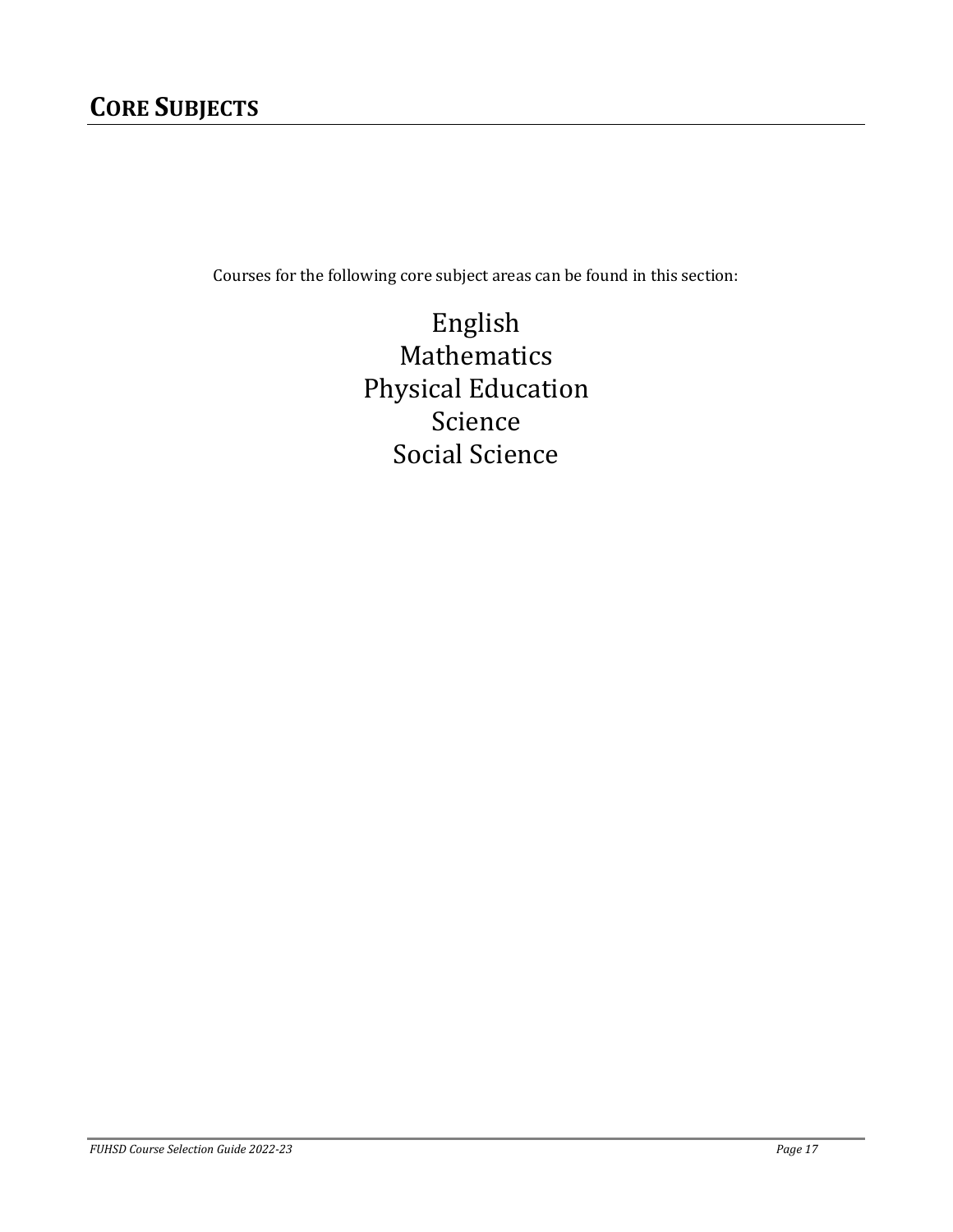# CORE SUBJECTS

Courses for the following core subject areas can be found in this section:

English
Mathematics
Physical Education
Science
Social Science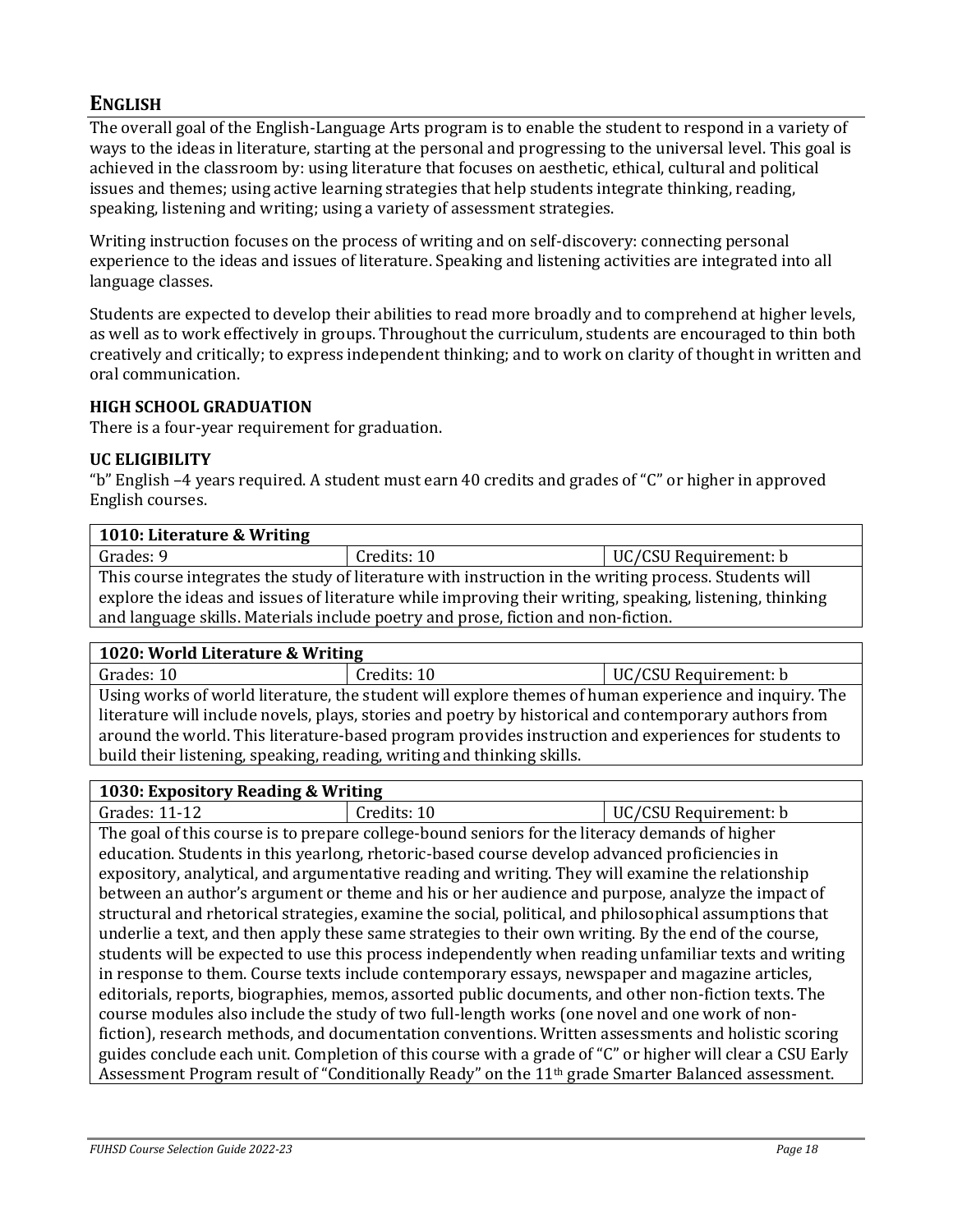## ENGLISH

The overall goal of the English-Language Arts program is to enable the student to respond in a variety of ways to the ideas in literature, starting at the personal and progressing to the universal level. This goal is achieved in the classroom by: using literature that focuses on aesthetic, ethical, cultural and political issues and themes; using active learning strategies that help students integrate thinking, reading, speaking, listening and writing; using a variety of assessment strategies.

Writing instruction focuses on the process of writing and on self-discovery: connecting personal experience to the ideas and issues of literature. Speaking and listening activities are integrated into all language classes.

Students are expected to develop their abilities to read more broadly and to comprehend at higher levels, as well as to work effectively in groups. Throughout the curriculum, students are encouraged to thin both creatively and critically; to express independent thinking; and to work on clarity of thought in written and oral communication.

### HIGH SCHOOL GRADUATION

There is a four-year requirement for graduation.

### UC ELIGIBILITY

"b" English –4 years required. A student must earn 40 credits and grades of "C" or higher in approved English courses.

| 1010: Literature & Writing | | |
|---|---|---|
| Grades: 9 | Credits: 10 | UC/CSU Requirement: b |
| This course integrates the study of literature with instruction in the writing process. Students will explore the ideas and issues of literature while improving their writing, speaking, listening, thinking and language skills. Materials include poetry and prose, fiction and non-fiction. | | |

| 1020: World Literature & Writing | | |
|---|---|---|
| Grades: 10 | Credits: 10 | UC/CSU Requirement: b |
| Using works of world literature, the student will explore themes of human experience and inquiry. The literature will include novels, plays, stories and poetry by historical and contemporary authors from around the world. This literature-based program provides instruction and experiences for students to build their listening, speaking, reading, writing and thinking skills. | | |

| 1030: Expository Reading & Writing | | |
|---|---|---|
| Grades: 11-12 | Credits: 10 | UC/CSU Requirement: b |
| The goal of this course is to prepare college-bound seniors for the literacy demands of higher education. Students in this yearlong, rhetoric-based course develop advanced proficiencies in expository, analytical, and argumentative reading and writing. They will examine the relationship between an author's argument or theme and his or her audience and purpose, analyze the impact of structural and rhetorical strategies, examine the social, political, and philosophical assumptions that underlie a text, and then apply these same strategies to their own writing. By the end of the course, students will be expected to use this process independently when reading unfamiliar texts and writing in response to them. Course texts include contemporary essays, newspaper and magazine articles, editorials, reports, biographies, memos, assorted public documents, and other non-fiction texts. The course modules also include the study of two full-length works (one novel and one work of non-fiction), research methods, and documentation conventions. Written assessments and holistic scoring guides conclude each unit. Completion of this course with a grade of "C" or higher will clear a CSU Early Assessment Program result of "Conditionally Ready" on the 11th grade Smarter Balanced assessment. | | |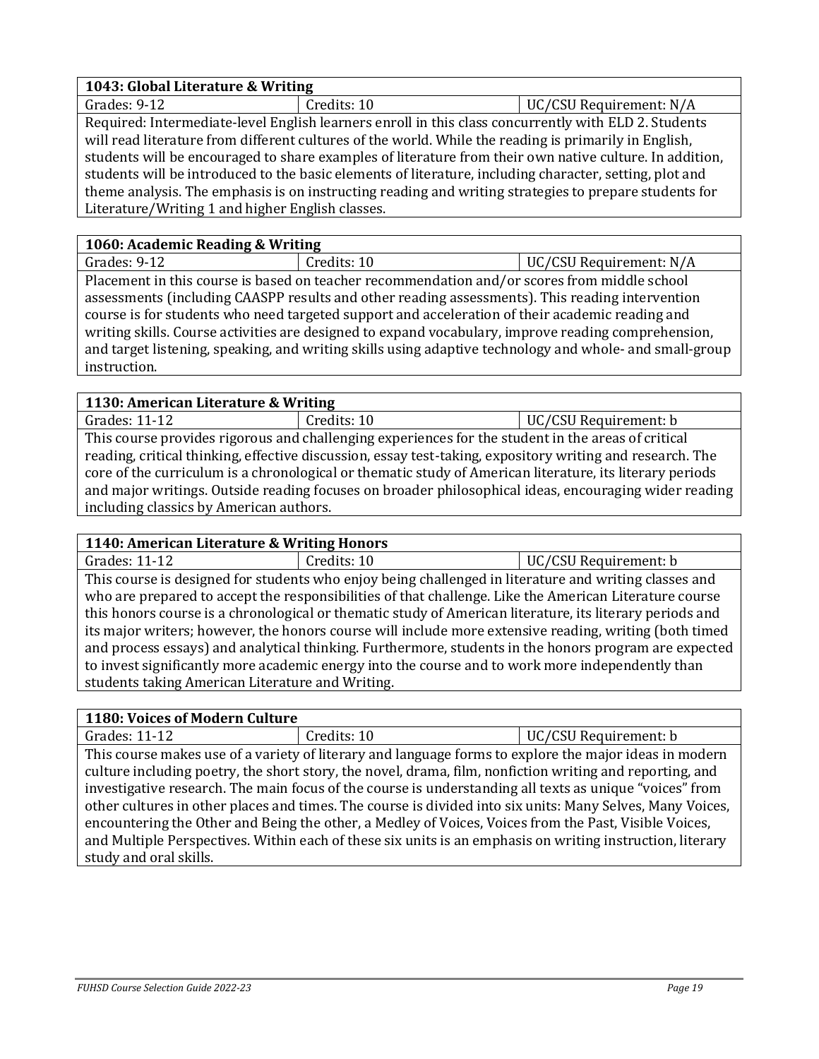| 1043: Global Literature & Writing | | |
|---|---|---|
| Grades: 9-12 | Credits: 10 | UC/CSU Requirement: N/A |

Required: Intermediate-level English learners enroll in this class concurrently with ELD 2. Students will read literature from different cultures of the world. While the reading is primarily in English, students will be encouraged to share examples of literature from their own native culture. In addition, students will be introduced to the basic elements of literature, including character, setting, plot and theme analysis. The emphasis is on instructing reading and writing strategies to prepare students for Literature/Writing 1 and higher English classes.

| 1060: Academic Reading & Writing | | |
|---|---|---|
| Grades: 9-12 | Credits: 10 | UC/CSU Requirement: N/A |

Placement in this course is based on teacher recommendation and/or scores from middle school assessments (including CAASPP results and other reading assessments). This reading intervention course is for students who need targeted support and acceleration of their academic reading and writing skills. Course activities are designed to expand vocabulary, improve reading comprehension, and target listening, speaking, and writing skills using adaptive technology and whole- and small-group instruction.

| 1130: American Literature & Writing | | |
|---|---|---|
| Grades: 11-12 | Credits: 10 | UC/CSU Requirement: b |

This course provides rigorous and challenging experiences for the student in the areas of critical reading, critical thinking, effective discussion, essay test-taking, expository writing and research. The core of the curriculum is a chronological or thematic study of American literature, its literary periods and major writings. Outside reading focuses on broader philosophical ideas, encouraging wider reading including classics by American authors.

| 1140: American Literature & Writing Honors | | |
|---|---|---|
| Grades: 11-12 | Credits: 10 | UC/CSU Requirement: b |

This course is designed for students who enjoy being challenged in literature and writing classes and who are prepared to accept the responsibilities of that challenge. Like the American Literature course this honors course is a chronological or thematic study of American literature, its literary periods and its major writers; however, the honors course will include more extensive reading, writing (both timed and process essays) and analytical thinking. Furthermore, students in the honors program are expected to invest significantly more academic energy into the course and to work more independently than students taking American Literature and Writing.

| 1180: Voices of Modern Culture | | |
|---|---|---|
| Grades: 11-12 | Credits: 10 | UC/CSU Requirement: b |

This course makes use of a variety of literary and language forms to explore the major ideas in modern culture including poetry, the short story, the novel, drama, film, nonfiction writing and reporting, and investigative research. The main focus of the course is understanding all texts as unique "voices" from other cultures in other places and times. The course is divided into six units: Many Selves, Many Voices, encountering the Other and Being the other, a Medley of Voices, Voices from the Past, Visible Voices, and Multiple Perspectives. Within each of these six units is an emphasis on writing instruction, literary study and oral skills.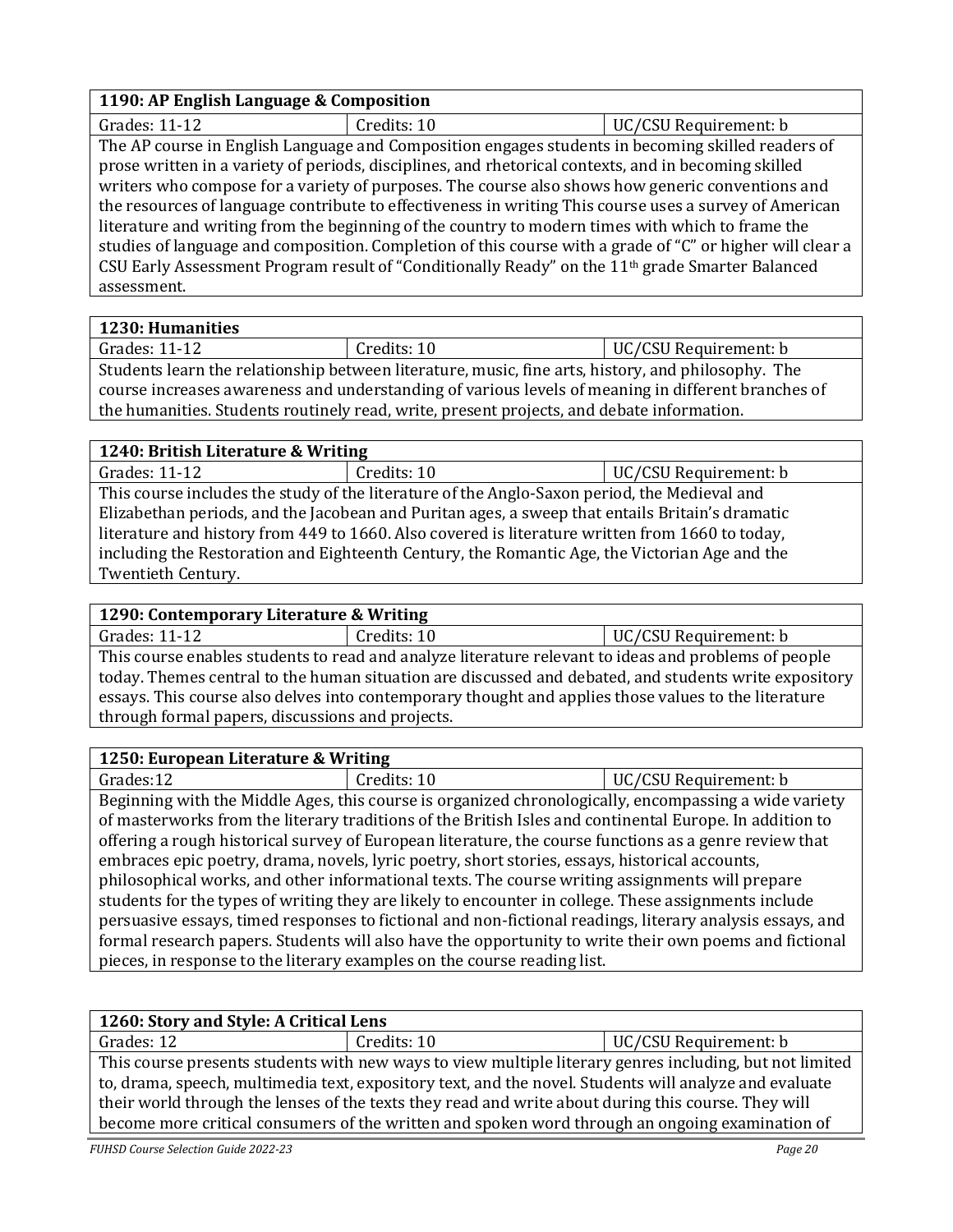| **1190: AP English Language & Composition** | | |
|---|---|---|
| Grades: 11-12 | Credits: 10 | UC/CSU Requirement: b |
| The AP course in English Language and Composition engages students in becoming skilled readers of prose written in a variety of periods, disciplines, and rhetorical contexts, and in becoming skilled writers who compose for a variety of purposes. The course also shows how generic conventions and the resources of language contribute to effectiveness in writing This course uses a survey of American literature and writing from the beginning of the country to modern times with which to frame the studies of language and composition. Completion of this course with a grade of "C" or higher will clear a CSU Early Assessment Program result of "Conditionally Ready" on the 11th grade Smarter Balanced assessment. | | |

| **1230: Humanities** | | |
|---|---|---|
| Grades: 11-12 | Credits: 10 | UC/CSU Requirement: b |
| Students learn the relationship between literature, music, fine arts, history, and philosophy. The course increases awareness and understanding of various levels of meaning in different branches of the humanities. Students routinely read, write, present projects, and debate information. | | |

| **1240: British Literature & Writing** | | |
|---|---|---|
| Grades: 11-12 | Credits: 10 | UC/CSU Requirement: b |
| This course includes the study of the literature of the Anglo-Saxon period, the Medieval and Elizabethan periods, and the Jacobean and Puritan ages, a sweep that entails Britain's dramatic literature and history from 449 to 1660. Also covered is literature written from 1660 to today, including the Restoration and Eighteenth Century, the Romantic Age, the Victorian Age and the Twentieth Century. | | |

| **1290: Contemporary Literature & Writing** | | |
|---|---|---|
| Grades: 11-12 | Credits: 10 | UC/CSU Requirement: b |
| This course enables students to read and analyze literature relevant to ideas and problems of people today. Themes central to the human situation are discussed and debated, and students write expository essays. This course also delves into contemporary thought and applies those values to the literature through formal papers, discussions and projects. | | |

| **1250: European Literature & Writing** | | |
|---|---|---|
| Grades:12 | Credits: 10 | UC/CSU Requirement: b |
| Beginning with the Middle Ages, this course is organized chronologically, encompassing a wide variety of masterworks from the literary traditions of the British Isles and continental Europe. In addition to offering a rough historical survey of European literature, the course functions as a genre review that embraces epic poetry, drama, novels, lyric poetry, short stories, essays, historical accounts, philosophical works, and other informational texts. The course writing assignments will prepare students for the types of writing they are likely to encounter in college. These assignments include persuasive essays, timed responses to fictional and non-fictional readings, literary analysis essays, and formal research papers. Students will also have the opportunity to write their own poems and fictional pieces, in response to the literary examples on the course reading list. | | |

| **1260: Story and Style: A Critical Lens** | | |
|---|---|---|
| Grades: 12 | Credits: 10 | UC/CSU Requirement: b |
| This course presents students with new ways to view multiple literary genres including, but not limited to, drama, speech, multimedia text, expository text, and the novel. Students will analyze and evaluate their world through the lenses of the texts they read and write about during this course. They will become more critical consumers of the written and spoken word through an ongoing examination of | | |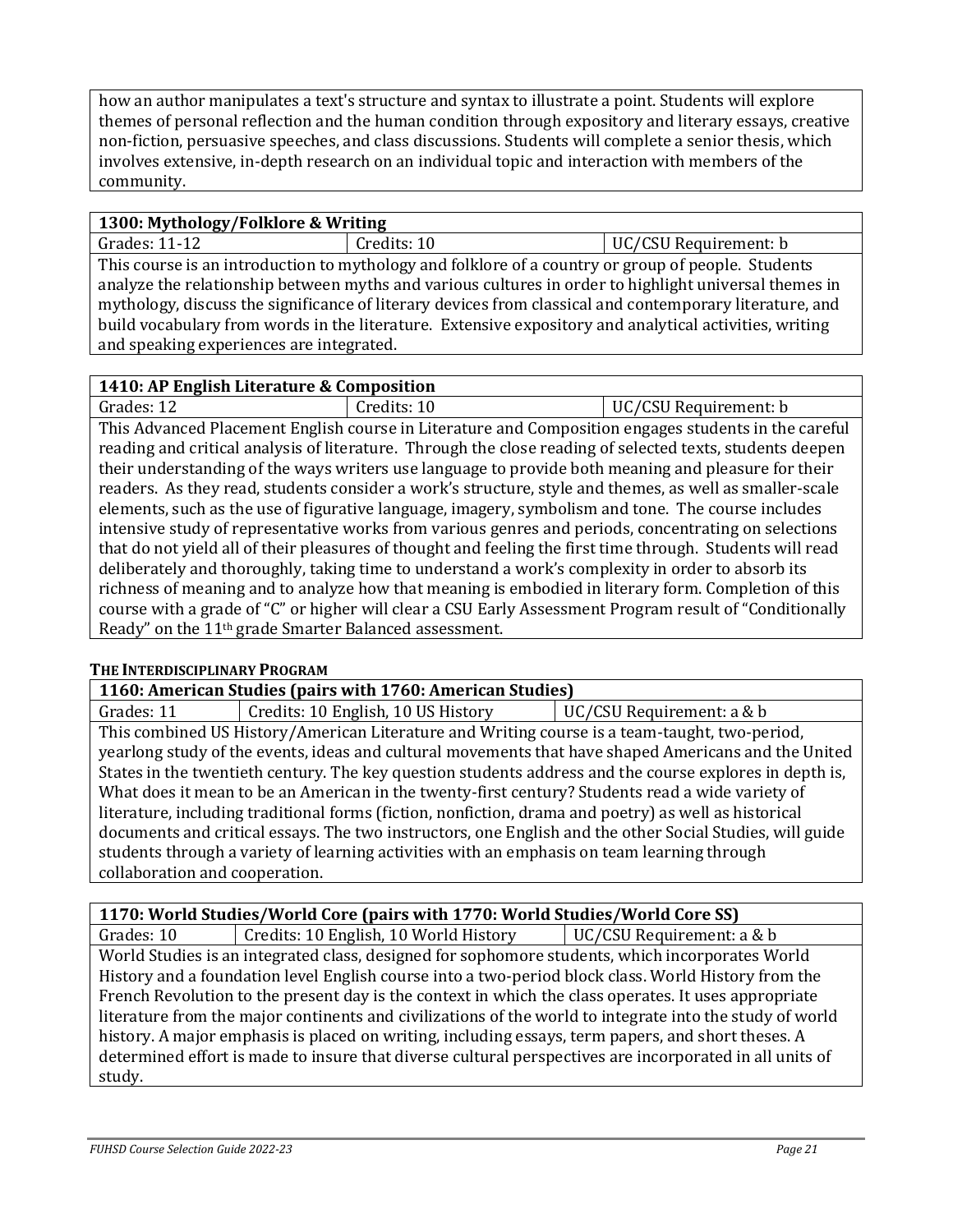how an author manipulates a text's structure and syntax to illustrate a point. Students will explore themes of personal reflection and the human condition through expository and literary essays, creative non-fiction, persuasive speeches, and class discussions. Students will complete a senior thesis, which involves extensive, in-depth research on an individual topic and interaction with members of the community.

| **1300: Mythology/Folklore & Writing** | | |
|---|---|---|
| Grades: 11-12 | Credits: 10 | UC/CSU Requirement: b |

This course is an introduction to mythology and folklore of a country or group of people. Students analyze the relationship between myths and various cultures in order to highlight universal themes in mythology, discuss the significance of literary devices from classical and contemporary literature, and build vocabulary from words in the literature. Extensive expository and analytical activities, writing and speaking experiences are integrated.

| **1410: AP English Literature & Composition** | | |
|---|---|---|
| Grades: 12 | Credits: 10 | UC/CSU Requirement: b |

This Advanced Placement English course in Literature and Composition engages students in the careful reading and critical analysis of literature. Through the close reading of selected texts, students deepen their understanding of the ways writers use language to provide both meaning and pleasure for their readers. As they read, students consider a work's structure, style and themes, as well as smaller-scale elements, such as the use of figurative language, imagery, symbolism and tone. The course includes intensive study of representative works from various genres and periods, concentrating on selections that do not yield all of their pleasures of thought and feeling the first time through. Students will read deliberately and thoroughly, taking time to understand a work's complexity in order to absorb its richness of meaning and to analyze how that meaning is embodied in literary form. Completion of this course with a grade of "C" or higher will clear a CSU Early Assessment Program result of "Conditionally Ready" on the 11th grade Smarter Balanced assessment.

### THE INTERDISCIPLINARY PROGRAM

| **1160: American Studies (pairs with 1760: American Studies)** | | |
|---|---|---|
| Grades: 11 | Credits: 10 English, 10 US History | UC/CSU Requirement: a & b |

This combined US History/American Literature and Writing course is a team-taught, two-period, yearlong study of the events, ideas and cultural movements that have shaped Americans and the United States in the twentieth century. The key question students address and the course explores in depth is, What does it mean to be an American in the twenty-first century? Students read a wide variety of literature, including traditional forms (fiction, nonfiction, drama and poetry) as well as historical documents and critical essays. The two instructors, one English and the other Social Studies, will guide students through a variety of learning activities with an emphasis on team learning through collaboration and cooperation.

| **1170: World Studies/World Core (pairs with 1770: World Studies/World Core SS)** | | |
|---|---|---|
| Grades: 10 | Credits: 10 English, 10 World History | UC/CSU Requirement: a & b |

World Studies is an integrated class, designed for sophomore students, which incorporates World History and a foundation level English course into a two-period block class. World History from the French Revolution to the present day is the context in which the class operates. It uses appropriate literature from the major continents and civilizations of the world to integrate into the study of world history. A major emphasis is placed on writing, including essays, term papers, and short theses. A determined effort is made to insure that diverse cultural perspectives are incorporated in all units of study.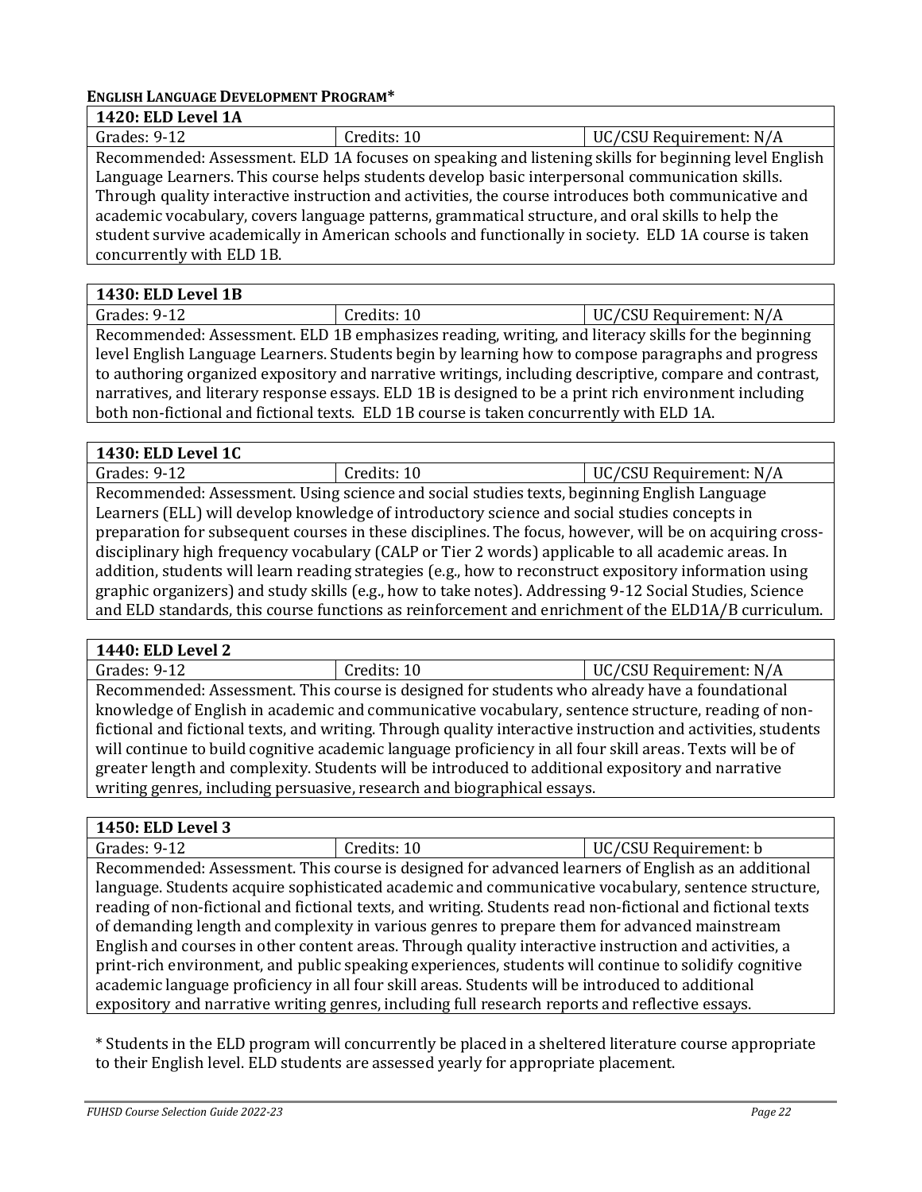**ENGLISH LANGUAGE DEVELOPMENT PROGRAM***

| 1420: ELD Level 1A | | |
|---|---|---|
| Grades: 9-12 | Credits: 10 | UC/CSU Requirement: N/A |

Recommended: Assessment. ELD 1A focuses on speaking and listening skills for beginning level English Language Learners. This course helps students develop basic interpersonal communication skills. Through quality interactive instruction and activities, the course introduces both communicative and academic vocabulary, covers language patterns, grammatical structure, and oral skills to help the student survive academically in American schools and functionally in society. ELD 1A course is taken concurrently with ELD 1B.

| 1430: ELD Level 1B | | |
|---|---|---|
| Grades: 9-12 | Credits: 10 | UC/CSU Requirement: N/A |

Recommended: Assessment. ELD 1B emphasizes reading, writing, and literacy skills for the beginning level English Language Learners. Students begin by learning how to compose paragraphs and progress to authoring organized expository and narrative writings, including descriptive, compare and contrast, narratives, and literary response essays. ELD 1B is designed to be a print rich environment including both non-fictional and fictional texts. ELD 1B course is taken concurrently with ELD 1A.

| 1430: ELD Level 1C | | |
|---|---|---|
| Grades: 9-12 | Credits: 10 | UC/CSU Requirement: N/A |

Recommended: Assessment. Using science and social studies texts, beginning English Language Learners (ELL) will develop knowledge of introductory science and social studies concepts in preparation for subsequent courses in these disciplines. The focus, however, will be on acquiring cross-disciplinary high frequency vocabulary (CALP or Tier 2 words) applicable to all academic areas. In addition, students will learn reading strategies (e.g., how to reconstruct expository information using graphic organizers) and study skills (e.g., how to take notes). Addressing 9-12 Social Studies, Science and ELD standards, this course functions as reinforcement and enrichment of the ELD1A/B curriculum.

| 1440: ELD Level 2 | | |
|---|---|---|
| Grades: 9-12 | Credits: 10 | UC/CSU Requirement: N/A |

Recommended: Assessment. This course is designed for students who already have a foundational knowledge of English in academic and communicative vocabulary, sentence structure, reading of non-fictional and fictional texts, and writing. Through quality interactive instruction and activities, students will continue to build cognitive academic language proficiency in all four skill areas. Texts will be of greater length and complexity. Students will be introduced to additional expository and narrative writing genres, including persuasive, research and biographical essays.

| 1450: ELD Level 3 | | |
|---|---|---|
| Grades: 9-12 | Credits: 10 | UC/CSU Requirement: b |

Recommended: Assessment. This course is designed for advanced learners of English as an additional language. Students acquire sophisticated academic and communicative vocabulary, sentence structure, reading of non-fictional and fictional texts, and writing. Students read non-fictional and fictional texts of demanding length and complexity in various genres to prepare them for advanced mainstream English and courses in other content areas. Through quality interactive instruction and activities, a print-rich environment, and public speaking experiences, students will continue to solidify cognitive academic language proficiency in all four skill areas. Students will be introduced to additional expository and narrative writing genres, including full research reports and reflective essays.

* Students in the ELD program will concurrently be placed in a sheltered literature course appropriate to their English level. ELD students are assessed yearly for appropriate placement.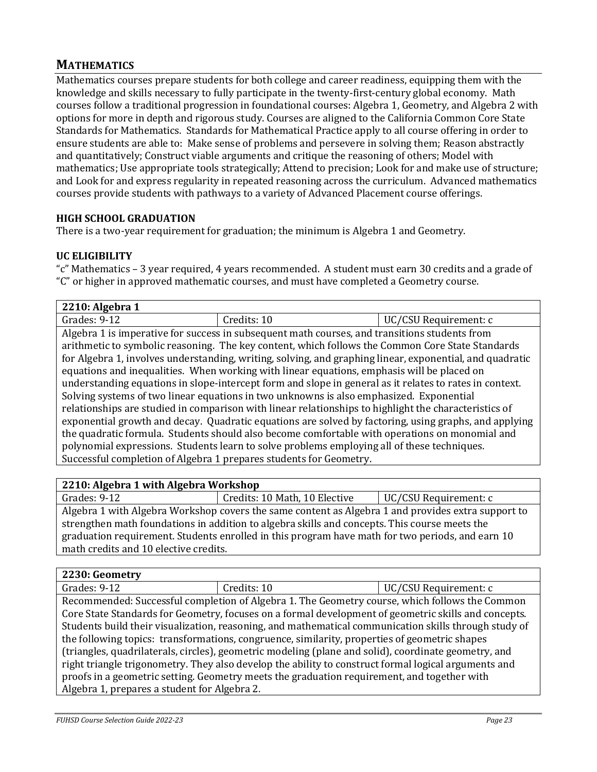## MATHEMATICS

Mathematics courses prepare students for both college and career readiness, equipping them with the knowledge and skills necessary to fully participate in the twenty-first-century global economy. Math courses follow a traditional progression in foundational courses: Algebra 1, Geometry, and Algebra 2 with options for more in depth and rigorous study. Courses are aligned to the California Common Core State Standards for Mathematics. Standards for Mathematical Practice apply to all course offering in order to ensure students are able to: Make sense of problems and persevere in solving them; Reason abstractly and quantitatively; Construct viable arguments and critique the reasoning of others; Model with mathematics; Use appropriate tools strategically; Attend to precision; Look for and make use of structure; and Look for and express regularity in repeated reasoning across the curriculum. Advanced mathematics courses provide students with pathways to a variety of Advanced Placement course offerings.

### HIGH SCHOOL GRADUATION

There is a two-year requirement for graduation; the minimum is Algebra 1 and Geometry.

### UC ELIGIBILITY

"c" Mathematics – 3 year required, 4 years recommended. A student must earn 30 credits and a grade of "C" or higher in approved mathematic courses, and must have completed a Geometry course.

| **2210: Algebra 1** | | |
|---|---|---|
| Grades: 9-12 | Credits: 10 | UC/CSU Requirement: c |
| Algebra 1 is imperative for success in subsequent math courses, and transitions students from arithmetic to symbolic reasoning. The key content, which follows the Common Core State Standards for Algebra 1, involves understanding, writing, solving, and graphing linear, exponential, and quadratic equations and inequalities. When working with linear equations, emphasis will be placed on understanding equations in slope-intercept form and slope in general as it relates to rates in context. Solving systems of two linear equations in two unknowns is also emphasized. Exponential relationships are studied in comparison with linear relationships to highlight the characteristics of exponential growth and decay. Quadratic equations are solved by factoring, using graphs, and applying the quadratic formula. Students should also become comfortable with operations on monomial and polynomial expressions. Students learn to solve problems employing all of these techniques. Successful completion of Algebra 1 prepares students for Geometry. | | |

| **2210: Algebra 1 with Algebra Workshop** | | |
|---|---|---|
| Grades: 9-12 | Credits: 10 Math, 10 Elective | UC/CSU Requirement: c |
| Algebra 1 with Algebra Workshop covers the same content as Algebra 1 and provides extra support to strengthen math foundations in addition to algebra skills and concepts. This course meets the graduation requirement. Students enrolled in this program have math for two periods, and earn 10 math credits and 10 elective credits. | | |

| **2230: Geometry** | | |
|---|---|---|
| Grades: 9-12 | Credits: 10 | UC/CSU Requirement: c |
| Recommended: Successful completion of Algebra 1. The Geometry course, which follows the Common Core State Standards for Geometry, focuses on a formal development of geometric skills and concepts. Students build their visualization, reasoning, and mathematical communication skills through study of the following topics: transformations, congruence, similarity, properties of geometric shapes (triangles, quadrilaterals, circles), geometric modeling (plane and solid), coordinate geometry, and right triangle trigonometry. They also develop the ability to construct formal logical arguments and proofs in a geometric setting. Geometry meets the graduation requirement, and together with Algebra 1, prepares a student for Algebra 2. | | |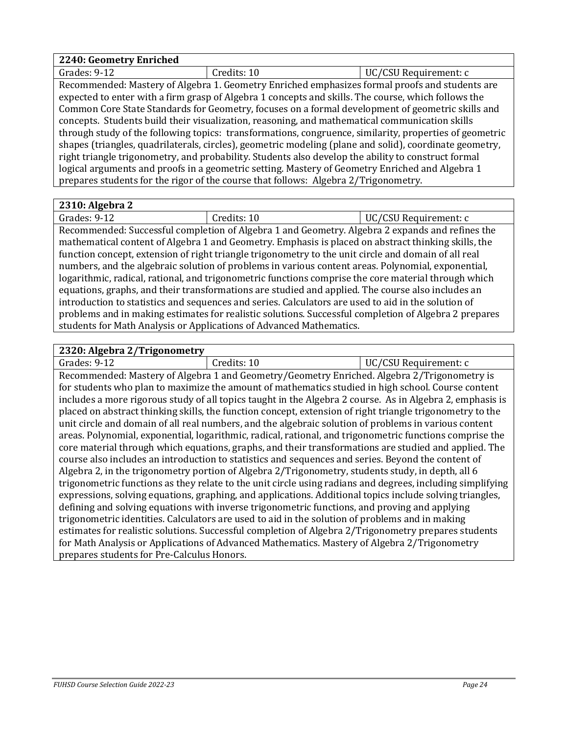### 2240: Geometry Enriched

| Grades: 9-12 | Credits: 10 | UC/CSU Requirement: c |
|---|---|---|

Recommended: Mastery of Algebra 1. Geometry Enriched emphasizes formal proofs and students are expected to enter with a firm grasp of Algebra 1 concepts and skills. The course, which follows the Common Core State Standards for Geometry, focuses on a formal development of geometric skills and concepts. Students build their visualization, reasoning, and mathematical communication skills through study of the following topics: transformations, congruence, similarity, properties of geometric shapes (triangles, quadrilaterals, circles), geometric modeling (plane and solid), coordinate geometry, right triangle trigonometry, and probability. Students also develop the ability to construct formal logical arguments and proofs in a geometric setting. Mastery of Geometry Enriched and Algebra 1 prepares students for the rigor of the course that follows: Algebra 2/Trigonometry.

### 2310: Algebra 2

| Grades: 9-12 | Credits: 10 | UC/CSU Requirement: c |
|---|---|---|

Recommended: Successful completion of Algebra 1 and Geometry. Algebra 2 expands and refines the mathematical content of Algebra 1 and Geometry. Emphasis is placed on abstract thinking skills, the function concept, extension of right triangle trigonometry to the unit circle and domain of all real numbers, and the algebraic solution of problems in various content areas. Polynomial, exponential, logarithmic, radical, rational, and trigonometric functions comprise the core material through which equations, graphs, and their transformations are studied and applied. The course also includes an introduction to statistics and sequences and series. Calculators are used to aid in the solution of problems and in making estimates for realistic solutions. Successful completion of Algebra 2 prepares students for Math Analysis or Applications of Advanced Mathematics.

### 2320: Algebra 2/Trigonometry

| Grades: 9-12 | Credits: 10 | UC/CSU Requirement: c |
|---|---|---|

Recommended: Mastery of Algebra 1 and Geometry/Geometry Enriched. Algebra 2/Trigonometry is for students who plan to maximize the amount of mathematics studied in high school. Course content includes a more rigorous study of all topics taught in the Algebra 2 course. As in Algebra 2, emphasis is placed on abstract thinking skills, the function concept, extension of right triangle trigonometry to the unit circle and domain of all real numbers, and the algebraic solution of problems in various content areas. Polynomial, exponential, logarithmic, radical, rational, and trigonometric functions comprise the core material through which equations, graphs, and their transformations are studied and applied. The course also includes an introduction to statistics and sequences and series. Beyond the content of Algebra 2, in the trigonometry portion of Algebra 2/Trigonometry, students study, in depth, all 6 trigonometric functions as they relate to the unit circle using radians and degrees, including simplifying expressions, solving equations, graphing, and applications. Additional topics include solving triangles, defining and solving equations with inverse trigonometric functions, and proving and applying trigonometric identities. Calculators are used to aid in the solution of problems and in making estimates for realistic solutions. Successful completion of Algebra 2/Trigonometry prepares students for Math Analysis or Applications of Advanced Mathematics. Mastery of Algebra 2/Trigonometry prepares students for Pre-Calculus Honors.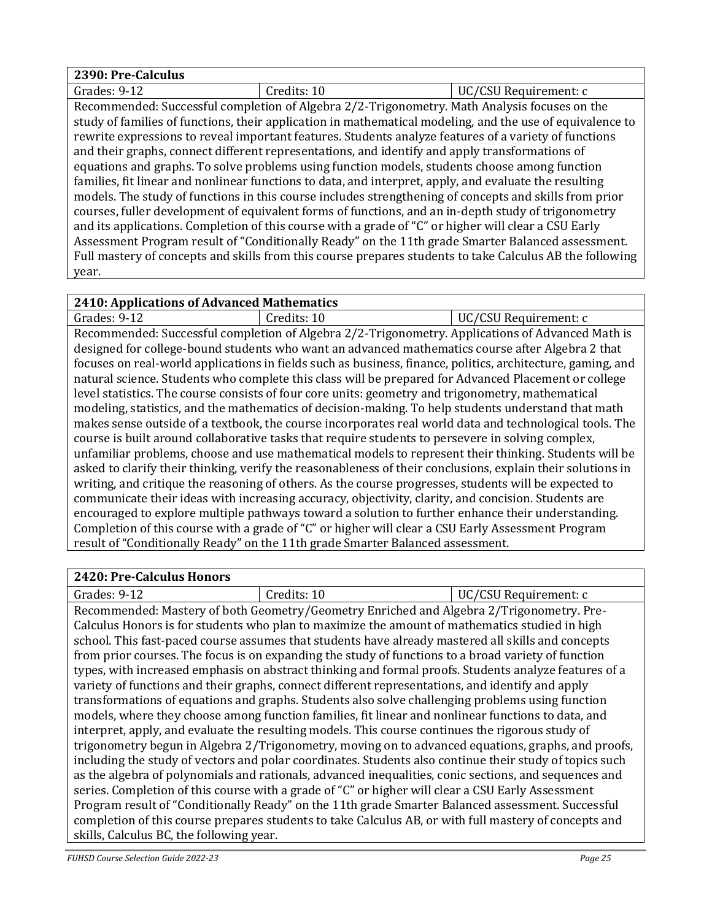| 2390: Pre-Calculus | | |
|---|---|---|
| Grades: 9-12 | Credits: 10 | UC/CSU Requirement: c |

Recommended: Successful completion of Algebra 2/2-Trigonometry. Math Analysis focuses on the study of families of functions, their application in mathematical modeling, and the use of equivalence to rewrite expressions to reveal important features. Students analyze features of a variety of functions and their graphs, connect different representations, and identify and apply transformations of equations and graphs. To solve problems using function models, students choose among function families, fit linear and nonlinear functions to data, and interpret, apply, and evaluate the resulting models. The study of functions in this course includes strengthening of concepts and skills from prior courses, fuller development of equivalent forms of functions, and an in-depth study of trigonometry and its applications. Completion of this course with a grade of "C" or higher will clear a CSU Early Assessment Program result of "Conditionally Ready" on the 11th grade Smarter Balanced assessment. Full mastery of concepts and skills from this course prepares students to take Calculus AB the following year.

| 2410: Applications of Advanced Mathematics | | |
|---|---|---|
| Grades: 9-12 | Credits: 10 | UC/CSU Requirement: c |

Recommended: Successful completion of Algebra 2/2-Trigonometry. Applications of Advanced Math is designed for college-bound students who want an advanced mathematics course after Algebra 2 that focuses on real-world applications in fields such as business, finance, politics, architecture, gaming, and natural science. Students who complete this class will be prepared for Advanced Placement or college level statistics. The course consists of four core units: geometry and trigonometry, mathematical modeling, statistics, and the mathematics of decision-making. To help students understand that math makes sense outside of a textbook, the course incorporates real world data and technological tools. The course is built around collaborative tasks that require students to persevere in solving complex, unfamiliar problems, choose and use mathematical models to represent their thinking. Students will be asked to clarify their thinking, verify the reasonableness of their conclusions, explain their solutions in writing, and critique the reasoning of others. As the course progresses, students will be expected to communicate their ideas with increasing accuracy, objectivity, clarity, and concision. Students are encouraged to explore multiple pathways toward a solution to further enhance their understanding. Completion of this course with a grade of "C" or higher will clear a CSU Early Assessment Program result of "Conditionally Ready" on the 11th grade Smarter Balanced assessment.

| 2420: Pre-Calculus Honors | | |
|---|---|---|
| Grades: 9-12 | Credits: 10 | UC/CSU Requirement: c |

Recommended: Mastery of both Geometry/Geometry Enriched and Algebra 2/Trigonometry. Pre-Calculus Honors is for students who plan to maximize the amount of mathematics studied in high school. This fast-paced course assumes that students have already mastered all skills and concepts from prior courses. The focus is on expanding the study of functions to a broad variety of function types, with increased emphasis on abstract thinking and formal proofs. Students analyze features of a variety of functions and their graphs, connect different representations, and identify and apply transformations of equations and graphs. Students also solve challenging problems using function models, where they choose among function families, fit linear and nonlinear functions to data, and interpret, apply, and evaluate the resulting models. This course continues the rigorous study of trigonometry begun in Algebra 2/Trigonometry, moving on to advanced equations, graphs, and proofs, including the study of vectors and polar coordinates. Students also continue their study of topics such as the algebra of polynomials and rationals, advanced inequalities, conic sections, and sequences and series. Completion of this course with a grade of "C" or higher will clear a CSU Early Assessment Program result of "Conditionally Ready" on the 11th grade Smarter Balanced assessment. Successful completion of this course prepares students to take Calculus AB, or with full mastery of concepts and skills, Calculus BC, the following year.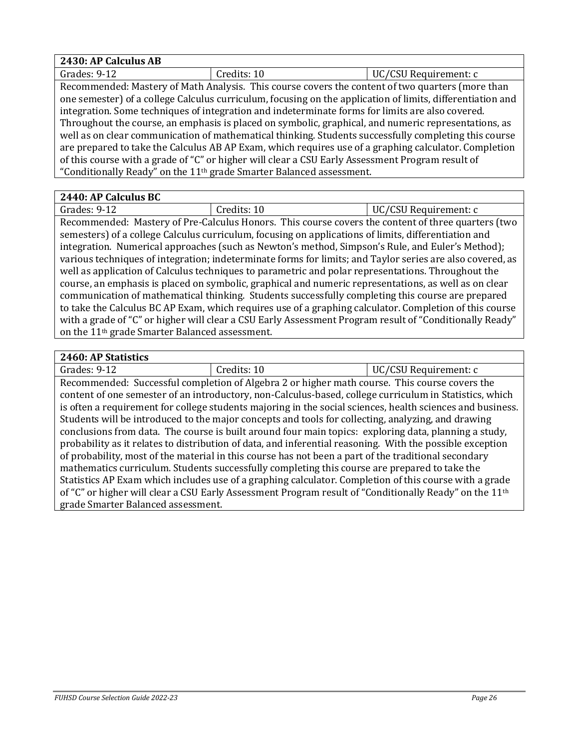| **2430: AP Calculus AB** | | |
|---|---|---|
| Grades: 9-12 | Credits: 10 | UC/CSU Requirement: c |

Recommended: Mastery of Math Analysis. This course covers the content of two quarters (more than one semester) of a college Calculus curriculum, focusing on the application of limits, differentiation and integration. Some techniques of integration and indeterminate forms for limits are also covered. Throughout the course, an emphasis is placed on symbolic, graphical, and numeric representations, as well as on clear communication of mathematical thinking. Students successfully completing this course are prepared to take the Calculus AB AP Exam, which requires use of a graphing calculator. Completion of this course with a grade of "C" or higher will clear a CSU Early Assessment Program result of "Conditionally Ready" on the 11th grade Smarter Balanced assessment.

| **2440: AP Calculus BC** | | |
|---|---|---|
| Grades: 9-12 | Credits: 10 | UC/CSU Requirement: c |

Recommended: Mastery of Pre-Calculus Honors. This course covers the content of three quarters (two semesters) of a college Calculus curriculum, focusing on applications of limits, differentiation and integration. Numerical approaches (such as Newton's method, Simpson's Rule, and Euler's Method); various techniques of integration; indeterminate forms for limits; and Taylor series are also covered, as well as application of Calculus techniques to parametric and polar representations. Throughout the course, an emphasis is placed on symbolic, graphical and numeric representations, as well as on clear communication of mathematical thinking. Students successfully completing this course are prepared to take the Calculus BC AP Exam, which requires use of a graphing calculator. Completion of this course with a grade of "C" or higher will clear a CSU Early Assessment Program result of "Conditionally Ready" on the 11th grade Smarter Balanced assessment.

| **2460: AP Statistics** | | |
|---|---|---|
| Grades: 9-12 | Credits: 10 | UC/CSU Requirement: c |

Recommended: Successful completion of Algebra 2 or higher math course. This course covers the content of one semester of an introductory, non-Calculus-based, college curriculum in Statistics, which is often a requirement for college students majoring in the social sciences, health sciences and business. Students will be introduced to the major concepts and tools for collecting, analyzing, and drawing conclusions from data. The course is built around four main topics: exploring data, planning a study, probability as it relates to distribution of data, and inferential reasoning. With the possible exception of probability, most of the material in this course has not been a part of the traditional secondary mathematics curriculum. Students successfully completing this course are prepared to take the Statistics AP Exam which includes use of a graphing calculator. Completion of this course with a grade of "C" or higher will clear a CSU Early Assessment Program result of "Conditionally Ready" on the 11th grade Smarter Balanced assessment.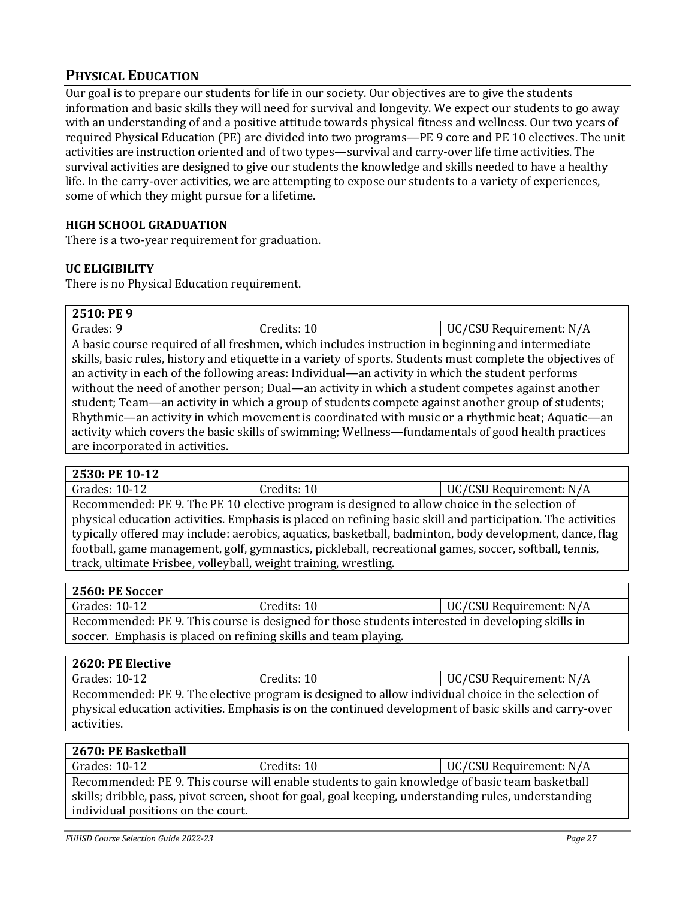## PHYSICAL EDUCATION

Our goal is to prepare our students for life in our society. Our objectives are to give the students information and basic skills they will need for survival and longevity. We expect our students to go away with an understanding of and a positive attitude towards physical fitness and wellness. Our two years of required Physical Education (PE) are divided into two programs—PE 9 core and PE 10 electives. The unit activities are instruction oriented and of two types—survival and carry-over life time activities. The survival activities are designed to give our students the knowledge and skills needed to have a healthy life. In the carry-over activities, we are attempting to expose our students to a variety of experiences, some of which they might pursue for a lifetime.

### HIGH SCHOOL GRADUATION

There is a two-year requirement for graduation.

### UC ELIGIBILITY

There is no Physical Education requirement.

| **2510: PE 9** | | |
|---|---|---|
| Grades: 9 | Credits: 10 | UC/CSU Requirement: N/A |
| A basic course required of all freshmen, which includes instruction in beginning and intermediate skills, basic rules, history and etiquette in a variety of sports. Students must complete the objectives of an activity in each of the following areas: Individual—an activity in which the student performs without the need of another person; Dual—an activity in which a student competes against another student; Team—an activity in which a group of students compete against another group of students; Rhythmic—an activity in which movement is coordinated with music or a rhythmic beat; Aquatic—an activity which covers the basic skills of swimming; Wellness—fundamentals of good health practices are incorporated in activities. | | |

| **2530: PE 10-12** | | |
|---|---|---|
| Grades: 10-12 | Credits: 10 | UC/CSU Requirement: N/A |
| Recommended: PE 9. The PE 10 elective program is designed to allow choice in the selection of physical education activities. Emphasis is placed on refining basic skill and participation. The activities typically offered may include: aerobics, aquatics, basketball, badminton, body development, dance, flag football, game management, golf, gymnastics, pickleball, recreational games, soccer, softball, tennis, track, ultimate Frisbee, volleyball, weight training, wrestling. | | |

| **2560: PE Soccer** | | |
|---|---|---|
| Grades: 10-12 | Credits: 10 | UC/CSU Requirement: N/A |
| Recommended: PE 9. This course is designed for those students interested in developing skills in soccer. Emphasis is placed on refining skills and team playing. | | |

| **2620: PE Elective** | | |
|---|---|---|
| Grades: 10-12 | Credits: 10 | UC/CSU Requirement: N/A |
| Recommended: PE 9. The elective program is designed to allow individual choice in the selection of physical education activities. Emphasis is on the continued development of basic skills and carry-over activities. | | |

| **2670: PE Basketball** | | |
|---|---|---|
| Grades: 10-12 | Credits: 10 | UC/CSU Requirement: N/A |
| Recommended: PE 9. This course will enable students to gain knowledge of basic team basketball skills; dribble, pass, pivot screen, shoot for goal, goal keeping, understanding rules, understanding individual positions on the court. | | |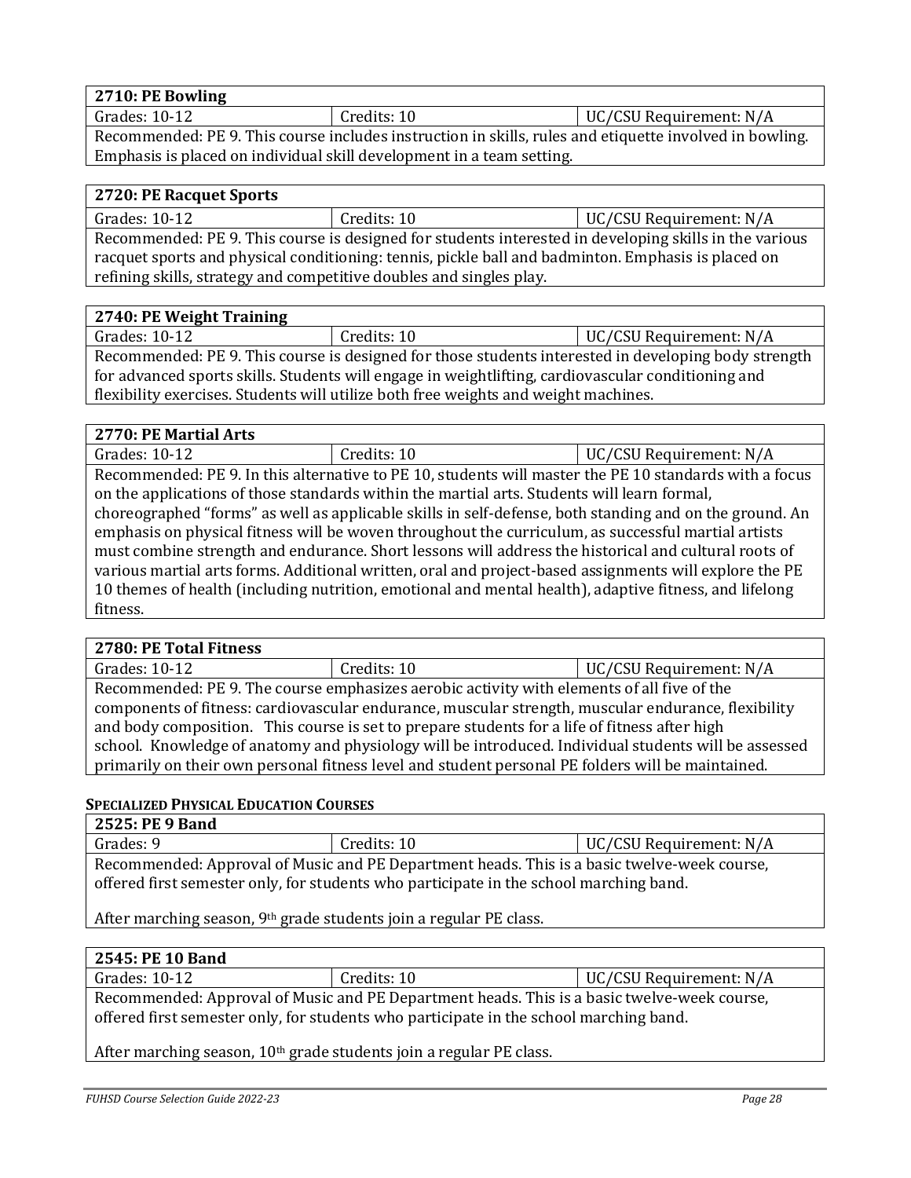| 2710: PE Bowling | | |
| --- | --- | --- |
| Grades: 10-12 | Credits: 10 | UC/CSU Requirement: N/A |
| Recommended: PE 9. This course includes instruction in skills, rules and etiquette involved in bowling. Emphasis is placed on individual skill development in a team setting. | | |

| 2720: PE Racquet Sports | | |
| --- | --- | --- |
| Grades: 10-12 | Credits: 10 | UC/CSU Requirement: N/A |
| Recommended: PE 9. This course is designed for students interested in developing skills in the various racquet sports and physical conditioning: tennis, pickle ball and badminton. Emphasis is placed on refining skills, strategy and competitive doubles and singles play. | | |

| 2740: PE Weight Training | | |
| --- | --- | --- |
| Grades: 10-12 | Credits: 10 | UC/CSU Requirement: N/A |
| Recommended: PE 9. This course is designed for those students interested in developing body strength for advanced sports skills. Students will engage in weightlifting, cardiovascular conditioning and flexibility exercises. Students will utilize both free weights and weight machines. | | |

| 2770: PE Martial Arts | | |
| --- | --- | --- |
| Grades: 10-12 | Credits: 10 | UC/CSU Requirement: N/A |
| Recommended: PE 9. In this alternative to PE 10, students will master the PE 10 standards with a focus on the applications of those standards within the martial arts. Students will learn formal, choreographed "forms" as well as applicable skills in self-defense, both standing and on the ground. An emphasis on physical fitness will be woven throughout the curriculum, as successful martial artists must combine strength and endurance. Short lessons will address the historical and cultural roots of various martial arts forms. Additional written, oral and project-based assignments will explore the PE 10 themes of health (including nutrition, emotional and mental health), adaptive fitness, and lifelong fitness. | | |

| 2780: PE Total Fitness | | |
| --- | --- | --- |
| Grades: 10-12 | Credits: 10 | UC/CSU Requirement: N/A |
| Recommended: PE 9. The course emphasizes aerobic activity with elements of all five of the components of fitness: cardiovascular endurance, muscular strength, muscular endurance, flexibility and body composition. This course is set to prepare students for a life of fitness after high school. Knowledge of anatomy and physiology will be introduced. Individual students will be assessed primarily on their own personal fitness level and student personal PE folders will be maintained. | | |

#### Specialized Physical Education Courses

| 2525: PE 9 Band | | |
| --- | --- | --- |
| Grades: 9 | Credits: 10 | UC/CSU Requirement: N/A |
| Recommended: Approval of Music and PE Department heads. This is a basic twelve-week course, offered first semester only, for students who participate in the school marching band.<br><br>After marching season, 9th grade students join a regular PE class. | | |

| 2545: PE 10 Band | | |
| --- | --- | --- |
| Grades: 10-12 | Credits: 10 | UC/CSU Requirement: N/A |
| Recommended: Approval of Music and PE Department heads. This is a basic twelve-week course, offered first semester only, for students who participate in the school marching band.<br><br>After marching season, 10th grade students join a regular PE class. | | |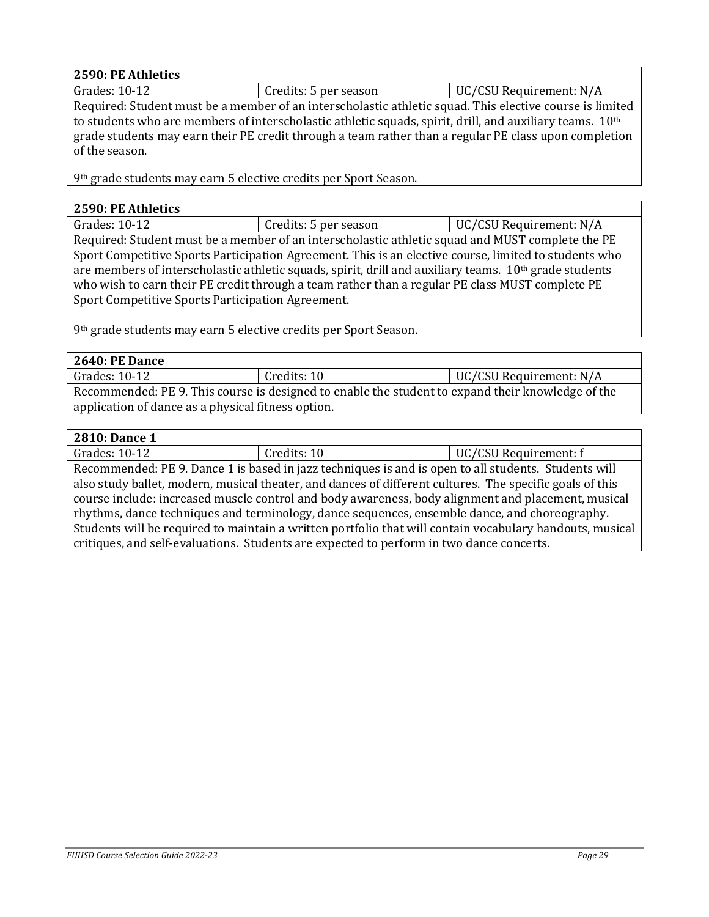| 2590: PE Athletics | | |
|---|---|---|
| Grades: 10-12 | Credits: 5 per season | UC/CSU Requirement: N/A |
| Required: Student must be a member of an interscholastic athletic squad. This elective course is limited to students who are members of interscholastic athletic squads, spirit, drill, and auxiliary teams. 10th grade students may earn their PE credit through a team rather than a regular PE class upon completion of the season.<br><br>9th grade students may earn 5 elective credits per Sport Season. | | |

| 2590: PE Athletics | | |
|---|---|---|
| Grades: 10-12 | Credits: 5 per season | UC/CSU Requirement: N/A |
| Required: Student must be a member of an interscholastic athletic squad and MUST complete the PE Sport Competitive Sports Participation Agreement. This is an elective course, limited to students who are members of interscholastic athletic squads, spirit, drill and auxiliary teams. 10th grade students who wish to earn their PE credit through a team rather than a regular PE class MUST complete PE Sport Competitive Sports Participation Agreement.<br><br>9th grade students may earn 5 elective credits per Sport Season. | | |

| 2640: PE Dance | | |
|---|---|---|
| Grades: 10-12 | Credits: 10 | UC/CSU Requirement: N/A |
| Recommended: PE 9. This course is designed to enable the student to expand their knowledge of the application of dance as a physical fitness option. | | |

| 2810: Dance 1 | | |
|---|---|---|
| Grades: 10-12 | Credits: 10 | UC/CSU Requirement: f |
| Recommended: PE 9. Dance 1 is based in jazz techniques is and is open to all students. Students will also study ballet, modern, musical theater, and dances of different cultures. The specific goals of this course include: increased muscle control and body awareness, body alignment and placement, musical rhythms, dance techniques and terminology, dance sequences, ensemble dance, and choreography. Students will be required to maintain a written portfolio that will contain vocabulary handouts, musical critiques, and self-evaluations. Students are expected to perform in two dance concerts. | | |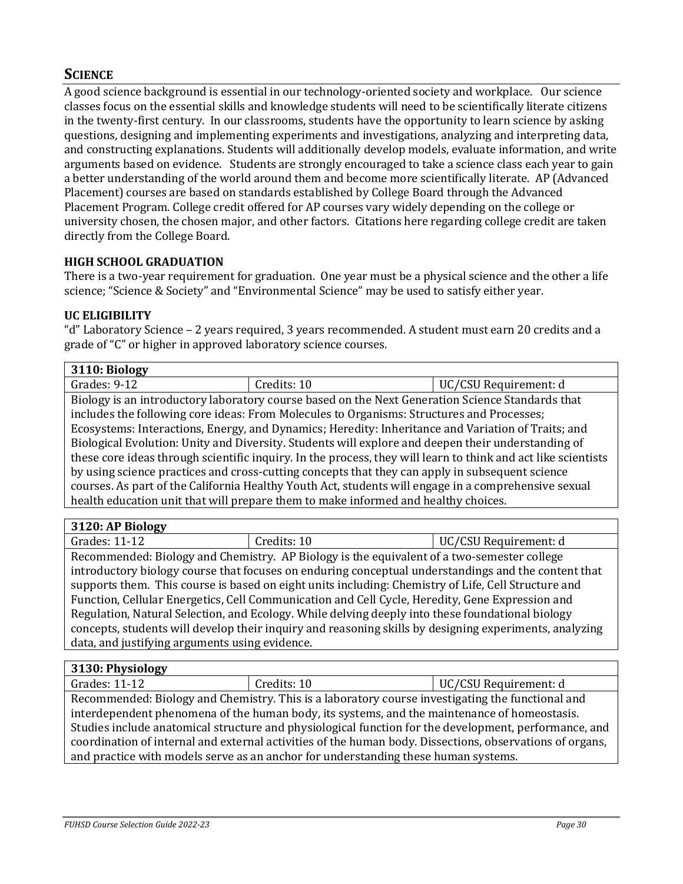## SCIENCE

A good science background is essential in our technology-oriented society and workplace. Our science classes focus on the essential skills and knowledge students will need to be scientifically literate citizens in the twenty-first century. In our classrooms, students have the opportunity to learn science by asking questions, designing and implementing experiments and investigations, analyzing and interpreting data, and constructing explanations. Students will additionally develop models, evaluate information, and write arguments based on evidence. Students are strongly encouraged to take a science class each year to gain a better understanding of the world around them and become more scientifically literate. AP (Advanced Placement) courses are based on standards established by College Board through the Advanced Placement Program. College credit offered for AP courses vary widely depending on the college or university chosen, the chosen major, and other factors. Citations here regarding college credit are taken directly from the College Board.

### HIGH SCHOOL GRADUATION

There is a two-year requirement for graduation. One year must be a physical science and the other a life science; "Science & Society" and "Environmental Science" may be used to satisfy either year.

### UC ELIGIBILITY

"d" Laboratory Science – 2 years required, 3 years recommended. A student must earn 20 credits and a grade of "C" or higher in approved laboratory science courses.

| **3110: Biology** | | |
|---|---|---|
| Grades: 9-12 | Credits: 10 | UC/CSU Requirement: d |
| Biology is an introductory laboratory course based on the Next Generation Science Standards that includes the following core ideas: From Molecules to Organisms: Structures and Processes; Ecosystems: Interactions, Energy, and Dynamics; Heredity: Inheritance and Variation of Traits; and Biological Evolution: Unity and Diversity. Students will explore and deepen their understanding of these core ideas through scientific inquiry. In the process, they will learn to think and act like scientists by using science practices and cross-cutting concepts that they can apply in subsequent science courses. As part of the California Healthy Youth Act, students will engage in a comprehensive sexual health education unit that will prepare them to make informed and healthy choices. | | |

| **3120: AP Biology** | | |
|---|---|---|
| Grades: 11-12 | Credits: 10 | UC/CSU Requirement: d |
| Recommended: Biology and Chemistry. AP Biology is the equivalent of a two-semester college introductory biology course that focuses on enduring conceptual understandings and the content that supports them. This course is based on eight units including: Chemistry of Life, Cell Structure and Function, Cellular Energetics, Cell Communication and Cell Cycle, Heredity, Gene Expression and Regulation, Natural Selection, and Ecology. While delving deeply into these foundational biology concepts, students will develop their inquiry and reasoning skills by designing experiments, analyzing data, and justifying arguments using evidence. | | |

| **3130: Physiology** | | |
|---|---|---|
| Grades: 11-12 | Credits: 10 | UC/CSU Requirement: d |
| Recommended: Biology and Chemistry. This is a laboratory course investigating the functional and interdependent phenomena of the human body, its systems, and the maintenance of homeostasis. Studies include anatomical structure and physiological function for the development, performance, and coordination of internal and external activities of the human body. Dissections, observations of organs, and practice with models serve as an anchor for understanding these human systems. | | |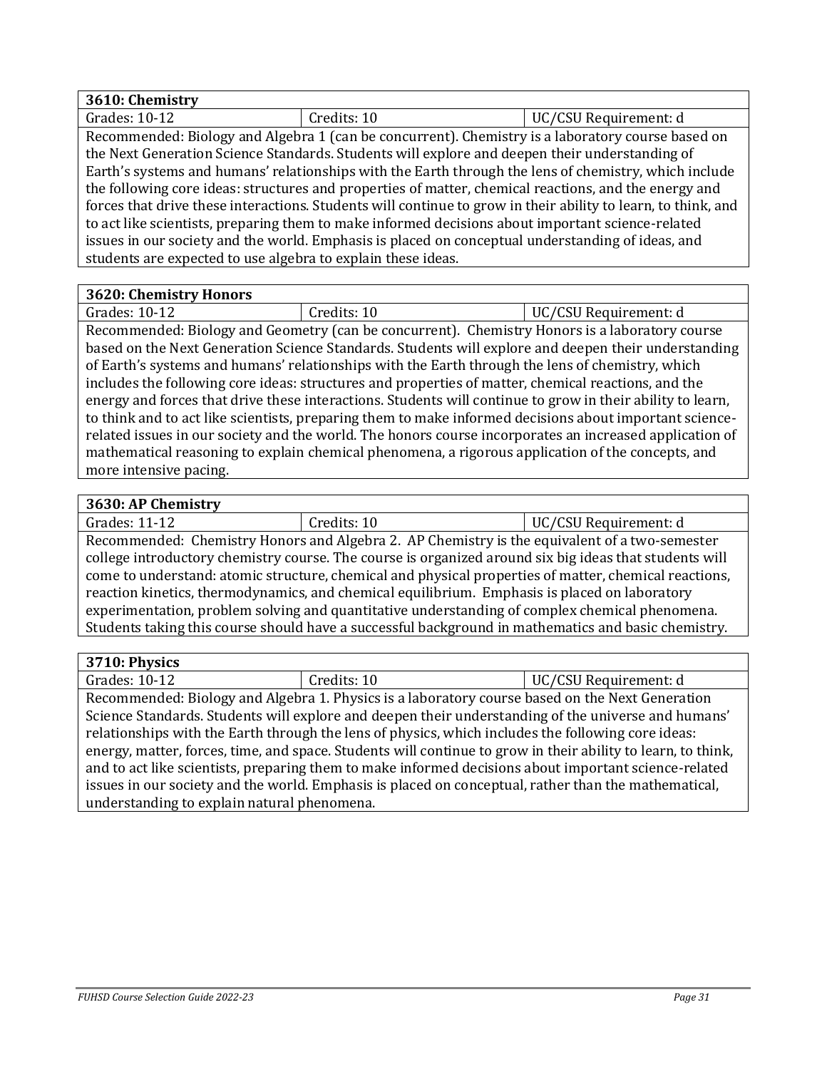| 3610: Chemistry | | |
|---|---|---|
| Grades: 10-12 | Credits: 10 | UC/CSU Requirement: d |

Recommended: Biology and Algebra 1 (can be concurrent). Chemistry is a laboratory course based on the Next Generation Science Standards. Students will explore and deepen their understanding of Earth's systems and humans' relationships with the Earth through the lens of chemistry, which include the following core ideas: structures and properties of matter, chemical reactions, and the energy and forces that drive these interactions. Students will continue to grow in their ability to learn, to think, and to act like scientists, preparing them to make informed decisions about important science-related issues in our society and the world. Emphasis is placed on conceptual understanding of ideas, and students are expected to use algebra to explain these ideas.

| 3620: Chemistry Honors | | |
|---|---|---|
| Grades: 10-12 | Credits: 10 | UC/CSU Requirement: d |

Recommended: Biology and Geometry (can be concurrent). Chemistry Honors is a laboratory course based on the Next Generation Science Standards. Students will explore and deepen their understanding of Earth's systems and humans' relationships with the Earth through the lens of chemistry, which includes the following core ideas: structures and properties of matter, chemical reactions, and the energy and forces that drive these interactions. Students will continue to grow in their ability to learn, to think and to act like scientists, preparing them to make informed decisions about important science-related issues in our society and the world. The honors course incorporates an increased application of mathematical reasoning to explain chemical phenomena, a rigorous application of the concepts, and more intensive pacing.

| 3630: AP Chemistry | | |
|---|---|---|
| Grades: 11-12 | Credits: 10 | UC/CSU Requirement: d |

Recommended: Chemistry Honors and Algebra 2. AP Chemistry is the equivalent of a two-semester college introductory chemistry course. The course is organized around six big ideas that students will come to understand: atomic structure, chemical and physical properties of matter, chemical reactions, reaction kinetics, thermodynamics, and chemical equilibrium. Emphasis is placed on laboratory experimentation, problem solving and quantitative understanding of complex chemical phenomena. Students taking this course should have a successful background in mathematics and basic chemistry.

| 3710: Physics | | |
|---|---|---|
| Grades: 10-12 | Credits: 10 | UC/CSU Requirement: d |

Recommended: Biology and Algebra 1. Physics is a laboratory course based on the Next Generation Science Standards. Students will explore and deepen their understanding of the universe and humans' relationships with the Earth through the lens of physics, which includes the following core ideas: energy, matter, forces, time, and space. Students will continue to grow in their ability to learn, to think, and to act like scientists, preparing them to make informed decisions about important science-related issues in our society and the world. Emphasis is placed on conceptual, rather than the mathematical, understanding to explain natural phenomena.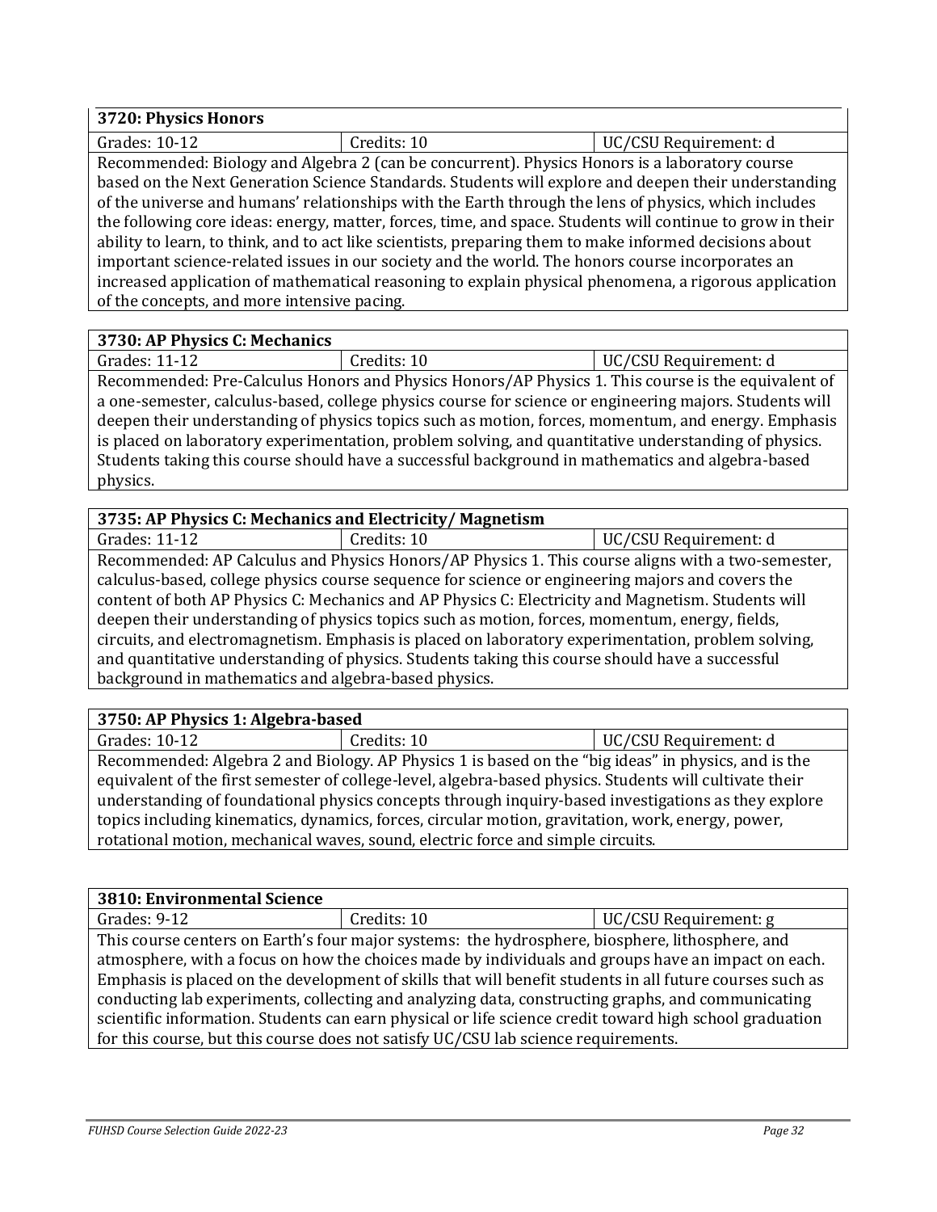### 3720: Physics Honors

| Grades: 10-12 | Credits: 10 | UC/CSU Requirement: d |
|---|---|---|

Recommended: Biology and Algebra 2 (can be concurrent). Physics Honors is a laboratory course based on the Next Generation Science Standards. Students will explore and deepen their understanding of the universe and humans' relationships with the Earth through the lens of physics, which includes the following core ideas: energy, matter, forces, time, and space. Students will continue to grow in their ability to learn, to think, and to act like scientists, preparing them to make informed decisions about important science-related issues in our society and the world. The honors course incorporates an increased application of mathematical reasoning to explain physical phenomena, a rigorous application of the concepts, and more intensive pacing.

### 3730: AP Physics C: Mechanics

| Grades: 11-12 | Credits: 10 | UC/CSU Requirement: d |
|---|---|---|

Recommended: Pre-Calculus Honors and Physics Honors/AP Physics 1. This course is the equivalent of a one-semester, calculus-based, college physics course for science or engineering majors. Students will deepen their understanding of physics topics such as motion, forces, momentum, and energy. Emphasis is placed on laboratory experimentation, problem solving, and quantitative understanding of physics. Students taking this course should have a successful background in mathematics and algebra-based physics.

### 3735: AP Physics C: Mechanics and Electricity/ Magnetism

| Grades: 11-12 | Credits: 10 | UC/CSU Requirement: d |
|---|---|---|

Recommended: AP Calculus and Physics Honors/AP Physics 1. This course aligns with a two-semester, calculus-based, college physics course sequence for science or engineering majors and covers the content of both AP Physics C: Mechanics and AP Physics C: Electricity and Magnetism. Students will deepen their understanding of physics topics such as motion, forces, momentum, energy, fields, circuits, and electromagnetism. Emphasis is placed on laboratory experimentation, problem solving, and quantitative understanding of physics. Students taking this course should have a successful background in mathematics and algebra-based physics.

### 3750: AP Physics 1: Algebra-based

| Grades: 10-12 | Credits: 10 | UC/CSU Requirement: d |
|---|---|---|

Recommended: Algebra 2 and Biology. AP Physics 1 is based on the "big ideas" in physics, and is the equivalent of the first semester of college-level, algebra-based physics. Students will cultivate their understanding of foundational physics concepts through inquiry-based investigations as they explore topics including kinematics, dynamics, forces, circular motion, gravitation, work, energy, power, rotational motion, mechanical waves, sound, electric force and simple circuits.

### 3810: Environmental Science

| Grades: 9-12 | Credits: 10 | UC/CSU Requirement: g |
|---|---|---|

This course centers on Earth's four major systems: the hydrosphere, biosphere, lithosphere, and atmosphere, with a focus on how the choices made by individuals and groups have an impact on each. Emphasis is placed on the development of skills that will benefit students in all future courses such as conducting lab experiments, collecting and analyzing data, constructing graphs, and communicating scientific information. Students can earn physical or life science credit toward high school graduation for this course, but this course does not satisfy UC/CSU lab science requirements.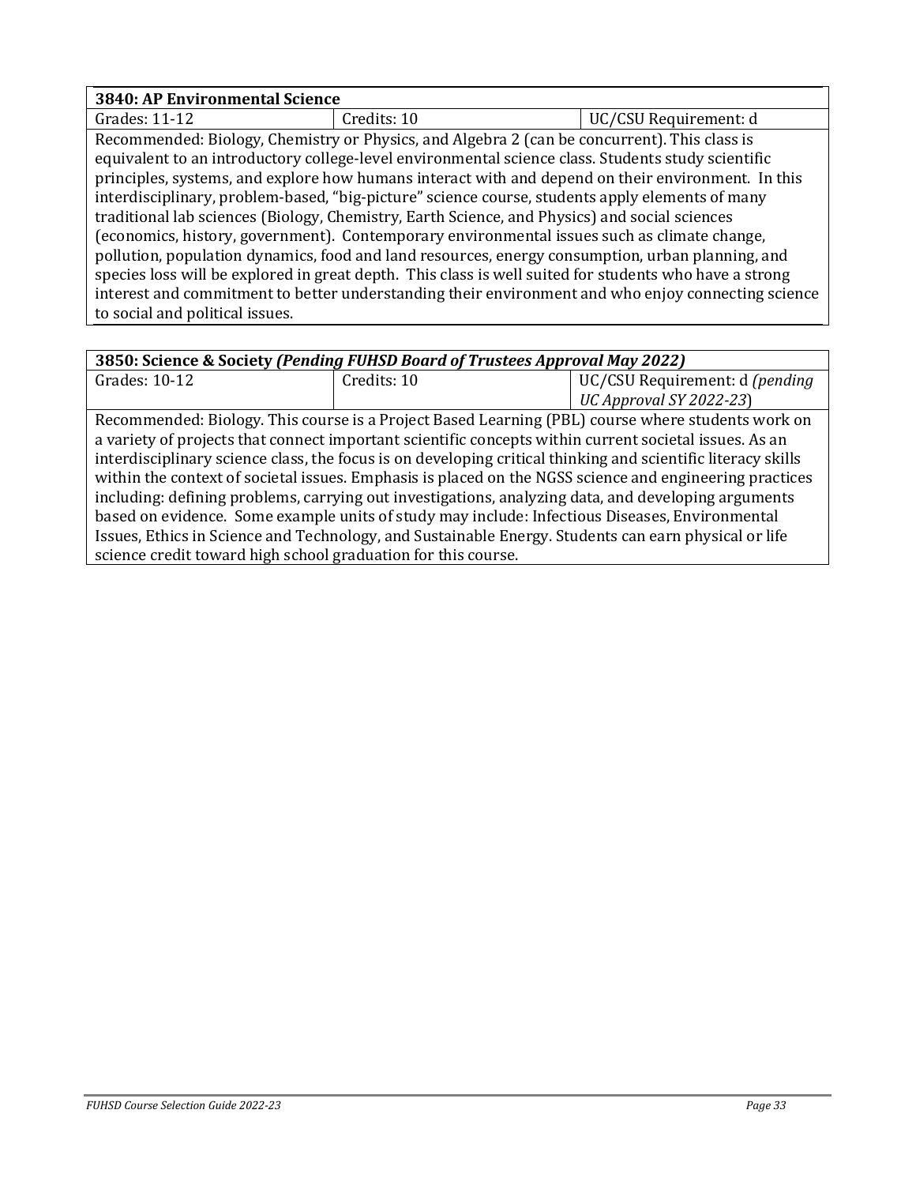| **3840: AP Environmental Science** | | |
|---|---|---|
| Grades: 11-12 | Credits: 10 | UC/CSU Requirement: d |

Recommended: Biology, Chemistry or Physics, and Algebra 2 (can be concurrent). This class is equivalent to an introductory college-level environmental science class. Students study scientific principles, systems, and explore how humans interact with and depend on their environment. In this interdisciplinary, problem-based, "big-picture" science course, students apply elements of many traditional lab sciences (Biology, Chemistry, Earth Science, and Physics) and social sciences (economics, history, government). Contemporary environmental issues such as climate change, pollution, population dynamics, food and land resources, energy consumption, urban planning, and species loss will be explored in great depth. This class is well suited for students who have a strong interest and commitment to better understanding their environment and who enjoy connecting science to social and political issues.

| **3850: Science & Society *(Pending FUHSD Board of Trustees Approval May 2022)*** | | |
|---|---|---|
| Grades: 10-12 | Credits: 10 | UC/CSU Requirement: d *(pending UC Approval SY 2022-23*) |

Recommended: Biology. This course is a Project Based Learning (PBL) course where students work on a variety of projects that connect important scientific concepts within current societal issues. As an interdisciplinary science class, the focus is on developing critical thinking and scientific literacy skills within the context of societal issues. Emphasis is placed on the NGSS science and engineering practices including: defining problems, carrying out investigations, analyzing data, and developing arguments based on evidence. Some example units of study may include: Infectious Diseases, Environmental Issues, Ethics in Science and Technology, and Sustainable Energy. Students can earn physical or life science credit toward high school graduation for this course.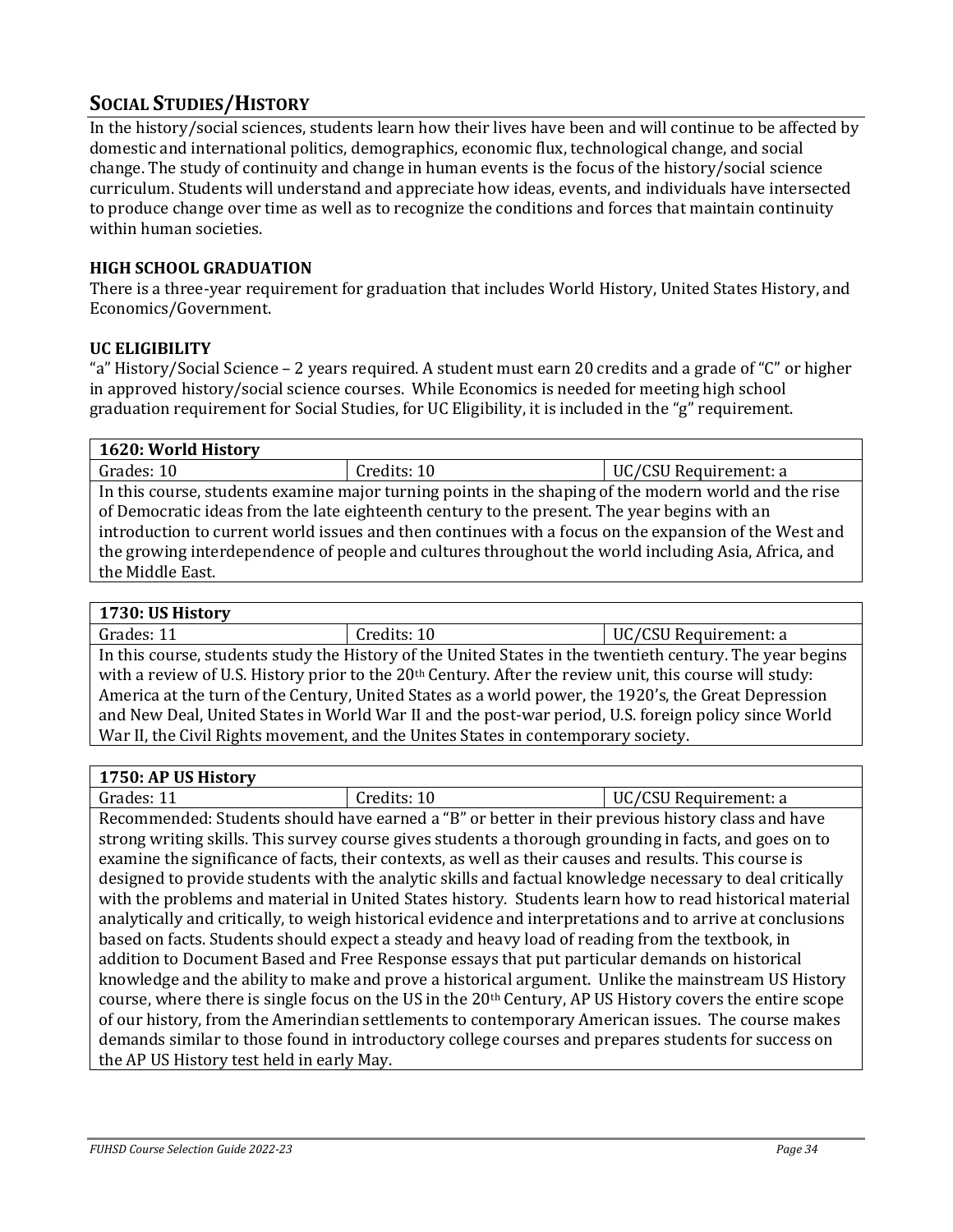## SOCIAL STUDIES/HISTORY

In the history/social sciences, students learn how their lives have been and will continue to be affected by domestic and international politics, demographics, economic flux, technological change, and social change. The study of continuity and change in human events is the focus of the history/social science curriculum. Students will understand and appreciate how ideas, events, and individuals have intersected to produce change over time as well as to recognize the conditions and forces that maintain continuity within human societies.

### HIGH SCHOOL GRADUATION

There is a three-year requirement for graduation that includes World History, United States History, and Economics/Government.

### UC ELIGIBILITY

"a" History/Social Science – 2 years required. A student must earn 20 credits and a grade of "C" or higher in approved history/social science courses. While Economics is needed for meeting high school graduation requirement for Social Studies, for UC Eligibility, it is included in the "g" requirement.

| **1620: World History** | | |
|---|---|---|
| Grades: 10 | Credits: 10 | UC/CSU Requirement: a |
| In this course, students examine major turning points in the shaping of the modern world and the rise of Democratic ideas from the late eighteenth century to the present. The year begins with an introduction to current world issues and then continues with a focus on the expansion of the West and the growing interdependence of people and cultures throughout the world including Asia, Africa, and the Middle East. | | |

| **1730: US History** | | |
|---|---|---|
| Grades: 11 | Credits: 10 | UC/CSU Requirement: a |
| In this course, students study the History of the United States in the twentieth century. The year begins with a review of U.S. History prior to the 20th Century. After the review unit, this course will study: America at the turn of the Century, United States as a world power, the 1920's, the Great Depression and New Deal, United States in World War II and the post-war period, U.S. foreign policy since World War II, the Civil Rights movement, and the Unites States in contemporary society. | | |

| **1750: AP US History** | | |
|---|---|---|
| Grades: 11 | Credits: 10 | UC/CSU Requirement: a |
| Recommended: Students should have earned a "B" or better in their previous history class and have strong writing skills. This survey course gives students a thorough grounding in facts, and goes on to examine the significance of facts, their contexts, as well as their causes and results. This course is designed to provide students with the analytic skills and factual knowledge necessary to deal critically with the problems and material in United States history. Students learn how to read historical material analytically and critically, to weigh historical evidence and interpretations and to arrive at conclusions based on facts. Students should expect a steady and heavy load of reading from the textbook, in addition to Document Based and Free Response essays that put particular demands on historical knowledge and the ability to make and prove a historical argument. Unlike the mainstream US History course, where there is single focus on the US in the 20th Century, AP US History covers the entire scope of our history, from the Amerindian settlements to contemporary American issues. The course makes demands similar to those found in introductory college courses and prepares students for success on the AP US History test held in early May. | | |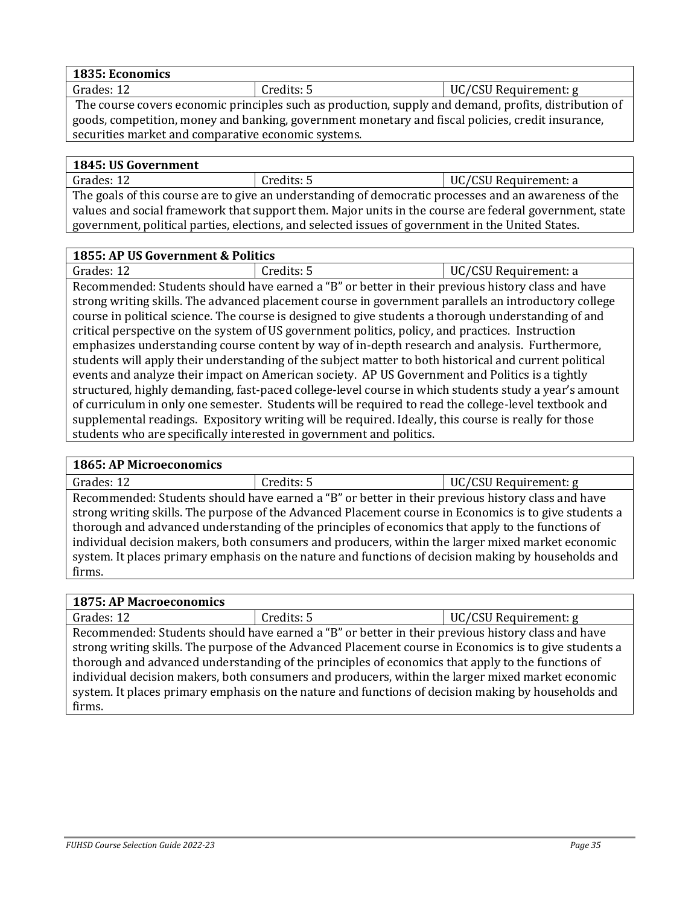| **1835: Economics** | | |
|---|---|---|
| Grades: 12 | Credits: 5 | UC/CSU Requirement: g |
| The course covers economic principles such as production, supply and demand, profits, distribution of goods, competition, money and banking, government monetary and fiscal policies, credit insurance, securities market and comparative economic systems. | | |

| **1845: US Government** | | |
|---|---|---|
| Grades: 12 | Credits: 5 | UC/CSU Requirement: a |
| The goals of this course are to give an understanding of democratic processes and an awareness of the values and social framework that support them. Major units in the course are federal government, state government, political parties, elections, and selected issues of government in the United States. | | |

| **1855: AP US Government & Politics** | | |
|---|---|---|
| Grades: 12 | Credits: 5 | UC/CSU Requirement: a |
| Recommended: Students should have earned a "B" or better in their previous history class and have strong writing skills. The advanced placement course in government parallels an introductory college course in political science. The course is designed to give students a thorough understanding of and critical perspective on the system of US government politics, policy, and practices. Instruction emphasizes understanding course content by way of in-depth research and analysis. Furthermore, students will apply their understanding of the subject matter to both historical and current political events and analyze their impact on American society. AP US Government and Politics is a tightly structured, highly demanding, fast-paced college-level course in which students study a year's amount of curriculum in only one semester. Students will be required to read the college-level textbook and supplemental readings. Expository writing will be required. Ideally, this course is really for those students who are specifically interested in government and politics. | | |

| **1865: AP Microeconomics** | | |
|---|---|---|
| Grades: 12 | Credits: 5 | UC/CSU Requirement: g |
| Recommended: Students should have earned a "B" or better in their previous history class and have strong writing skills. The purpose of the Advanced Placement course in Economics is to give students a thorough and advanced understanding of the principles of economics that apply to the functions of individual decision makers, both consumers and producers, within the larger mixed market economic system. It places primary emphasis on the nature and functions of decision making by households and firms. | | |

| **1875: AP Macroeconomics** | | |
|---|---|---|
| Grades: 12 | Credits: 5 | UC/CSU Requirement: g |
| Recommended: Students should have earned a "B" or better in their previous history class and have strong writing skills. The purpose of the Advanced Placement course in Economics is to give students a thorough and advanced understanding of the principles of economics that apply to the functions of individual decision makers, both consumers and producers, within the larger mixed market economic system. It places primary emphasis on the nature and functions of decision making by households and firms. | | |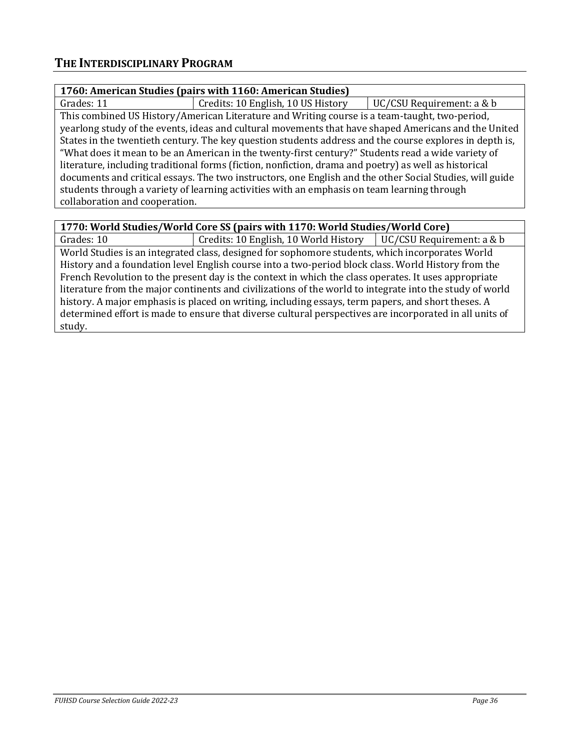## THE INTERDISCIPLINARY PROGRAM

| 1760: American Studies (pairs with 1160: American Studies) | | |
|---|---|---|
| Grades: 11 | Credits: 10 English, 10 US History | UC/CSU Requirement: a & b |

This combined US History/American Literature and Writing course is a team-taught, two-period, yearlong study of the events, ideas and cultural movements that have shaped Americans and the United States in the twentieth century. The key question students address and the course explores in depth is, "What does it mean to be an American in the twenty-first century?" Students read a wide variety of literature, including traditional forms (fiction, nonfiction, drama and poetry) as well as historical documents and critical essays. The two instructors, one English and the other Social Studies, will guide students through a variety of learning activities with an emphasis on team learning through collaboration and cooperation.

| 1770: World Studies/World Core SS (pairs with 1170: World Studies/World Core) | | |
|---|---|---|
| Grades: 10 | Credits: 10 English, 10 World History | UC/CSU Requirement: a & b |

World Studies is an integrated class, designed for sophomore students, which incorporates World History and a foundation level English course into a two-period block class. World History from the French Revolution to the present day is the context in which the class operates. It uses appropriate literature from the major continents and civilizations of the world to integrate into the study of world history. A major emphasis is placed on writing, including essays, term papers, and short theses. A determined effort is made to ensure that diverse cultural perspectives are incorporated in all units of study.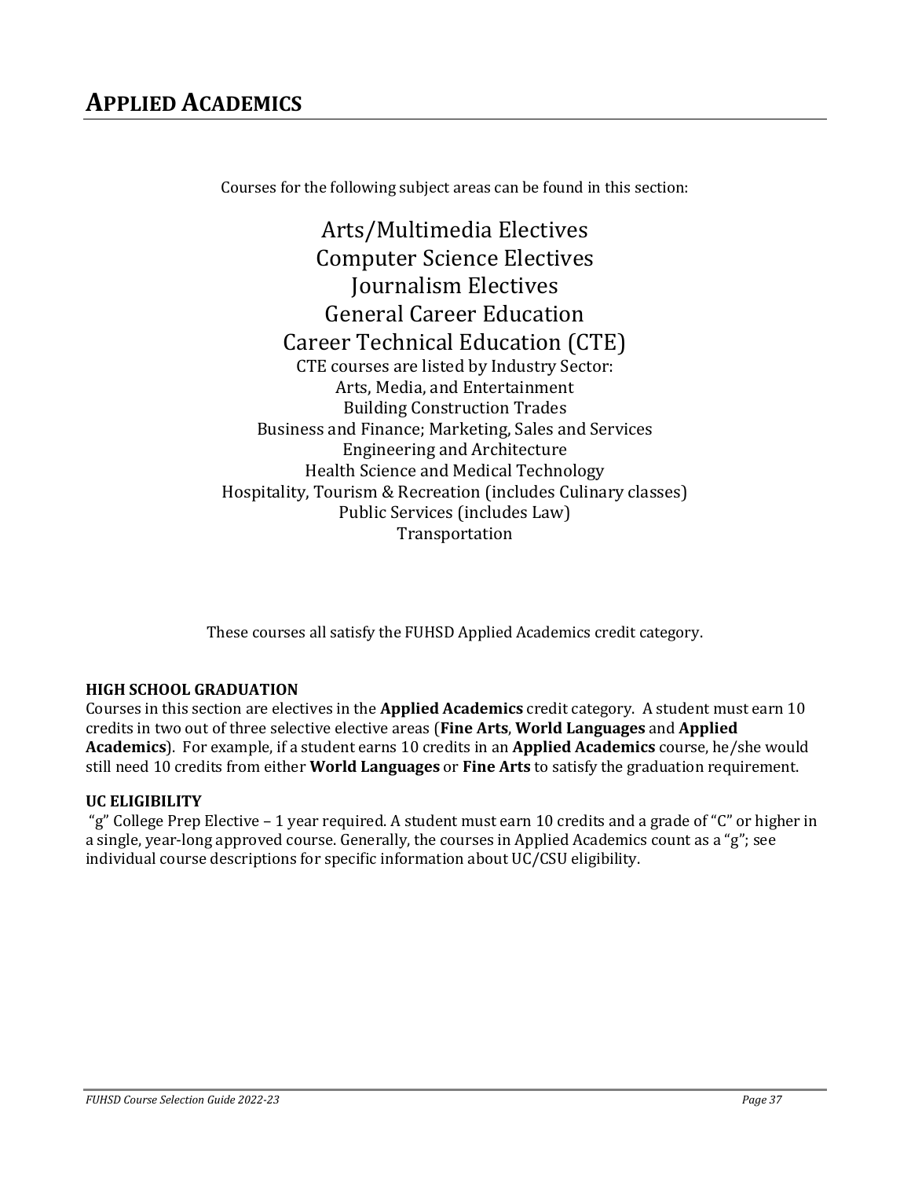# APPLIED ACADEMICS

Courses for the following subject areas can be found in this section:

Arts/Multimedia Electives
Computer Science Electives
Journalism Electives
General Career Education
Career Technical Education (CTE)

CTE courses are listed by Industry Sector:
Arts, Media, and Entertainment
Building Construction Trades
Business and Finance; Marketing, Sales and Services
Engineering and Architecture
Health Science and Medical Technology
Hospitality, Tourism & Recreation (includes Culinary classes)
Public Services (includes Law)
Transportation

These courses all satisfy the FUHSD Applied Academics credit category.

**HIGH SCHOOL GRADUATION**

Courses in this section are electives in the **Applied Academics** credit category. A student must earn 10 credits in two out of three selective elective areas (**Fine Arts**, **World Languages** and **Applied Academics**). For example, if a student earns 10 credits in an **Applied Academics** course, he/she would still need 10 credits from either **World Languages** or **Fine Arts** to satisfy the graduation requirement.

**UC ELIGIBILITY**

"g" College Prep Elective – 1 year required. A student must earn 10 credits and a grade of "C" or higher in a single, year-long approved course. Generally, the courses in Applied Academics count as a "g"; see individual course descriptions for specific information about UC/CSU eligibility.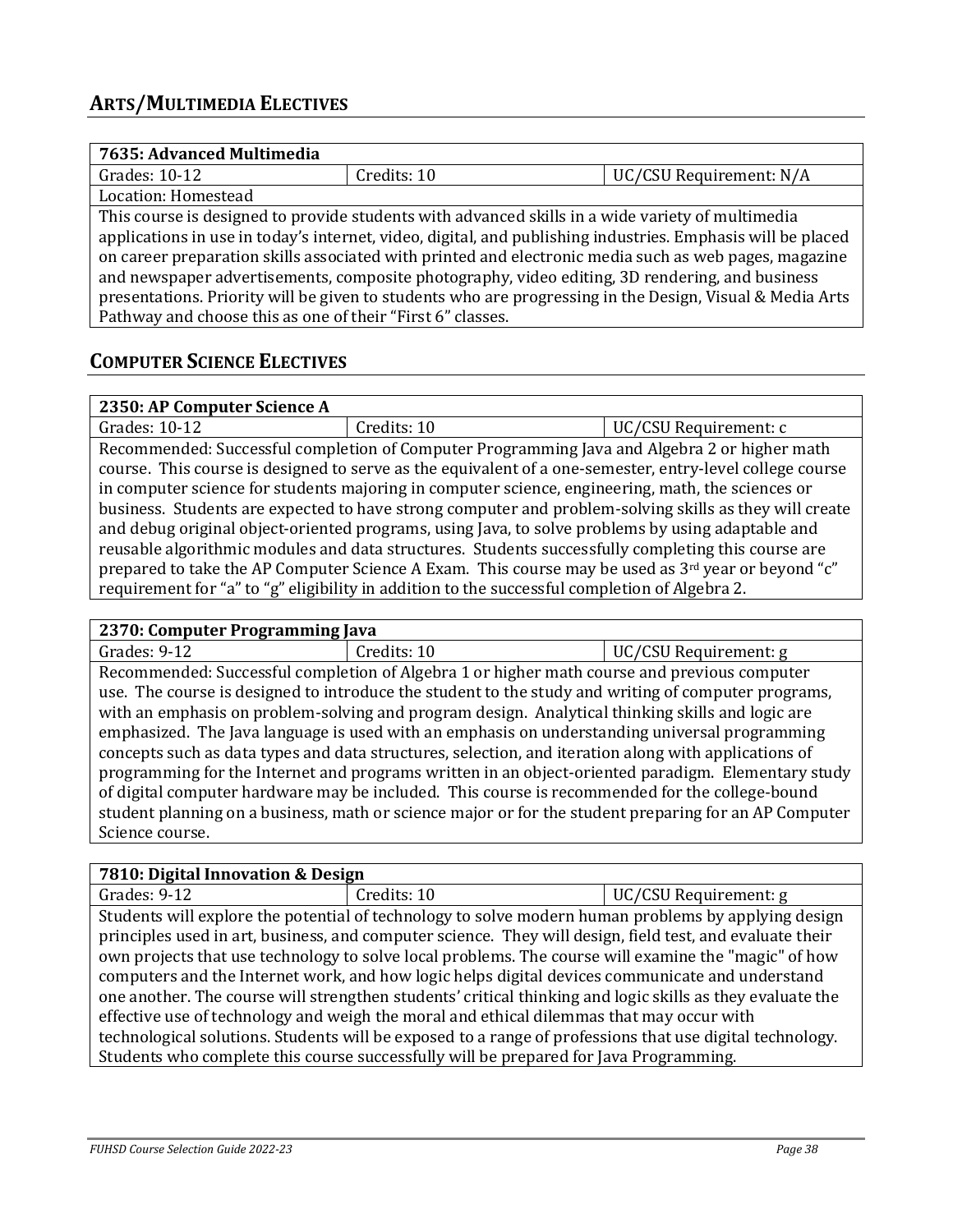## ARTS/MULTIMEDIA ELECTIVES

| 7635: Advanced Multimedia | | |
|---|---|---|
| Grades: 10-12 | Credits: 10 | UC/CSU Requirement: N/A |
| Location: Homestead | | |
| This course is designed to provide students with advanced skills in a wide variety of multimedia applications in use in today's internet, video, digital, and publishing industries. Emphasis will be placed on career preparation skills associated with printed and electronic media such as web pages, magazine and newspaper advertisements, composite photography, video editing, 3D rendering, and business presentations. Priority will be given to students who are progressing in the Design, Visual & Media Arts Pathway and choose this as one of their "First 6" classes. | | |

## COMPUTER SCIENCE ELECTIVES

| 2350: AP Computer Science A | | |
|---|---|---|
| Grades: 10-12 | Credits: 10 | UC/CSU Requirement: c |
| Recommended: Successful completion of Computer Programming Java and Algebra 2 or higher math course. This course is designed to serve as the equivalent of a one-semester, entry-level college course in computer science for students majoring in computer science, engineering, math, the sciences or business. Students are expected to have strong computer and problem-solving skills as they will create and debug original object-oriented programs, using Java, to solve problems by using adaptable and reusable algorithmic modules and data structures. Students successfully completing this course are prepared to take the AP Computer Science A Exam. This course may be used as 3rd year or beyond "c" requirement for "a" to "g" eligibility in addition to the successful completion of Algebra 2. | | |

| 2370: Computer Programming Java | | |
|---|---|---|
| Grades: 9-12 | Credits: 10 | UC/CSU Requirement: g |
| Recommended: Successful completion of Algebra 1 or higher math course and previous computer use. The course is designed to introduce the student to the study and writing of computer programs, with an emphasis on problem-solving and program design. Analytical thinking skills and logic are emphasized. The Java language is used with an emphasis on understanding universal programming concepts such as data types and data structures, selection, and iteration along with applications of programming for the Internet and programs written in an object-oriented paradigm. Elementary study of digital computer hardware may be included. This course is recommended for the college-bound student planning on a business, math or science major or for the student preparing for an AP Computer Science course. | | |

| 7810: Digital Innovation & Design | | |
|---|---|---|
| Grades: 9-12 | Credits: 10 | UC/CSU Requirement: g |
| Students will explore the potential of technology to solve modern human problems by applying design principles used in art, business, and computer science. They will design, field test, and evaluate their own projects that use technology to solve local problems. The course will examine the "magic" of how computers and the Internet work, and how logic helps digital devices communicate and understand one another. The course will strengthen students' critical thinking and logic skills as they evaluate the effective use of technology and weigh the moral and ethical dilemmas that may occur with technological solutions. Students will be exposed to a range of professions that use digital technology. Students who complete this course successfully will be prepared for Java Programming. | | |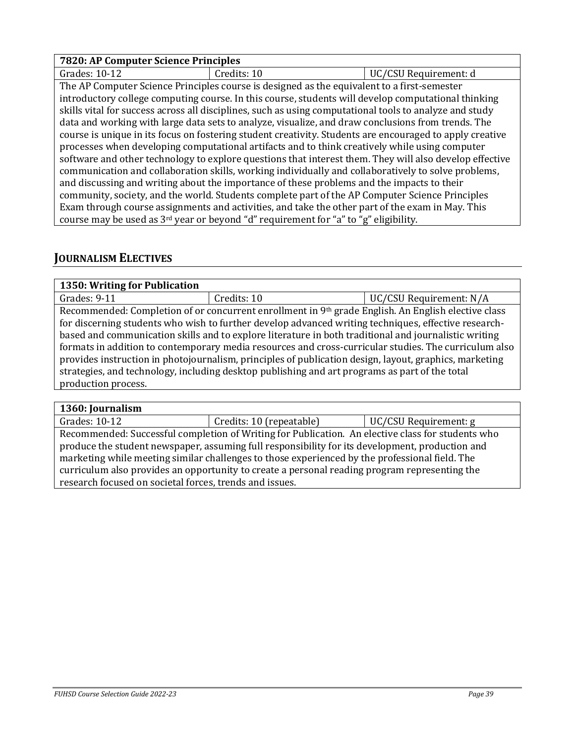| 7820: AP Computer Science Principles | | |
|---|---|---|
| Grades: 10-12 | Credits: 10 | UC/CSU Requirement: d |
| The AP Computer Science Principles course is designed as the equivalent to a first-semester introductory college computing course. In this course, students will develop computational thinking skills vital for success across all disciplines, such as using computational tools to analyze and study data and working with large data sets to analyze, visualize, and draw conclusions from trends. The course is unique in its focus on fostering student creativity. Students are encouraged to apply creative processes when developing computational artifacts and to think creatively while using computer software and other technology to explore questions that interest them. They will also develop effective communication and collaboration skills, working individually and collaboratively to solve problems, and discussing and writing about the importance of these problems and the impacts to their community, society, and the world. Students complete part of the AP Computer Science Principles Exam through course assignments and activities, and take the other part of the exam in May. This course may be used as 3rd year or beyond "d" requirement for "a" to "g" eligibility. | | |

## JOURNALISM ELECTIVES

| 1350: Writing for Publication | | |
|---|---|---|
| Grades: 9-11 | Credits: 10 | UC/CSU Requirement: N/A |
| Recommended: Completion of or concurrent enrollment in 9th grade English. An English elective class for discerning students who wish to further develop advanced writing techniques, effective research-based and communication skills and to explore literature in both traditional and journalistic writing formats in addition to contemporary media resources and cross-curricular studies. The curriculum also provides instruction in photojournalism, principles of publication design, layout, graphics, marketing strategies, and technology, including desktop publishing and art programs as part of the total production process. | | |

| 1360: Journalism | | |
|---|---|---|
| Grades: 10-12 | Credits: 10 (repeatable) | UC/CSU Requirement: g |
| Recommended: Successful completion of Writing for Publication. An elective class for students who produce the student newspaper, assuming full responsibility for its development, production and marketing while meeting similar challenges to those experienced by the professional field. The curriculum also provides an opportunity to create a personal reading program representing the research focused on societal forces, trends and issues. | | |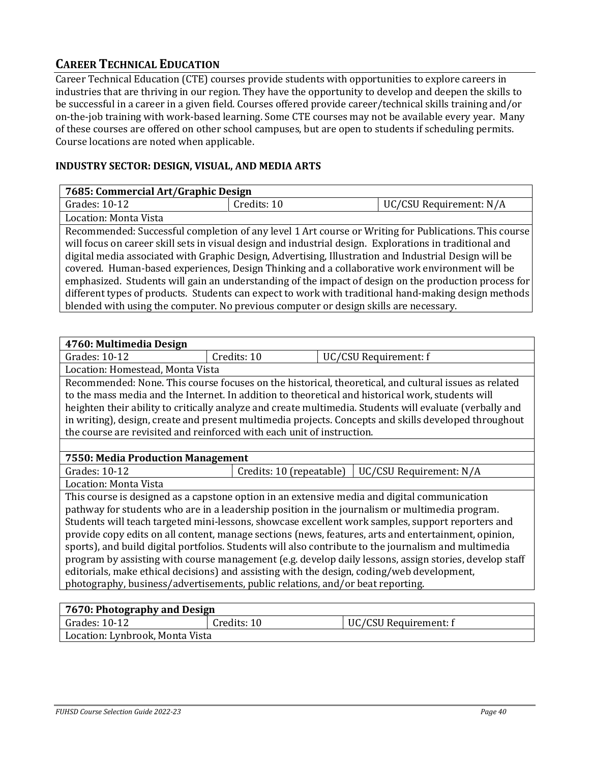## CAREER TECHNICAL EDUCATION

Career Technical Education (CTE) courses provide students with opportunities to explore careers in industries that are thriving in our region. They have the opportunity to develop and deepen the skills to be successful in a career in a given field. Courses offered provide career/technical skills training and/or on-the-job training with work-based learning. Some CTE courses may not be available every year. Many of these courses are offered on other school campuses, but are open to students if scheduling permits. Course locations are noted when applicable.

### INDUSTRY SECTOR: DESIGN, VISUAL, AND MEDIA ARTS

| **7685: Commercial Art/Graphic Design** | | |
|---|---|---|
| Grades: 10-12 | Credits: 10 | UC/CSU Requirement: N/A |
| Location: Monta Vista | | |
| Recommended: Successful completion of any level 1 Art course or Writing for Publications. This course will focus on career skill sets in visual design and industrial design. Explorations in traditional and digital media associated with Graphic Design, Advertising, Illustration and Industrial Design will be covered. Human-based experiences, Design Thinking and a collaborative work environment will be emphasized. Students will gain an understanding of the impact of design on the production process for different types of products. Students can expect to work with traditional hand-making design methods blended with using the computer. No previous computer or design skills are necessary. | | |

| **4760: Multimedia Design** | | |
|---|---|---|
| Grades: 10-12 | Credits: 10 | UC/CSU Requirement: f |
| Location: Homestead, Monta Vista | | |
| Recommended: None. This course focuses on the historical, theoretical, and cultural issues as related to the mass media and the Internet. In addition to theoretical and historical work, students will heighten their ability to critically analyze and create multimedia. Students will evaluate (verbally and in writing), design, create and present multimedia projects. Concepts and skills developed throughout the course are revisited and reinforced with each unit of instruction. | | |

| **7550: Media Production Management** | | |
|---|---|---|
| Grades: 10-12 | Credits: 10 (repeatable) | UC/CSU Requirement: N/A |
| Location: Monta Vista | | |
| This course is designed as a capstone option in an extensive media and digital communication pathway for students who are in a leadership position in the journalism or multimedia program. Students will teach targeted mini-lessons, showcase excellent work samples, support reporters and provide copy edits on all content, manage sections (news, features, arts and entertainment, opinion, sports), and build digital portfolios. Students will also contribute to the journalism and multimedia program by assisting with course management (e.g. develop daily lessons, assign stories, develop staff editorials, make ethical decisions) and assisting with the design, coding/web development, photography, business/advertisements, public relations, and/or beat reporting. | | |

| **7670: Photography and Design** | | |
|---|---|---|
| Grades: 10-12 | Credits: 10 | UC/CSU Requirement: f |
| Location: Lynbrook, Monta Vista | | |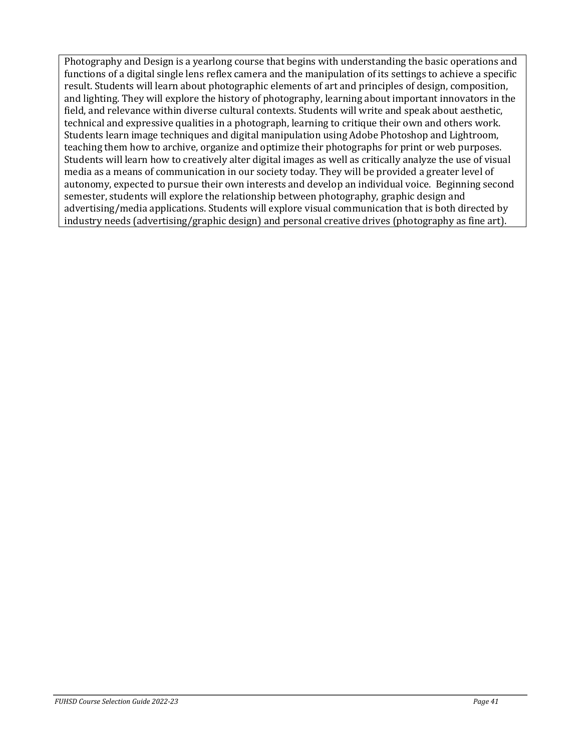Photography and Design is a yearlong course that begins with understanding the basic operations and functions of a digital single lens reflex camera and the manipulation of its settings to achieve a specific result. Students will learn about photographic elements of art and principles of design, composition, and lighting. They will explore the history of photography, learning about important innovators in the field, and relevance within diverse cultural contexts. Students will write and speak about aesthetic, technical and expressive qualities in a photograph, learning to critique their own and others work. Students learn image techniques and digital manipulation using Adobe Photoshop and Lightroom, teaching them how to archive, organize and optimize their photographs for print or web purposes. Students will learn how to creatively alter digital images as well as critically analyze the use of visual media as a means of communication in our society today. They will be provided a greater level of autonomy, expected to pursue their own interests and develop an individual voice. Beginning second semester, students will explore the relationship between photography, graphic design and advertising/media applications. Students will explore visual communication that is both directed by industry needs (advertising/graphic design) and personal creative drives (photography as fine art).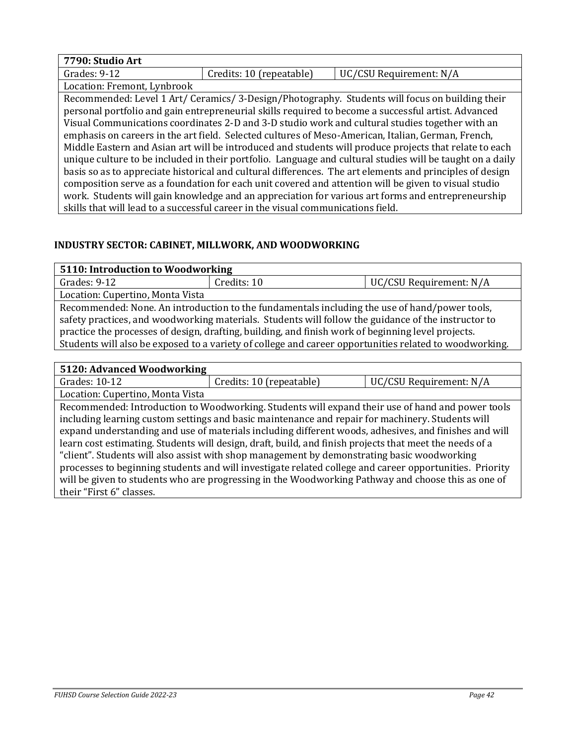| 7790: Studio Art | | |
|---|---|---|
| Grades: 9-12 | Credits: 10 (repeatable) | UC/CSU Requirement: N/A |
| Location: Fremont, Lynbrook | | |
| Recommended: Level 1 Art/ Ceramics/ 3-Design/Photography. Students will focus on building their personal portfolio and gain entrepreneurial skills required to become a successful artist. Advanced Visual Communications coordinates 2-D and 3-D studio work and cultural studies together with an emphasis on careers in the art field. Selected cultures of Meso-American, Italian, German, French, Middle Eastern and Asian art will be introduced and students will produce projects that relate to each unique culture to be included in their portfolio. Language and cultural studies will be taught on a daily basis so as to appreciate historical and cultural differences. The art elements and principles of design composition serve as a foundation for each unit covered and attention will be given to visual studio work. Students will gain knowledge and an appreciation for various art forms and entrepreneurship skills that will lead to a successful career in the visual communications field. | | |

## INDUSTRY SECTOR: CABINET, MILLWORK, AND WOODWORKING

| 5110: Introduction to Woodworking | | |
|---|---|---|
| Grades: 9-12 | Credits: 10 | UC/CSU Requirement: N/A |
| Location: Cupertino, Monta Vista | | |
| Recommended: None. An introduction to the fundamentals including the use of hand/power tools, safety practices, and woodworking materials. Students will follow the guidance of the instructor to practice the processes of design, drafting, building, and finish work of beginning level projects. Students will also be exposed to a variety of college and career opportunities related to woodworking. | | |

| 5120: Advanced Woodworking | | |
|---|---|---|
| Grades: 10-12 | Credits: 10 (repeatable) | UC/CSU Requirement: N/A |
| Location: Cupertino, Monta Vista | | |
| Recommended: Introduction to Woodworking. Students will expand their use of hand and power tools including learning custom settings and basic maintenance and repair for machinery. Students will expand understanding and use of materials including different woods, adhesives, and finishes and will learn cost estimating. Students will design, draft, build, and finish projects that meet the needs of a "client". Students will also assist with shop management by demonstrating basic woodworking processes to beginning students and will investigate related college and career opportunities. Priority will be given to students who are progressing in the Woodworking Pathway and choose this as one of their "First 6" classes. | | |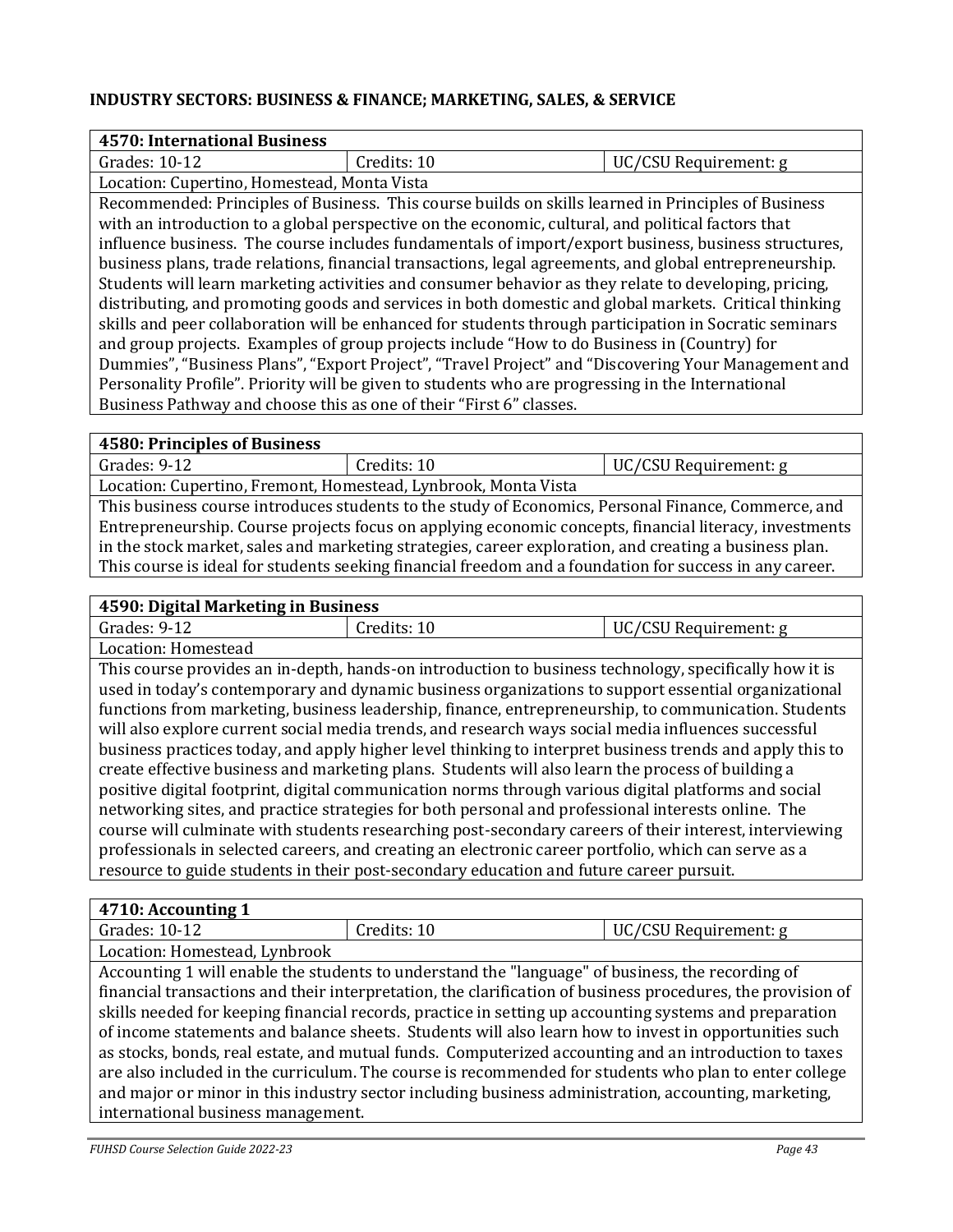**INDUSTRY SECTORS: BUSINESS & FINANCE; MARKETING, SALES, & SERVICE**

| **4570: International Business** | | |
|---|---|---|
| Grades: 10-12 | Credits: 10 | UC/CSU Requirement: g |
| Location: Cupertino, Homestead, Monta Vista | | |
| Recommended: Principles of Business. This course builds on skills learned in Principles of Business with an introduction to a global perspective on the economic, cultural, and political factors that influence business. The course includes fundamentals of import/export business, business structures, business plans, trade relations, financial transactions, legal agreements, and global entrepreneurship. Students will learn marketing activities and consumer behavior as they relate to developing, pricing, distributing, and promoting goods and services in both domestic and global markets. Critical thinking skills and peer collaboration will be enhanced for students through participation in Socratic seminars and group projects. Examples of group projects include "How to do Business in (Country) for Dummies", "Business Plans", "Export Project", "Travel Project" and "Discovering Your Management and Personality Profile". Priority will be given to students who are progressing in the International Business Pathway and choose this as one of their "First 6" classes. | | |

| **4580: Principles of Business** | | |
|---|---|---|
| Grades: 9-12 | Credits: 10 | UC/CSU Requirement: g |
| Location: Cupertino, Fremont, Homestead, Lynbrook, Monta Vista | | |
| This business course introduces students to the study of Economics, Personal Finance, Commerce, and Entrepreneurship. Course projects focus on applying economic concepts, financial literacy, investments in the stock market, sales and marketing strategies, career exploration, and creating a business plan. This course is ideal for students seeking financial freedom and a foundation for success in any career. | | |

| **4590: Digital Marketing in Business** | | |
|---|---|---|
| Grades: 9-12 | Credits: 10 | UC/CSU Requirement: g |
| Location: Homestead | | |
| This course provides an in-depth, hands-on introduction to business technology, specifically how it is used in today's contemporary and dynamic business organizations to support essential organizational functions from marketing, business leadership, finance, entrepreneurship, to communication. Students will also explore current social media trends, and research ways social media influences successful business practices today, and apply higher level thinking to interpret business trends and apply this to create effective business and marketing plans. Students will also learn the process of building a positive digital footprint, digital communication norms through various digital platforms and social networking sites, and practice strategies for both personal and professional interests online. The course will culminate with students researching post-secondary careers of their interest, interviewing professionals in selected careers, and creating an electronic career portfolio, which can serve as a resource to guide students in their post-secondary education and future career pursuit. | | |

| **4710: Accounting 1** | | |
|---|---|---|
| Grades: 10-12 | Credits: 10 | UC/CSU Requirement: g |
| Location: Homestead, Lynbrook | | |
| Accounting 1 will enable the students to understand the "language" of business, the recording of financial transactions and their interpretation, the clarification of business procedures, the provision of skills needed for keeping financial records, practice in setting up accounting systems and preparation of income statements and balance sheets. Students will also learn how to invest in opportunities such as stocks, bonds, real estate, and mutual funds. Computerized accounting and an introduction to taxes are also included in the curriculum. The course is recommended for students who plan to enter college and major or minor in this industry sector including business administration, accounting, marketing, international business management. | | |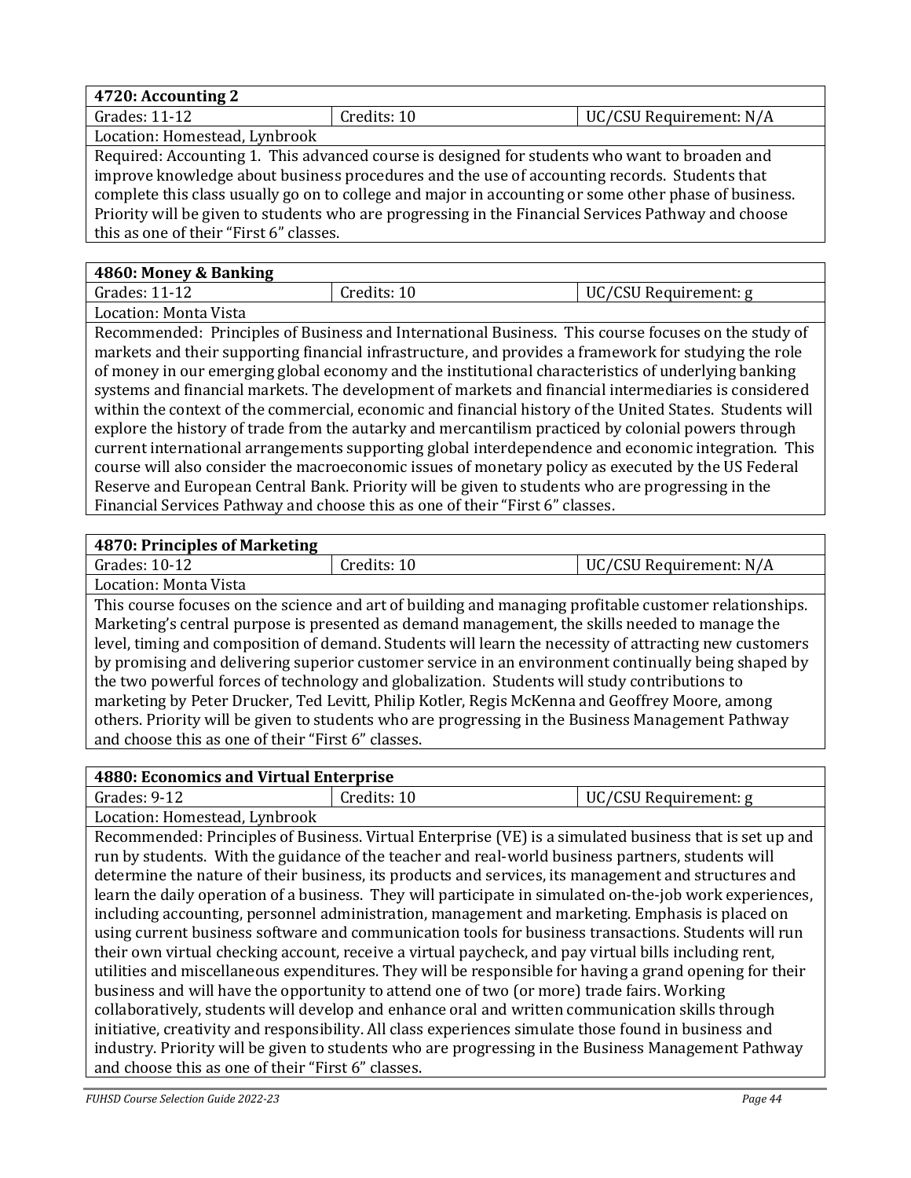| 4720: Accounting 2 | | |
|---|---|---|
| Grades: 11-12 | Credits: 10 | UC/CSU Requirement: N/A |
| Location: Homestead, Lynbrook | | |
| Required: Accounting 1. This advanced course is designed for students who want to broaden and improve knowledge about business procedures and the use of accounting records. Students that complete this class usually go on to college and major in accounting or some other phase of business. Priority will be given to students who are progressing in the Financial Services Pathway and choose this as one of their "First 6" classes. | | |

| 4860: Money & Banking | | |
|---|---|---|
| Grades: 11-12 | Credits: 10 | UC/CSU Requirement: g |
| Location: Monta Vista | | |
| Recommended: Principles of Business and International Business. This course focuses on the study of markets and their supporting financial infrastructure, and provides a framework for studying the role of money in our emerging global economy and the institutional characteristics of underlying banking systems and financial markets. The development of markets and financial intermediaries is considered within the context of the commercial, economic and financial history of the United States. Students will explore the history of trade from the autarky and mercantilism practiced by colonial powers through current international arrangements supporting global interdependence and economic integration. This course will also consider the macroeconomic issues of monetary policy as executed by the US Federal Reserve and European Central Bank. Priority will be given to students who are progressing in the Financial Services Pathway and choose this as one of their "First 6" classes. | | |

| 4870: Principles of Marketing | | |
|---|---|---|
| Grades: 10-12 | Credits: 10 | UC/CSU Requirement: N/A |
| Location: Monta Vista | | |
| This course focuses on the science and art of building and managing profitable customer relationships. Marketing's central purpose is presented as demand management, the skills needed to manage the level, timing and composition of demand. Students will learn the necessity of attracting new customers by promising and delivering superior customer service in an environment continually being shaped by the two powerful forces of technology and globalization. Students will study contributions to marketing by Peter Drucker, Ted Levitt, Philip Kotler, Regis McKenna and Geoffrey Moore, among others. Priority will be given to students who are progressing in the Business Management Pathway and choose this as one of their "First 6" classes. | | |

| 4880: Economics and Virtual Enterprise | | |
|---|---|---|
| Grades: 9-12 | Credits: 10 | UC/CSU Requirement: g |
| Location: Homestead, Lynbrook | | |
| Recommended: Principles of Business. Virtual Enterprise (VE) is a simulated business that is set up and run by students. With the guidance of the teacher and real-world business partners, students will determine the nature of their business, its products and services, its management and structures and learn the daily operation of a business. They will participate in simulated on-the-job work experiences, including accounting, personnel administration, management and marketing. Emphasis is placed on using current business software and communication tools for business transactions. Students will run their own virtual checking account, receive a virtual paycheck, and pay virtual bills including rent, utilities and miscellaneous expenditures. They will be responsible for having a grand opening for their business and will have the opportunity to attend one of two (or more) trade fairs. Working collaboratively, students will develop and enhance oral and written communication skills through initiative, creativity and responsibility. All class experiences simulate those found in business and industry. Priority will be given to students who are progressing in the Business Management Pathway and choose this as one of their "First 6" classes. | | |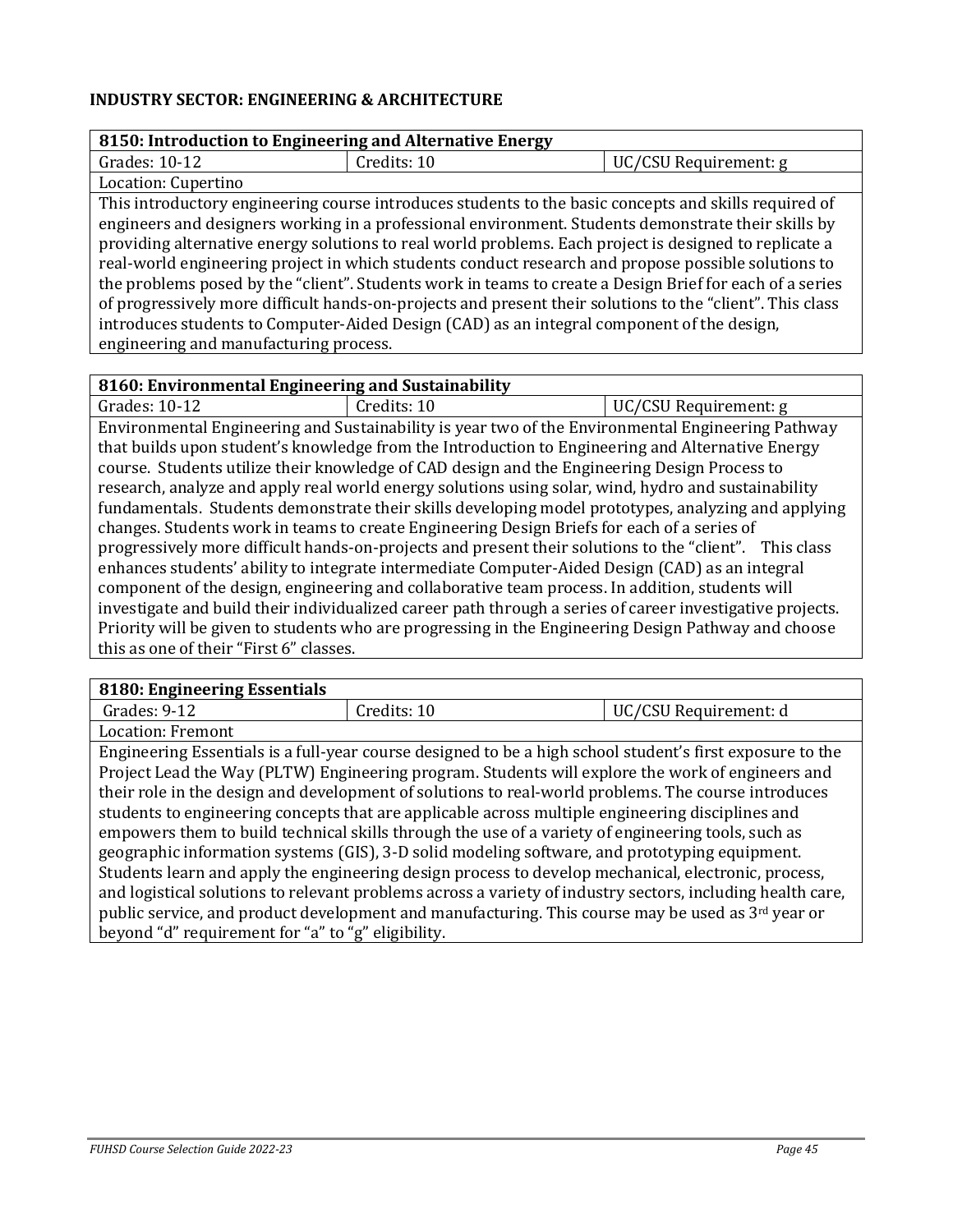## INDUSTRY SECTOR: ENGINEERING & ARCHITECTURE

| **8150: Introduction to Engineering and Alternative Energy** | | |
|---|---|---|
| Grades: 10-12 | Credits: 10 | UC/CSU Requirement: g |
| Location: Cupertino | | |
| This introductory engineering course introduces students to the basic concepts and skills required of engineers and designers working in a professional environment. Students demonstrate their skills by providing alternative energy solutions to real world problems. Each project is designed to replicate a real-world engineering project in which students conduct research and propose possible solutions to the problems posed by the "client". Students work in teams to create a Design Brief for each of a series of progressively more difficult hands-on-projects and present their solutions to the "client". This class introduces students to Computer-Aided Design (CAD) as an integral component of the design, engineering and manufacturing process. | | |

| **8160: Environmental Engineering and Sustainability** | | |
|---|---|---|
| Grades: 10-12 | Credits: 10 | UC/CSU Requirement: g |
| Environmental Engineering and Sustainability is year two of the Environmental Engineering Pathway that builds upon student's knowledge from the Introduction to Engineering and Alternative Energy course. Students utilize their knowledge of CAD design and the Engineering Design Process to research, analyze and apply real world energy solutions using solar, wind, hydro and sustainability fundamentals. Students demonstrate their skills developing model prototypes, analyzing and applying changes. Students work in teams to create Engineering Design Briefs for each of a series of progressively more difficult hands-on-projects and present their solutions to the "client". This class enhances students' ability to integrate intermediate Computer-Aided Design (CAD) as an integral component of the design, engineering and collaborative team process. In addition, students will investigate and build their individualized career path through a series of career investigative projects. Priority will be given to students who are progressing in the Engineering Design Pathway and choose this as one of their "First 6" classes. | | |

| **8180: Engineering Essentials** | | |
|---|---|---|
| Grades: 9-12 | Credits: 10 | UC/CSU Requirement: d |
| Location: Fremont | | |
| Engineering Essentials is a full-year course designed to be a high school student's first exposure to the Project Lead the Way (PLTW) Engineering program. Students will explore the work of engineers and their role in the design and development of solutions to real-world problems. The course introduces students to engineering concepts that are applicable across multiple engineering disciplines and empowers them to build technical skills through the use of a variety of engineering tools, such as geographic information systems (GIS), 3-D solid modeling software, and prototyping equipment. Students learn and apply the engineering design process to develop mechanical, electronic, process, and logistical solutions to relevant problems across a variety of industry sectors, including health care, public service, and product development and manufacturing. This course may be used as 3rd year or beyond "d" requirement for "a" to "g" eligibility. | | |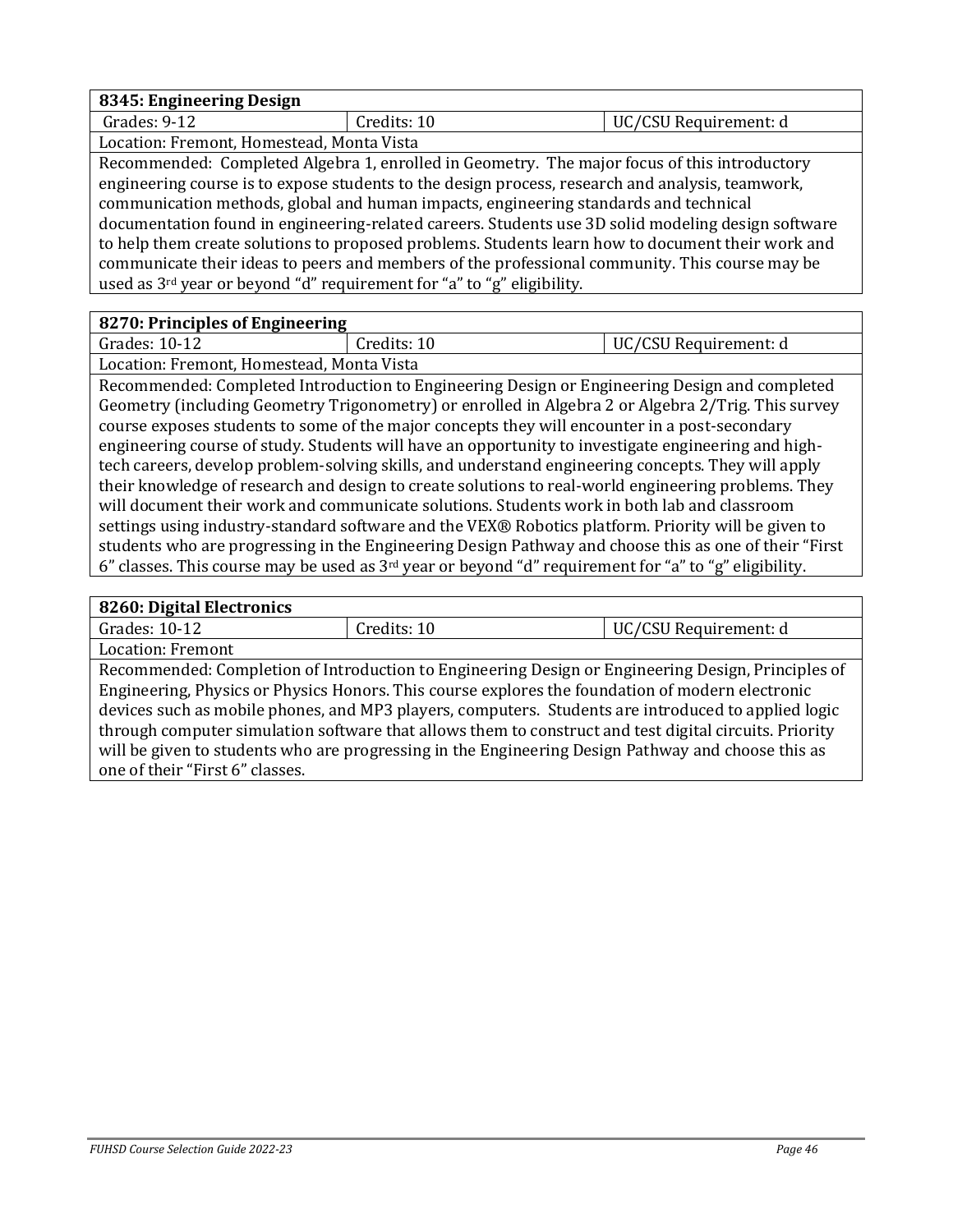| **8345: Engineering Design** | | |
|---|---|---|
| Grades: 9-12 | Credits: 10 | UC/CSU Requirement: d |
| Location: Fremont, Homestead, Monta Vista | | |
| Recommended: Completed Algebra 1, enrolled in Geometry. The major focus of this introductory engineering course is to expose students to the design process, research and analysis, teamwork, communication methods, global and human impacts, engineering standards and technical documentation found in engineering-related careers. Students use 3D solid modeling design software to help them create solutions to proposed problems. Students learn how to document their work and communicate their ideas to peers and members of the professional community. This course may be used as 3rd year or beyond "d" requirement for "a" to "g" eligibility. | | |

| **8270: Principles of Engineering** | | |
|---|---|---|
| Grades: 10-12 | Credits: 10 | UC/CSU Requirement: d |
| Location: Fremont, Homestead, Monta Vista | | |
| Recommended: Completed Introduction to Engineering Design or Engineering Design and completed Geometry (including Geometry Trigonometry) or enrolled in Algebra 2 or Algebra 2/Trig. This survey course exposes students to some of the major concepts they will encounter in a post-secondary engineering course of study. Students will have an opportunity to investigate engineering and high-tech careers, develop problem-solving skills, and understand engineering concepts. They will apply their knowledge of research and design to create solutions to real-world engineering problems. They will document their work and communicate solutions. Students work in both lab and classroom settings using industry-standard software and the VEX® Robotics platform. Priority will be given to students who are progressing in the Engineering Design Pathway and choose this as one of their "First 6" classes. This course may be used as 3rd year or beyond "d" requirement for "a" to "g" eligibility. | | |

| **8260: Digital Electronics** | | |
|---|---|---|
| Grades: 10-12 | Credits: 10 | UC/CSU Requirement: d |
| Location: Fremont | | |
| Recommended: Completion of Introduction to Engineering Design or Engineering Design, Principles of Engineering, Physics or Physics Honors. This course explores the foundation of modern electronic devices such as mobile phones, and MP3 players, computers. Students are introduced to applied logic through computer simulation software that allows them to construct and test digital circuits. Priority will be given to students who are progressing in the Engineering Design Pathway and choose this as one of their "First 6" classes. | | |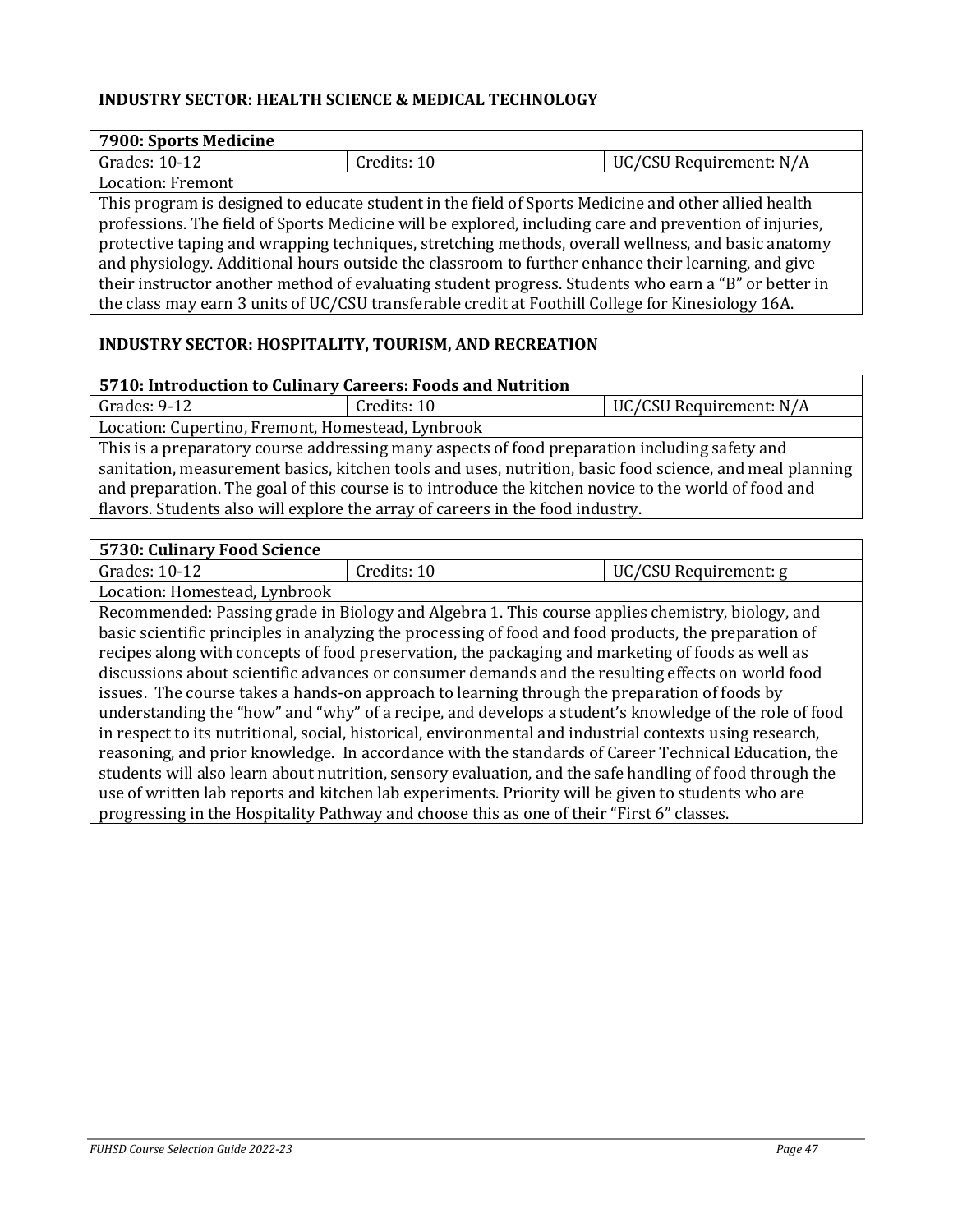### INDUSTRY SECTOR: HEALTH SCIENCE & MEDICAL TECHNOLOGY

| **7900: Sports Medicine** | | |
|---|---|---|
| Grades: 10-12 | Credits: 10 | UC/CSU Requirement: N/A |
| Location: Fremont | | |
| This program is designed to educate student in the field of Sports Medicine and other allied health professions. The field of Sports Medicine will be explored, including care and prevention of injuries, protective taping and wrapping techniques, stretching methods, overall wellness, and basic anatomy and physiology. Additional hours outside the classroom to further enhance their learning, and give their instructor another method of evaluating student progress. Students who earn a "B" or better in the class may earn 3 units of UC/CSU transferable credit at Foothill College for Kinesiology 16A. | | |

### INDUSTRY SECTOR: HOSPITALITY, TOURISM, AND RECREATION

| **5710: Introduction to Culinary Careers: Foods and Nutrition** | | |
|---|---|---|
| Grades: 9-12 | Credits: 10 | UC/CSU Requirement: N/A |
| Location: Cupertino, Fremont, Homestead, Lynbrook | | |
| This is a preparatory course addressing many aspects of food preparation including safety and sanitation, measurement basics, kitchen tools and uses, nutrition, basic food science, and meal planning and preparation. The goal of this course is to introduce the kitchen novice to the world of food and flavors. Students also will explore the array of careers in the food industry. | | |

| **5730: Culinary Food Science** | | |
|---|---|---|
| Grades: 10-12 | Credits: 10 | UC/CSU Requirement: g |
| Location: Homestead, Lynbrook | | |
| Recommended: Passing grade in Biology and Algebra 1. This course applies chemistry, biology, and basic scientific principles in analyzing the processing of food and food products, the preparation of recipes along with concepts of food preservation, the packaging and marketing of foods as well as discussions about scientific advances or consumer demands and the resulting effects on world food issues. The course takes a hands-on approach to learning through the preparation of foods by understanding the "how" and "why" of a recipe, and develops a student's knowledge of the role of food in respect to its nutritional, social, historical, environmental and industrial contexts using research, reasoning, and prior knowledge. In accordance with the standards of Career Technical Education, the students will also learn about nutrition, sensory evaluation, and the safe handling of food through the use of written lab reports and kitchen lab experiments. Priority will be given to students who are progressing in the Hospitality Pathway and choose this as one of their "First 6" classes. | | |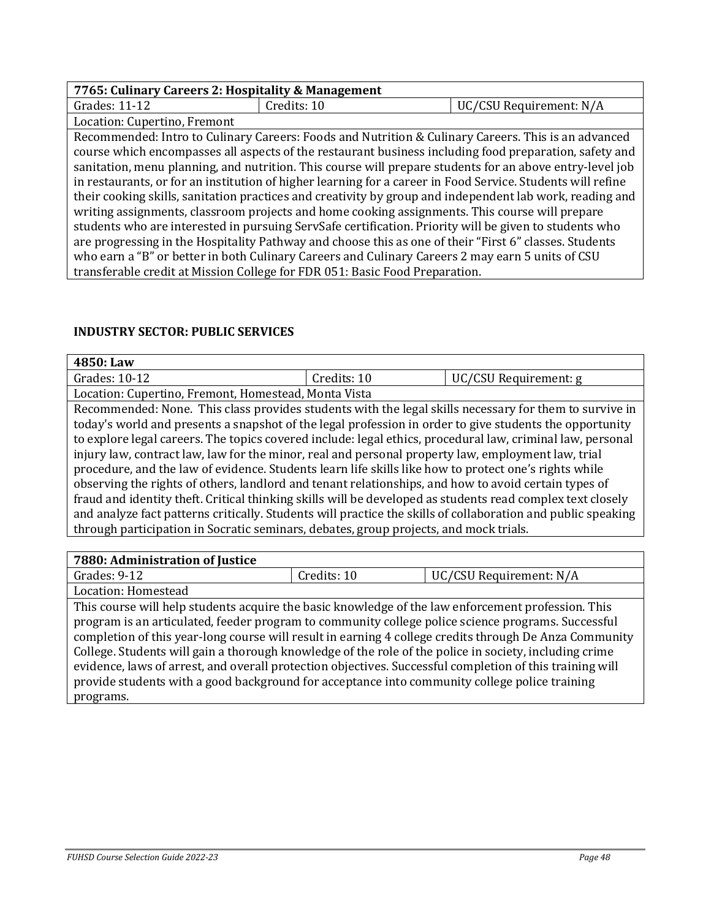| 7765: Culinary Careers 2: Hospitality & Management | | |
|---|---|---|
| Grades: 11-12 | Credits: 10 | UC/CSU Requirement: N/A |
| Location: Cupertino, Fremont | | |
| Recommended: Intro to Culinary Careers: Foods and Nutrition & Culinary Careers. This is an advanced course which encompasses all aspects of the restaurant business including food preparation, safety and sanitation, menu planning, and nutrition. This course will prepare students for an above entry-level job in restaurants, or for an institution of higher learning for a career in Food Service. Students will refine their cooking skills, sanitation practices and creativity by group and independent lab work, reading and writing assignments, classroom projects and home cooking assignments. This course will prepare students who are interested in pursuing ServSafe certification. Priority will be given to students who are progressing in the Hospitality Pathway and choose this as one of their "First 6" classes. Students who earn a "B" or better in both Culinary Careers and Culinary Careers 2 may earn 5 units of CSU transferable credit at Mission College for FDR 051: Basic Food Preparation. | | |

## INDUSTRY SECTOR: PUBLIC SERVICES

| 4850: Law | | |
|---|---|---|
| Grades: 10-12 | Credits: 10 | UC/CSU Requirement: g |
| Location: Cupertino, Fremont, Homestead, Monta Vista | | |
| Recommended: None. This class provides students with the legal skills necessary for them to survive in today's world and presents a snapshot of the legal profession in order to give students the opportunity to explore legal careers. The topics covered include: legal ethics, procedural law, criminal law, personal injury law, contract law, law for the minor, real and personal property law, employment law, trial procedure, and the law of evidence. Students learn life skills like how to protect one's rights while observing the rights of others, landlord and tenant relationships, and how to avoid certain types of fraud and identity theft. Critical thinking skills will be developed as students read complex text closely and analyze fact patterns critically. Students will practice the skills of collaboration and public speaking through participation in Socratic seminars, debates, group projects, and mock trials. | | |

| 7880: Administration of Justice | | |
|---|---|---|
| Grades: 9-12 | Credits: 10 | UC/CSU Requirement: N/A |
| Location: Homestead | | |
| This course will help students acquire the basic knowledge of the law enforcement profession. This program is an articulated, feeder program to community college police science programs. Successful completion of this year-long course will result in earning 4 college credits through De Anza Community College. Students will gain a thorough knowledge of the role of the police in society, including crime evidence, laws of arrest, and overall protection objectives. Successful completion of this training will provide students with a good background for acceptance into community college police training programs. | | |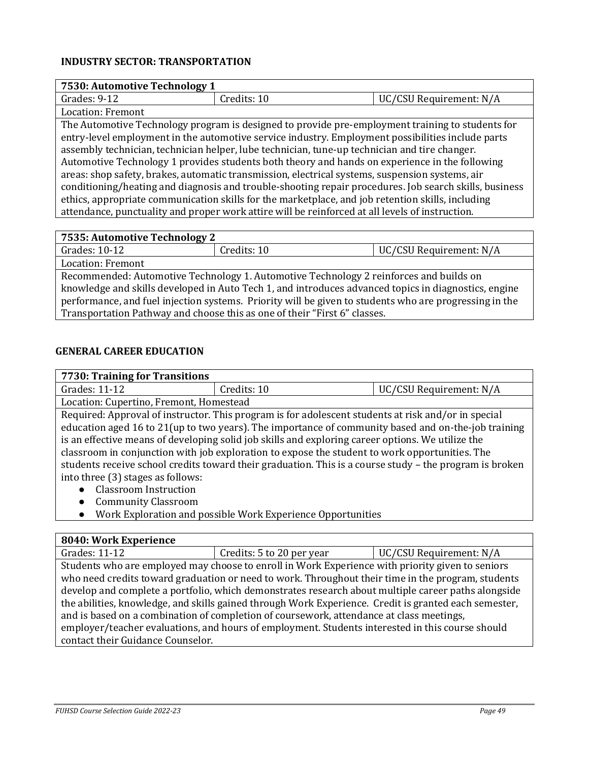## INDUSTRY SECTOR: TRANSPORTATION

| 7530: Automotive Technology 1 | | |
|---|---|---|
| Grades: 9-12 | Credits: 10 | UC/CSU Requirement: N/A |
| Location: Fremont | | |
| The Automotive Technology program is designed to provide pre-employment training to students for entry-level employment in the automotive service industry. Employment possibilities include parts assembly technician, technician helper, lube technician, tune-up technician and tire changer. Automotive Technology 1 provides students both theory and hands on experience in the following areas: shop safety, brakes, automatic transmission, electrical systems, suspension systems, air conditioning/heating and diagnosis and trouble-shooting repair procedures. Job search skills, business ethics, appropriate communication skills for the marketplace, and job retention skills, including attendance, punctuality and proper work attire will be reinforced at all levels of instruction. | | |

| 7535: Automotive Technology 2 | | |
|---|---|---|
| Grades: 10-12 | Credits: 10 | UC/CSU Requirement: N/A |
| Location: Fremont | | |
| Recommended: Automotive Technology 1. Automotive Technology 2 reinforces and builds on knowledge and skills developed in Auto Tech 1, and introduces advanced topics in diagnostics, engine performance, and fuel injection systems. Priority will be given to students who are progressing in the Transportation Pathway and choose this as one of their "First 6" classes. | | |

## GENERAL CAREER EDUCATION

| 7730: Training for Transitions | | |
|---|---|---|
| Grades: 11-12 | Credits: 10 | UC/CSU Requirement: N/A |
| Location: Cupertino, Fremont, Homestead | | |
| Required: Approval of instructor. This program is for adolescent students at risk and/or in special education aged 16 to 21(up to two years). The importance of community based and on-the-job training is an effective means of developing solid job skills and exploring career options. We utilize the classroom in conjunction with job exploration to expose the student to work opportunities. The students receive school credits toward their graduation. This is a course study – the program is broken into three (3) stages as follows: <br>● Classroom Instruction <br>● Community Classroom <br>● Work Exploration and possible Work Experience Opportunities | | |

| 8040: Work Experience | | |
|---|---|---|
| Grades: 11-12 | Credits: 5 to 20 per year | UC/CSU Requirement: N/A |
| Students who are employed may choose to enroll in Work Experience with priority given to seniors who need credits toward graduation or need to work. Throughout their time in the program, students develop and complete a portfolio, which demonstrates research about multiple career paths alongside the abilities, knowledge, and skills gained through Work Experience. Credit is granted each semester, and is based on a combination of completion of coursework, attendance at class meetings, employer/teacher evaluations, and hours of employment. Students interested in this course should contact their Guidance Counselor. | | |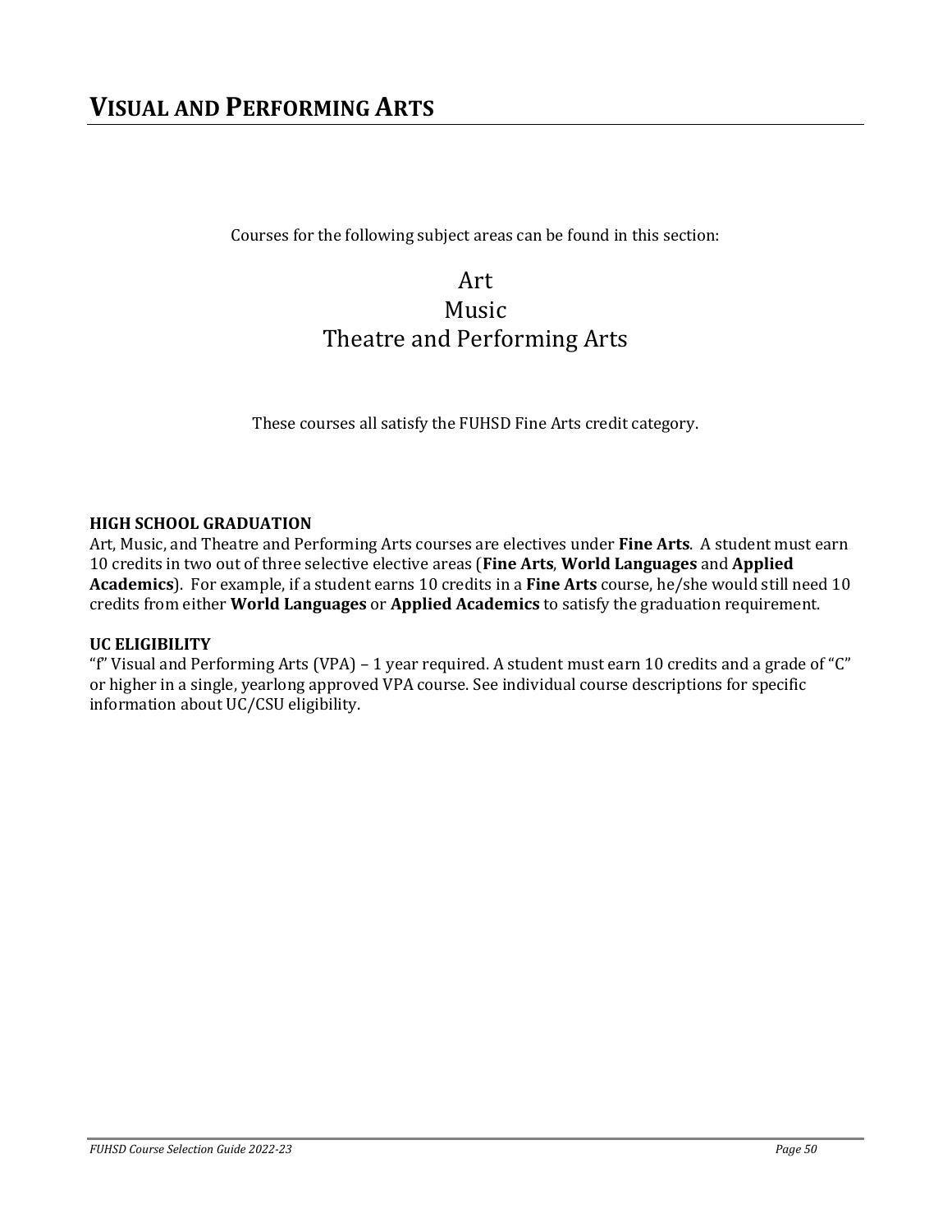# VISUAL AND PERFORMING ARTS

Courses for the following subject areas can be found in this section:

Art
Music
Theatre and Performing Arts

These courses all satisfy the FUHSD Fine Arts credit category.

**HIGH SCHOOL GRADUATION**
Art, Music, and Theatre and Performing Arts courses are electives under **Fine Arts**. A student must earn 10 credits in two out of three selective elective areas (**Fine Arts**, **World Languages** and **Applied Academics**). For example, if a student earns 10 credits in a **Fine Arts** course, he/she would still need 10 credits from either **World Languages** or **Applied Academics** to satisfy the graduation requirement.

**UC ELIGIBILITY**
"f" Visual and Performing Arts (VPA) – 1 year required. A student must earn 10 credits and a grade of "C" or higher in a single, yearlong approved VPA course. See individual course descriptions for specific information about UC/CSU eligibility.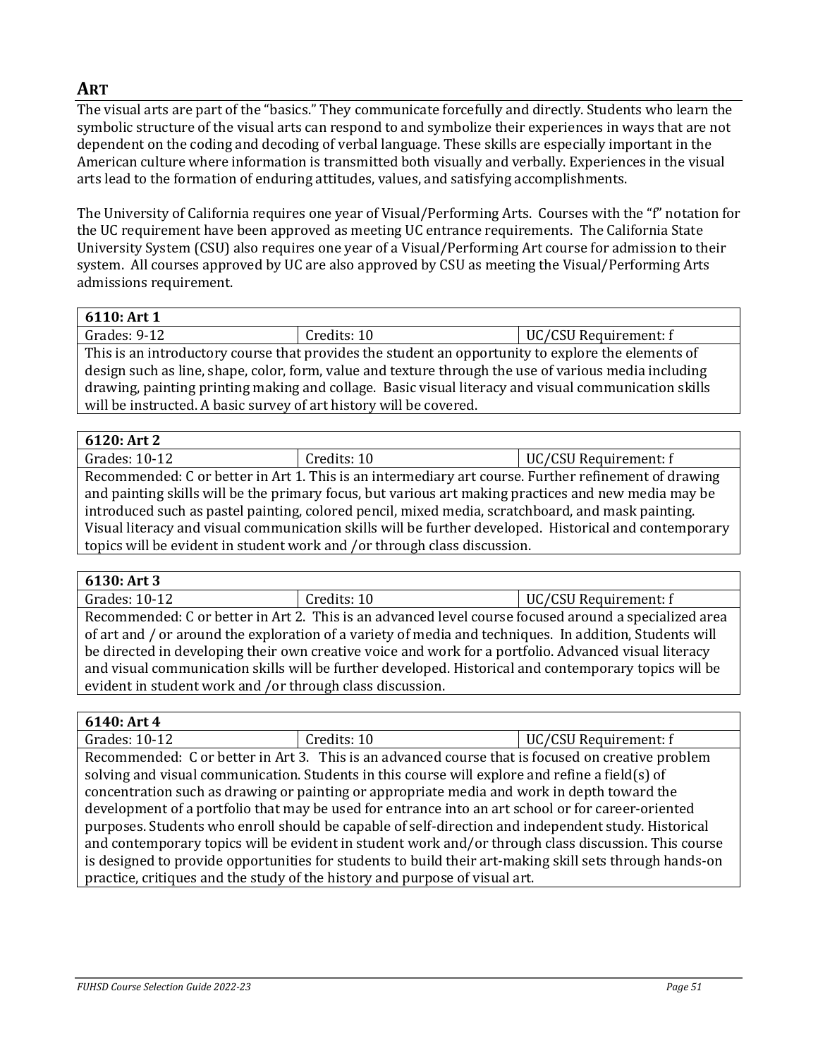## ART

The visual arts are part of the "basics." They communicate forcefully and directly. Students who learn the symbolic structure of the visual arts can respond to and symbolize their experiences in ways that are not dependent on the coding and decoding of verbal language. These skills are especially important in the American culture where information is transmitted both visually and verbally. Experiences in the visual arts lead to the formation of enduring attitudes, values, and satisfying accomplishments.

The University of California requires one year of Visual/Performing Arts. Courses with the "f" notation for the UC requirement have been approved as meeting UC entrance requirements. The California State University System (CSU) also requires one year of a Visual/Performing Art course for admission to their system. All courses approved by UC are also approved by CSU as meeting the Visual/Performing Arts admissions requirement.

| **6110: Art 1** | | |
|---|---|---|
| Grades: 9-12 | Credits: 10 | UC/CSU Requirement: f |
| This is an introductory course that provides the student an opportunity to explore the elements of design such as line, shape, color, form, value and texture through the use of various media including drawing, painting printing making and collage. Basic visual literacy and visual communication skills will be instructed. A basic survey of art history will be covered. | | |

| **6120: Art 2** | | |
|---|---|---|
| Grades: 10-12 | Credits: 10 | UC/CSU Requirement: f |
| Recommended: C or better in Art 1. This is an intermediary art course. Further refinement of drawing and painting skills will be the primary focus, but various art making practices and new media may be introduced such as pastel painting, colored pencil, mixed media, scratchboard, and mask painting. Visual literacy and visual communication skills will be further developed. Historical and contemporary topics will be evident in student work and /or through class discussion. | | |

| **6130: Art 3** | | |
|---|---|---|
| Grades: 10-12 | Credits: 10 | UC/CSU Requirement: f |
| Recommended: C or better in Art 2. This is an advanced level course focused around a specialized area of art and / or around the exploration of a variety of media and techniques. In addition, Students will be directed in developing their own creative voice and work for a portfolio. Advanced visual literacy and visual communication skills will be further developed. Historical and contemporary topics will be evident in student work and /or through class discussion. | | |

| **6140: Art 4** | | |
|---|---|---|
| Grades: 10-12 | Credits: 10 | UC/CSU Requirement: f |
| Recommended: C or better in Art 3. This is an advanced course that is focused on creative problem solving and visual communication. Students in this course will explore and refine a field(s) of concentration such as drawing or painting or appropriate media and work in depth toward the development of a portfolio that may be used for entrance into an art school or for career-oriented purposes. Students who enroll should be capable of self-direction and independent study. Historical and contemporary topics will be evident in student work and/or through class discussion. This course is designed to provide opportunities for students to build their art-making skill sets through hands-on practice, critiques and the study of the history and purpose of visual art. | | |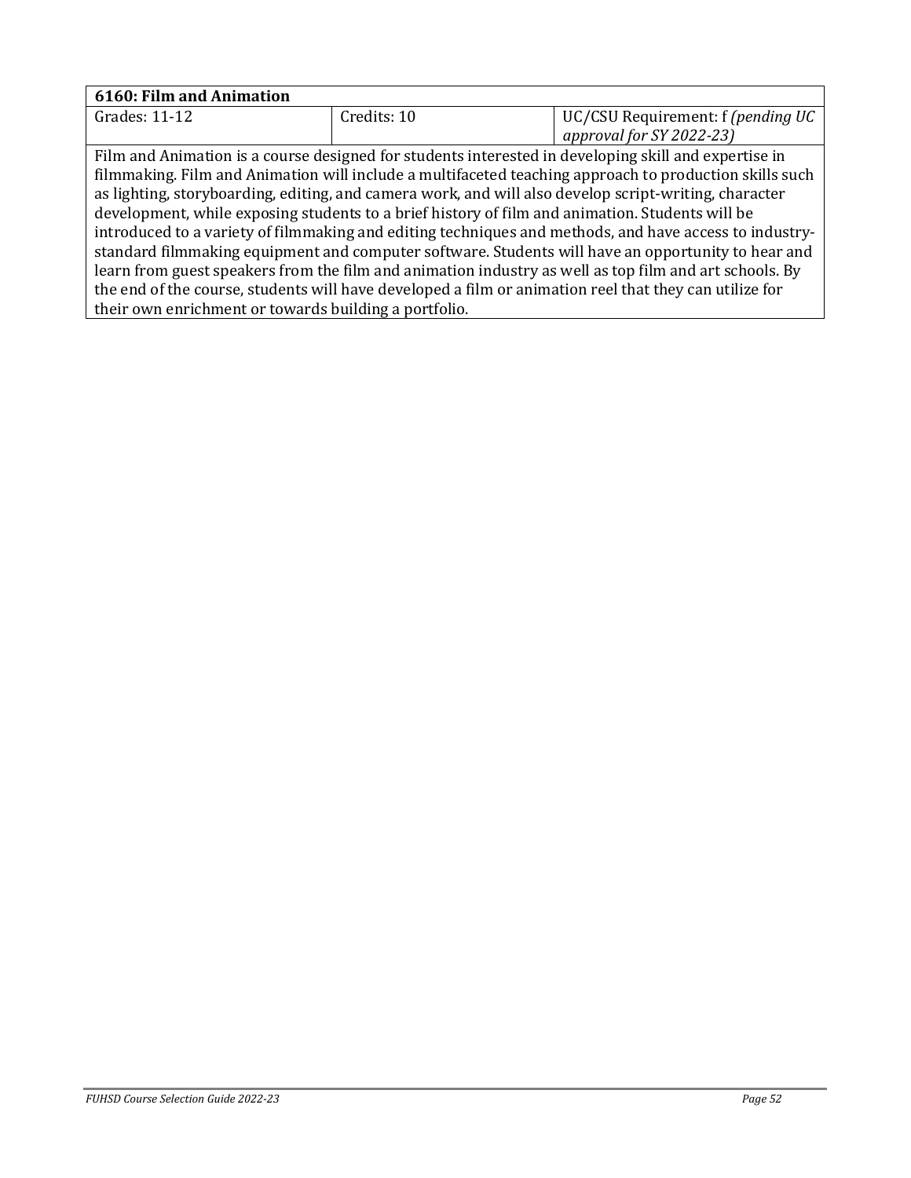| **6160: Film and Animation** | | |
|---|---|---|
| Grades: 11-12 | Credits: 10 | UC/CSU Requirement: f *(pending UC approval for SY 2022-23)* |
| Film and Animation is a course designed for students interested in developing skill and expertise in filmmaking. Film and Animation will include a multifaceted teaching approach to production skills such as lighting, storyboarding, editing, and camera work, and will also develop script-writing, character development, while exposing students to a brief history of film and animation. Students will be introduced to a variety of filmmaking and editing techniques and methods, and have access to industry-standard filmmaking equipment and computer software. Students will have an opportunity to hear and learn from guest speakers from the film and animation industry as well as top film and art schools. By the end of the course, students will have developed a film or animation reel that they can utilize for their own enrichment or towards building a portfolio. | | |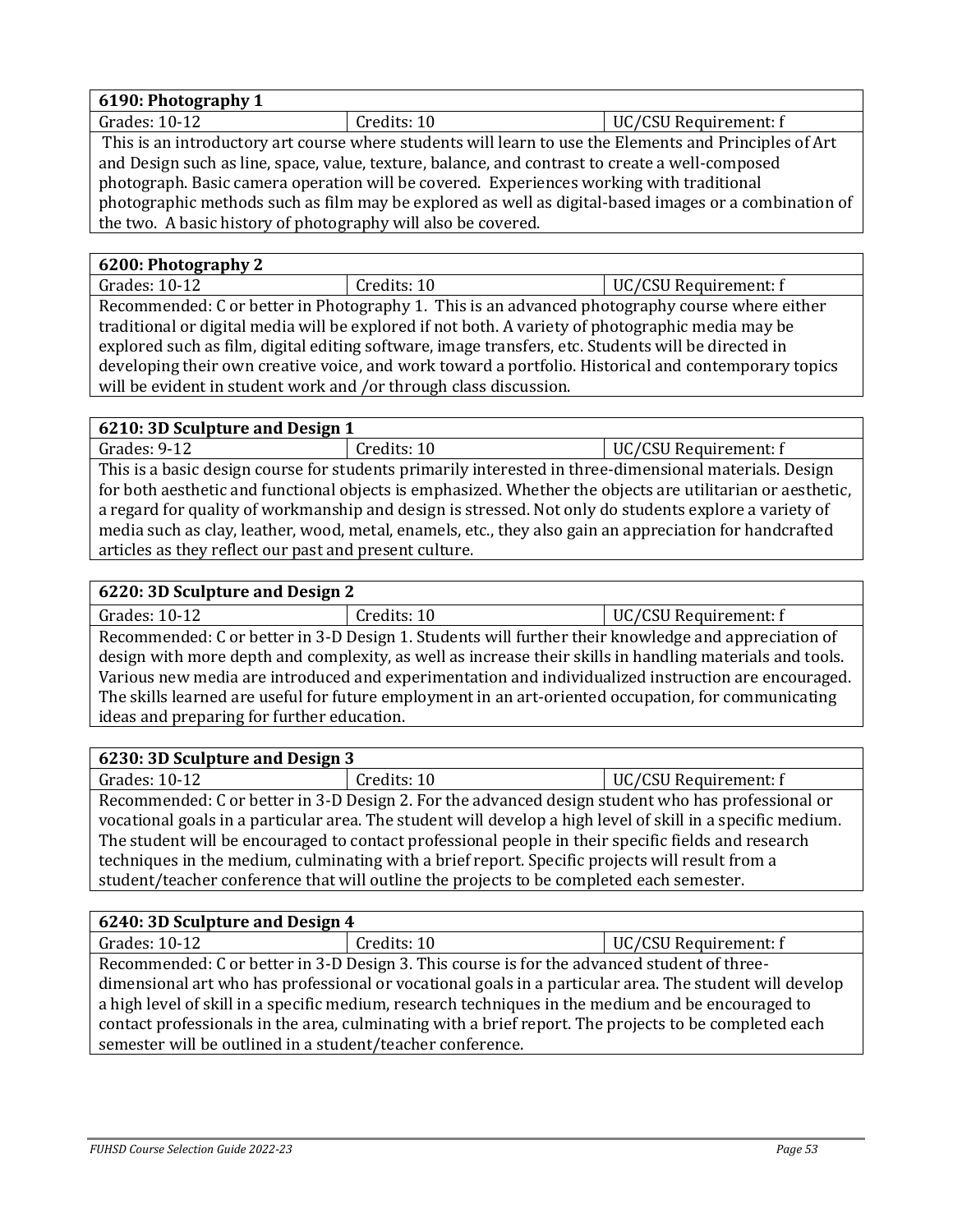| 6190: Photography 1 | | |
|---|---|---|
| Grades: 10-12 | Credits: 10 | UC/CSU Requirement: f |
| This is an introductory art course where students will learn to use the Elements and Principles of Art and Design such as line, space, value, texture, balance, and contrast to create a well-composed photograph. Basic camera operation will be covered. Experiences working with traditional photographic methods such as film may be explored as well as digital-based images or a combination of the two. A basic history of photography will also be covered. | | |

| 6200: Photography 2 | | |
|---|---|---|
| Grades: 10-12 | Credits: 10 | UC/CSU Requirement: f |
| Recommended: C or better in Photography 1. This is an advanced photography course where either traditional or digital media will be explored if not both. A variety of photographic media may be explored such as film, digital editing software, image transfers, etc. Students will be directed in developing their own creative voice, and work toward a portfolio. Historical and contemporary topics will be evident in student work and /or through class discussion. | | |

| 6210: 3D Sculpture and Design 1 | | |
|---|---|---|
| Grades: 9-12 | Credits: 10 | UC/CSU Requirement: f |
| This is a basic design course for students primarily interested in three-dimensional materials. Design for both aesthetic and functional objects is emphasized. Whether the objects are utilitarian or aesthetic, a regard for quality of workmanship and design is stressed. Not only do students explore a variety of media such as clay, leather, wood, metal, enamels, etc., they also gain an appreciation for handcrafted articles as they reflect our past and present culture. | | |

| 6220: 3D Sculpture and Design 2 | | |
|---|---|---|
| Grades: 10-12 | Credits: 10 | UC/CSU Requirement: f |
| Recommended: C or better in 3-D Design 1. Students will further their knowledge and appreciation of design with more depth and complexity, as well as increase their skills in handling materials and tools. Various new media are introduced and experimentation and individualized instruction are encouraged. The skills learned are useful for future employment in an art-oriented occupation, for communicating ideas and preparing for further education. | | |

| 6230: 3D Sculpture and Design 3 | | |
|---|---|---|
| Grades: 10-12 | Credits: 10 | UC/CSU Requirement: f |
| Recommended: C or better in 3-D Design 2. For the advanced design student who has professional or vocational goals in a particular area. The student will develop a high level of skill in a specific medium. The student will be encouraged to contact professional people in their specific fields and research techniques in the medium, culminating with a brief report. Specific projects will result from a student/teacher conference that will outline the projects to be completed each semester. | | |

| 6240: 3D Sculpture and Design 4 | | |
|---|---|---|
| Grades: 10-12 | Credits: 10 | UC/CSU Requirement: f |
| Recommended: C or better in 3-D Design 3. This course is for the advanced student of three-dimensional art who has professional or vocational goals in a particular area. The student will develop a high level of skill in a specific medium, research techniques in the medium and be encouraged to contact professionals in the area, culminating with a brief report. The projects to be completed each semester will be outlined in a student/teacher conference. | | |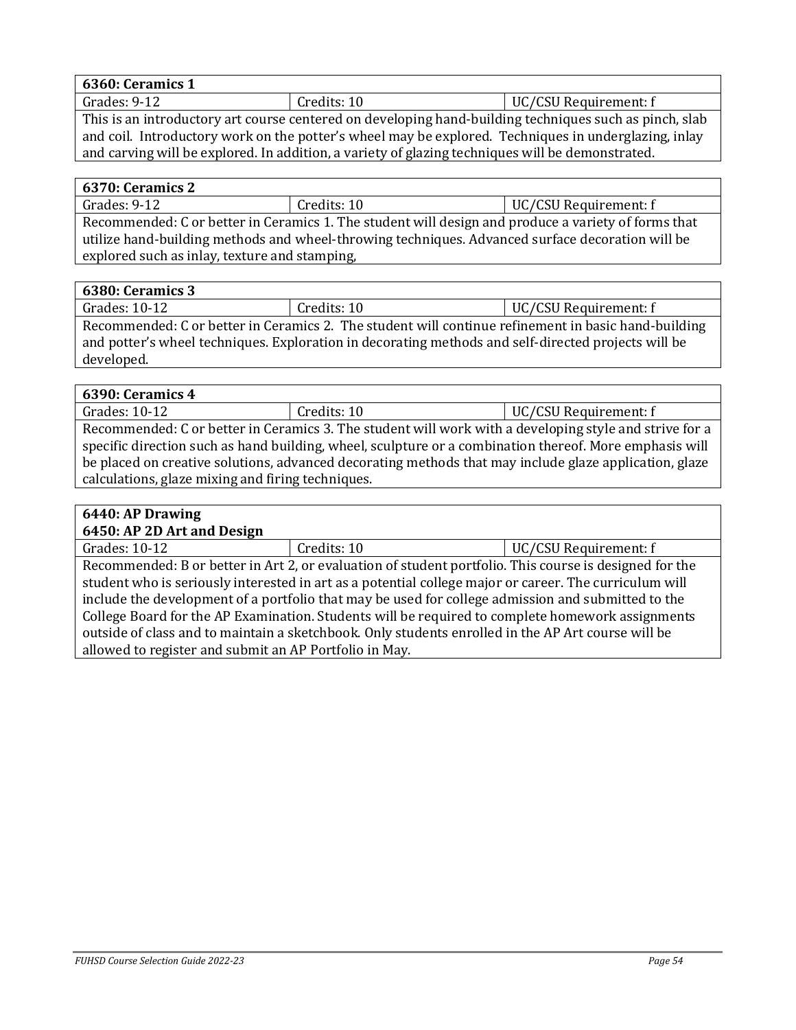| **6360: Ceramics 1** | | |
|---|---|---|
| Grades: 9-12 | Credits: 10 | UC/CSU Requirement: f |
| This is an introductory art course centered on developing hand-building techniques such as pinch, slab and coil. Introductory work on the potter's wheel may be explored. Techniques in underglazing, inlay and carving will be explored. In addition, a variety of glazing techniques will be demonstrated. | | |

| **6370: Ceramics 2** | | |
|---|---|---|
| Grades: 9-12 | Credits: 10 | UC/CSU Requirement: f |
| Recommended: C or better in Ceramics 1. The student will design and produce a variety of forms that utilize hand-building methods and wheel-throwing techniques. Advanced surface decoration will be explored such as inlay, texture and stamping, | | |

| **6380: Ceramics 3** | | |
|---|---|---|
| Grades: 10-12 | Credits: 10 | UC/CSU Requirement: f |
| Recommended: C or better in Ceramics 2. The student will continue refinement in basic hand-building and potter's wheel techniques. Exploration in decorating methods and self-directed projects will be developed. | | |

| **6390: Ceramics 4** | | |
|---|---|---|
| Grades: 10-12 | Credits: 10 | UC/CSU Requirement: f |
| Recommended: C or better in Ceramics 3. The student will work with a developing style and strive for a specific direction such as hand building, wheel, sculpture or a combination thereof. More emphasis will be placed on creative solutions, advanced decorating methods that may include glaze application, glaze calculations, glaze mixing and firing techniques. | | |

| **6440: AP Drawing**<br>**6450: AP 2D Art and Design** | | |
|---|---|---|
| Grades: 10-12 | Credits: 10 | UC/CSU Requirement: f |
| Recommended: B or better in Art 2, or evaluation of student portfolio. This course is designed for the student who is seriously interested in art as a potential college major or career. The curriculum will include the development of a portfolio that may be used for college admission and submitted to the College Board for the AP Examination. Students will be required to complete homework assignments outside of class and to maintain a sketchbook. Only students enrolled in the AP Art course will be allowed to register and submit an AP Portfolio in May. | | |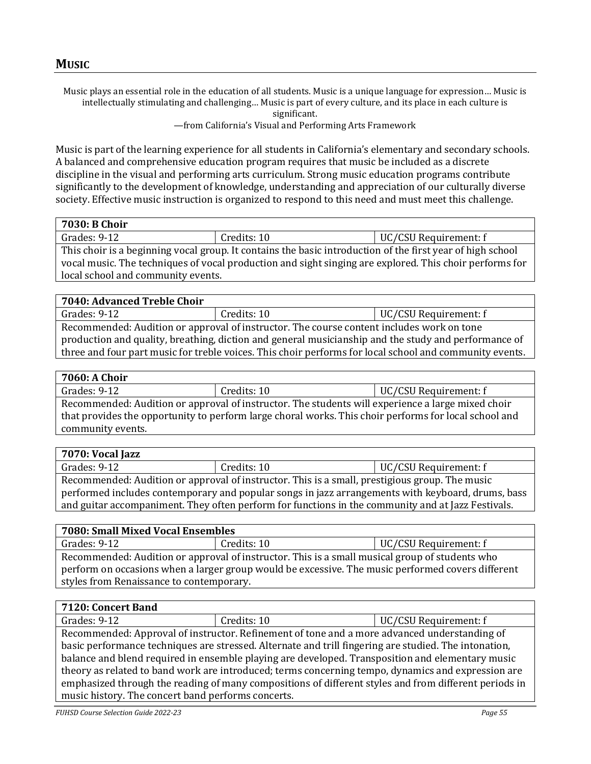## MUSIC

Music plays an essential role in the education of all students. Music is a unique language for expression… Music is intellectually stimulating and challenging… Music is part of every culture, and its place in each culture is significant.

—from California's Visual and Performing Arts Framework

Music is part of the learning experience for all students in California's elementary and secondary schools. A balanced and comprehensive education program requires that music be included as a discrete discipline in the visual and performing arts curriculum. Strong music education programs contribute significantly to the development of knowledge, understanding and appreciation of our culturally diverse society. Effective music instruction is organized to respond to this need and must meet this challenge.

| **7030: B Choir** | | |
|---|---|---|
| Grades: 9-12 | Credits: 10 | UC/CSU Requirement: f |
| This choir is a beginning vocal group. It contains the basic introduction of the first year of high school vocal music. The techniques of vocal production and sight singing are explored. This choir performs for local school and community events. | | |

| **7040: Advanced Treble Choir** | | |
|---|---|---|
| Grades: 9-12 | Credits: 10 | UC/CSU Requirement: f |
| Recommended: Audition or approval of instructor. The course content includes work on tone production and quality, breathing, diction and general musicianship and the study and performance of three and four part music for treble voices. This choir performs for local school and community events. | | |

| **7060: A Choir** | | |
|---|---|---|
| Grades: 9-12 | Credits: 10 | UC/CSU Requirement: f |
| Recommended: Audition or approval of instructor. The students will experience a large mixed choir that provides the opportunity to perform large choral works. This choir performs for local school and community events. | | |

| **7070: Vocal Jazz** | | |
|---|---|---|
| Grades: 9-12 | Credits: 10 | UC/CSU Requirement: f |
| Recommended: Audition or approval of instructor. This is a small, prestigious group. The music performed includes contemporary and popular songs in jazz arrangements with keyboard, drums, bass and guitar accompaniment. They often perform for functions in the community and at Jazz Festivals. | | |

| **7080: Small Mixed Vocal Ensembles** | | |
|---|---|---|
| Grades: 9-12 | Credits: 10 | UC/CSU Requirement: f |
| Recommended: Audition or approval of instructor. This is a small musical group of students who perform on occasions when a larger group would be excessive. The music performed covers different styles from Renaissance to contemporary. | | |

| **7120: Concert Band** | | |
|---|---|---|
| Grades: 9-12 | Credits: 10 | UC/CSU Requirement: f |
| Recommended: Approval of instructor. Refinement of tone and a more advanced understanding of basic performance techniques are stressed. Alternate and trill fingering are studied. The intonation, balance and blend required in ensemble playing are developed. Transposition and elementary music theory as related to band work are introduced; terms concerning tempo, dynamics and expression are emphasized through the reading of many compositions of different styles and from different periods in music history. The concert band performs concerts. | | |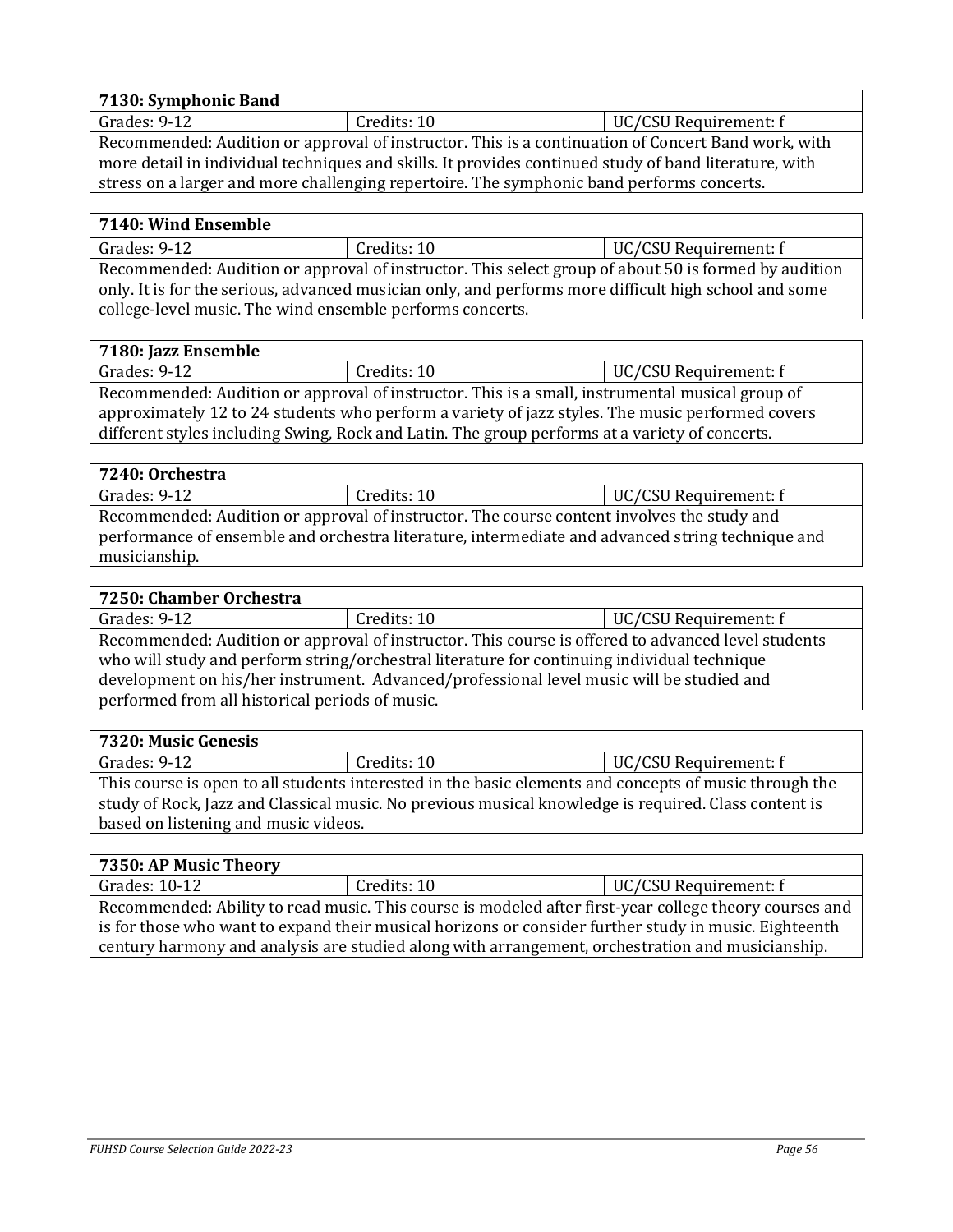| **7130: Symphonic Band** | | |
|---|---|---|
| Grades: 9-12 | Credits: 10 | UC/CSU Requirement: f |
| Recommended: Audition or approval of instructor. This is a continuation of Concert Band work, with more detail in individual techniques and skills. It provides continued study of band literature, with stress on a larger and more challenging repertoire. The symphonic band performs concerts. | | |

| **7140: Wind Ensemble** | | |
|---|---|---|
| Grades: 9-12 | Credits: 10 | UC/CSU Requirement: f |
| Recommended: Audition or approval of instructor. This select group of about 50 is formed by audition only. It is for the serious, advanced musician only, and performs more difficult high school and some college-level music. The wind ensemble performs concerts. | | |

| **7180: Jazz Ensemble** | | |
|---|---|---|
| Grades: 9-12 | Credits: 10 | UC/CSU Requirement: f |
| Recommended: Audition or approval of instructor. This is a small, instrumental musical group of approximately 12 to 24 students who perform a variety of jazz styles. The music performed covers different styles including Swing, Rock and Latin. The group performs at a variety of concerts. | | |

| **7240: Orchestra** | | |
|---|---|---|
| Grades: 9-12 | Credits: 10 | UC/CSU Requirement: f |
| Recommended: Audition or approval of instructor. The course content involves the study and performance of ensemble and orchestra literature, intermediate and advanced string technique and musicianship. | | |

| **7250: Chamber Orchestra** | | |
|---|---|---|
| Grades: 9-12 | Credits: 10 | UC/CSU Requirement: f |
| Recommended: Audition or approval of instructor. This course is offered to advanced level students who will study and perform string/orchestral literature for continuing individual technique development on his/her instrument. Advanced/professional level music will be studied and performed from all historical periods of music. | | |

| **7320: Music Genesis** | | |
|---|---|---|
| Grades: 9-12 | Credits: 10 | UC/CSU Requirement: f |
| This course is open to all students interested in the basic elements and concepts of music through the study of Rock, Jazz and Classical music. No previous musical knowledge is required. Class content is based on listening and music videos. | | |

| **7350: AP Music Theory** | | |
|---|---|---|
| Grades: 10-12 | Credits: 10 | UC/CSU Requirement: f |
| Recommended: Ability to read music. This course is modeled after first-year college theory courses and is for those who want to expand their musical horizons or consider further study in music. Eighteenth century harmony and analysis are studied along with arrangement, orchestration and musicianship. | | |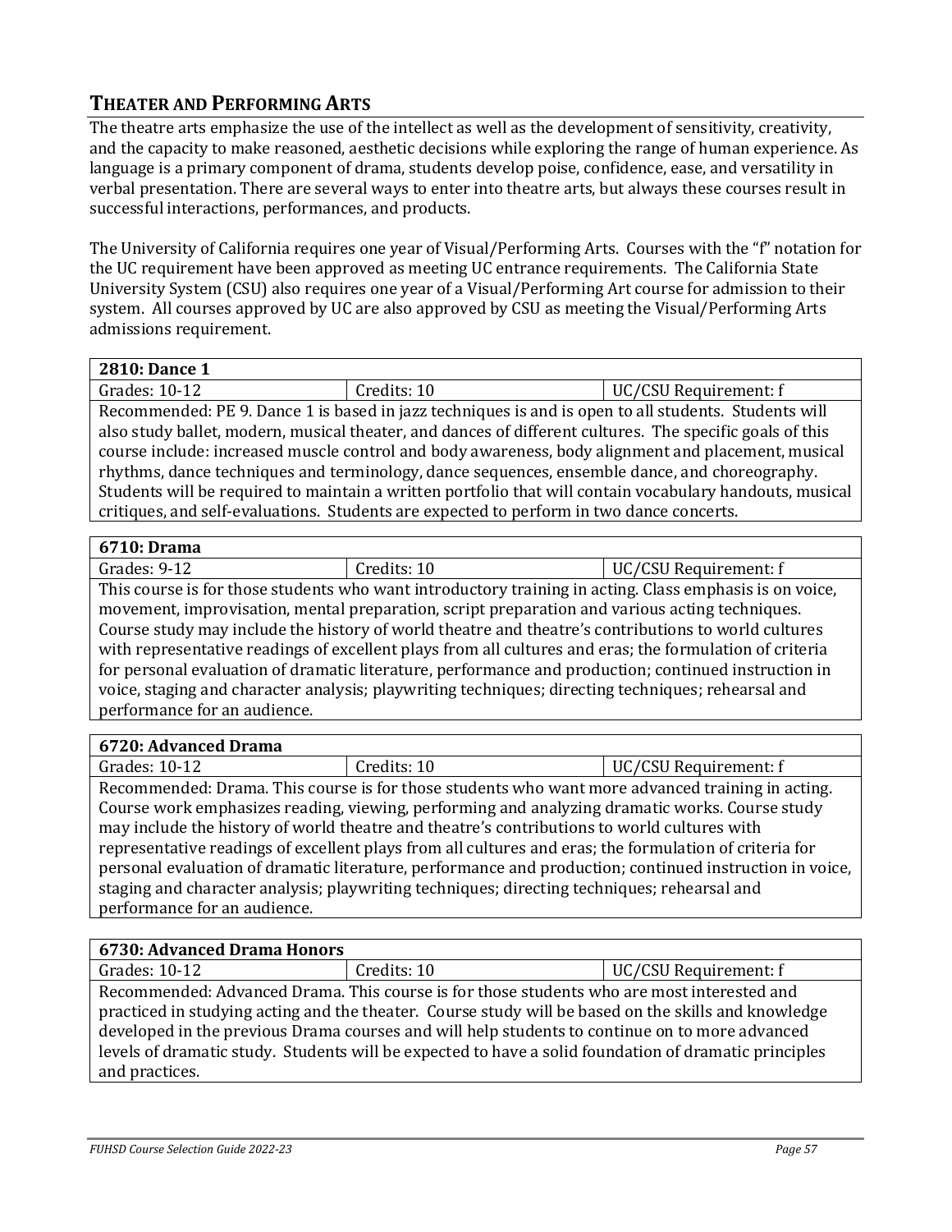## THEATER AND PERFORMING ARTS

The theatre arts emphasize the use of the intellect as well as the development of sensitivity, creativity, and the capacity to make reasoned, aesthetic decisions while exploring the range of human experience. As language is a primary component of drama, students develop poise, confidence, ease, and versatility in verbal presentation. There are several ways to enter into theatre arts, but always these courses result in successful interactions, performances, and products.

The University of California requires one year of Visual/Performing Arts. Courses with the "f" notation for the UC requirement have been approved as meeting UC entrance requirements. The California State University System (CSU) also requires one year of a Visual/Performing Art course for admission to their system. All courses approved by UC are also approved by CSU as meeting the Visual/Performing Arts admissions requirement.

| **2810: Dance 1** | | |
|---|---|---|
| Grades: 10-12 | Credits: 10 | UC/CSU Requirement: f |
| Recommended: PE 9. Dance 1 is based in jazz techniques is and is open to all students. Students will also study ballet, modern, musical theater, and dances of different cultures. The specific goals of this course include: increased muscle control and body awareness, body alignment and placement, musical rhythms, dance techniques and terminology, dance sequences, ensemble dance, and choreography. Students will be required to maintain a written portfolio that will contain vocabulary handouts, musical critiques, and self-evaluations. Students are expected to perform in two dance concerts. | | |

| **6710: Drama** | | |
|---|---|---|
| Grades: 9-12 | Credits: 10 | UC/CSU Requirement: f |
| This course is for those students who want introductory training in acting. Class emphasis is on voice, movement, improvisation, mental preparation, script preparation and various acting techniques. Course study may include the history of world theatre and theatre's contributions to world cultures with representative readings of excellent plays from all cultures and eras; the formulation of criteria for personal evaluation of dramatic literature, performance and production; continued instruction in voice, staging and character analysis; playwriting techniques; directing techniques; rehearsal and performance for an audience. | | |

| **6720: Advanced Drama** | | |
|---|---|---|
| Grades: 10-12 | Credits: 10 | UC/CSU Requirement: f |
| Recommended: Drama. This course is for those students who want more advanced training in acting. Course work emphasizes reading, viewing, performing and analyzing dramatic works. Course study may include the history of world theatre and theatre's contributions to world cultures with representative readings of excellent plays from all cultures and eras; the formulation of criteria for personal evaluation of dramatic literature, performance and production; continued instruction in voice, staging and character analysis; playwriting techniques; directing techniques; rehearsal and performance for an audience. | | |

| **6730: Advanced Drama Honors** | | |
|---|---|---|
| Grades: 10-12 | Credits: 10 | UC/CSU Requirement: f |
| Recommended: Advanced Drama. This course is for those students who are most interested and practiced in studying acting and the theater. Course study will be based on the skills and knowledge developed in the previous Drama courses and will help students to continue on to more advanced levels of dramatic study. Students will be expected to have a solid foundation of dramatic principles and practices. | | |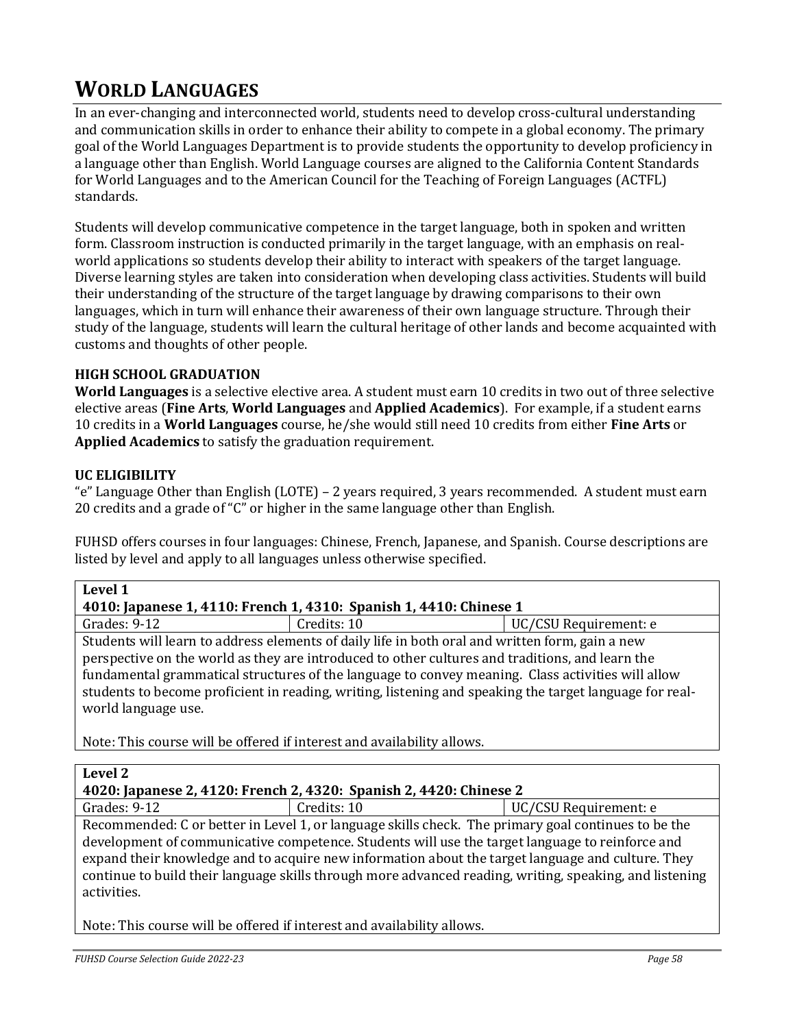# WORLD LANGUAGES

In an ever-changing and interconnected world, students need to develop cross-cultural understanding and communication skills in order to enhance their ability to compete in a global economy. The primary goal of the World Languages Department is to provide students the opportunity to develop proficiency in a language other than English. World Language courses are aligned to the California Content Standards for World Languages and to the American Council for the Teaching of Foreign Languages (ACTFL) standards.

Students will develop communicative competence in the target language, both in spoken and written form. Classroom instruction is conducted primarily in the target language, with an emphasis on real-world applications so students develop their ability to interact with speakers of the target language. Diverse learning styles are taken into consideration when developing class activities. Students will build their understanding of the structure of the target language by drawing comparisons to their own languages, which in turn will enhance their awareness of their own language structure. Through their study of the language, students will learn the cultural heritage of other lands and become acquainted with customs and thoughts of other people.

### HIGH SCHOOL GRADUATION

**World Languages** is a selective elective area. A student must earn 10 credits in two out of three selective elective areas (**Fine Arts**, **World Languages** and **Applied Academics**). For example, if a student earns 10 credits in a **World Languages** course, he/she would still need 10 credits from either **Fine Arts** or **Applied Academics** to satisfy the graduation requirement.

### UC ELIGIBILITY

"e" Language Other than English (LOTE) – 2 years required, 3 years recommended. A student must earn 20 credits and a grade of "C" or higher in the same language other than English.

FUHSD offers courses in four languages: Chinese, French, Japanese, and Spanish. Course descriptions are listed by level and apply to all languages unless otherwise specified.

| **Level 1**<br>**4010: Japanese 1, 4110: French 1, 4310: Spanish 1, 4410: Chinese 1** | | |
|---|---|---|
| Grades: 9-12 | Credits: 10 | UC/CSU Requirement: e |
| Students will learn to address elements of daily life in both oral and written form, gain a new perspective on the world as they are introduced to other cultures and traditions, and learn the fundamental grammatical structures of the language to convey meaning. Class activities will allow students to become proficient in reading, writing, listening and speaking the target language for real-world language use.<br><br>Note: This course will be offered if interest and availability allows. | | |

| **Level 2**<br>**4020: Japanese 2, 4120: French 2, 4320: Spanish 2, 4420: Chinese 2** | | |
|---|---|---|
| Grades: 9-12 | Credits: 10 | UC/CSU Requirement: e |
| Recommended: C or better in Level 1, or language skills check. The primary goal continues to be the development of communicative competence. Students will use the target language to reinforce and expand their knowledge and to acquire new information about the target language and culture. They continue to build their language skills through more advanced reading, writing, speaking, and listening activities.<br><br>Note: This course will be offered if interest and availability allows. | | |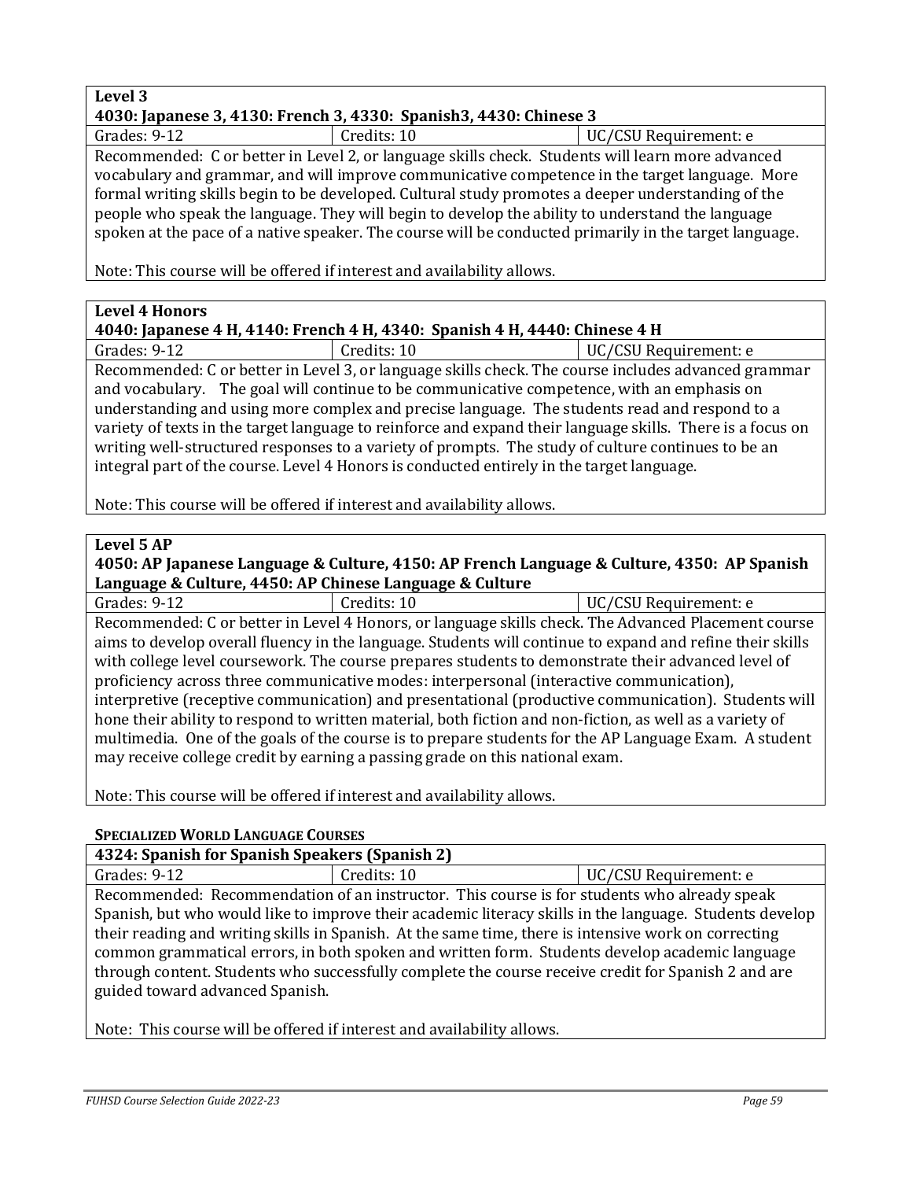**Level 3**
**4030: Japanese 3, 4130: French 3, 4330: Spanish3, 4430: Chinese 3**

| Grades: 9-12 | Credits: 10 | UC/CSU Requirement: e |
|---|---|---|

Recommended: C or better in Level 2, or language skills check. Students will learn more advanced vocabulary and grammar, and will improve communicative competence in the target language. More formal writing skills begin to be developed. Cultural study promotes a deeper understanding of the people who speak the language. They will begin to develop the ability to understand the language spoken at the pace of a native speaker. The course will be conducted primarily in the target language.

Note: This course will be offered if interest and availability allows.

**Level 4 Honors**
**4040: Japanese 4 H, 4140: French 4 H, 4340: Spanish 4 H, 4440: Chinese 4 H**

| Grades: 9-12 | Credits: 10 | UC/CSU Requirement: e |
|---|---|---|

Recommended: C or better in Level 3, or language skills check. The course includes advanced grammar and vocabulary. The goal will continue to be communicative competence, with an emphasis on understanding and using more complex and precise language. The students read and respond to a variety of texts in the target language to reinforce and expand their language skills. There is a focus on writing well-structured responses to a variety of prompts. The study of culture continues to be an integral part of the course. Level 4 Honors is conducted entirely in the target language.

Note: This course will be offered if interest and availability allows.

**Level 5 AP**
**4050: AP Japanese Language & Culture, 4150: AP French Language & Culture, 4350: AP Spanish Language & Culture, 4450: AP Chinese Language & Culture**

| Grades: 9-12 | Credits: 10 | UC/CSU Requirement: e |
|---|---|---|

Recommended: C or better in Level 4 Honors, or language skills check. The Advanced Placement course aims to develop overall fluency in the language. Students will continue to expand and refine their skills with college level coursework. The course prepares students to demonstrate their advanced level of proficiency across three communicative modes: interpersonal (interactive communication), interpretive (receptive communication) and presentational (productive communication). Students will hone their ability to respond to written material, both fiction and non-fiction, as well as a variety of multimedia. One of the goals of the course is to prepare students for the AP Language Exam. A student may receive college credit by earning a passing grade on this national exam.

Note: This course will be offered if interest and availability allows.

## Specialized World Language Courses

**4324: Spanish for Spanish Speakers (Spanish 2)**

| Grades: 9-12 | Credits: 10 | UC/CSU Requirement: e |
|---|---|---|

Recommended: Recommendation of an instructor. This course is for students who already speak Spanish, but who would like to improve their academic literacy skills in the language. Students develop their reading and writing skills in Spanish. At the same time, there is intensive work on correcting common grammatical errors, in both spoken and written form. Students develop academic language through content. Students who successfully complete the course receive credit for Spanish 2 and are guided toward advanced Spanish.

Note: This course will be offered if interest and availability allows.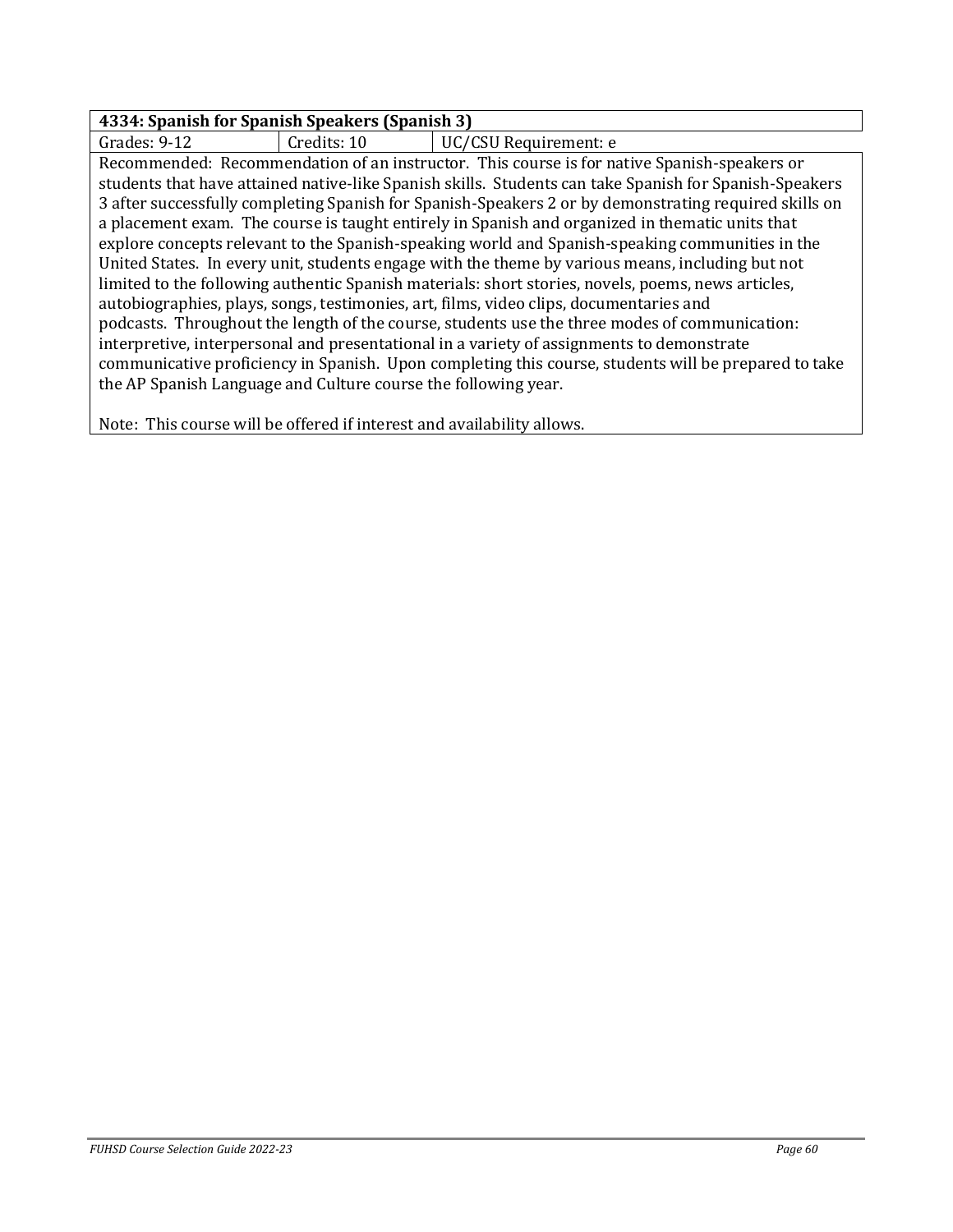**4334: Spanish for Spanish Speakers (Spanish 3)**

| Grades: 9-12 | Credits: 10 | UC/CSU Requirement: e |
|---|---|---|

Recommended: Recommendation of an instructor. This course is for native Spanish-speakers or students that have attained native-like Spanish skills. Students can take Spanish for Spanish-Speakers 3 after successfully completing Spanish for Spanish-Speakers 2 or by demonstrating required skills on a placement exam. The course is taught entirely in Spanish and organized in thematic units that explore concepts relevant to the Spanish-speaking world and Spanish-speaking communities in the United States. In every unit, students engage with the theme by various means, including but not limited to the following authentic Spanish materials: short stories, novels, poems, news articles, autobiographies, plays, songs, testimonies, art, films, video clips, documentaries and podcasts. Throughout the length of the course, students use the three modes of communication: interpretive, interpersonal and presentational in a variety of assignments to demonstrate communicative proficiency in Spanish. Upon completing this course, students will be prepared to take the AP Spanish Language and Culture course the following year.

Note: This course will be offered if interest and availability allows.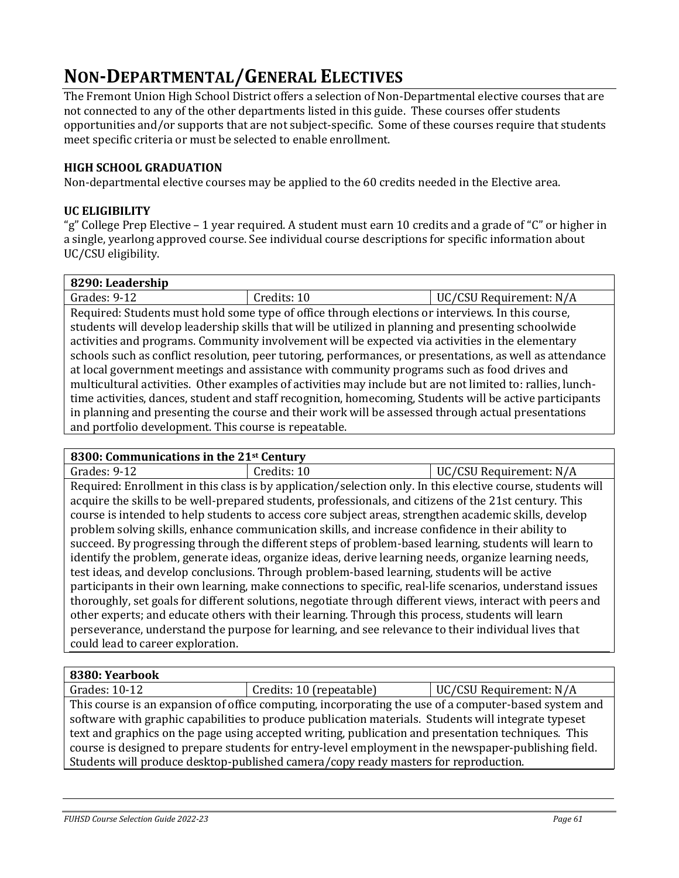# NON-DEPARTMENTAL/GENERAL ELECTIVES

The Fremont Union High School District offers a selection of Non-Departmental elective courses that are not connected to any of the other departments listed in this guide. These courses offer students opportunities and/or supports that are not subject-specific. Some of these courses require that students meet specific criteria or must be selected to enable enrollment.

**HIGH SCHOOL GRADUATION**

Non-departmental elective courses may be applied to the 60 credits needed in the Elective area.

**UC ELIGIBILITY**

"g" College Prep Elective – 1 year required. A student must earn 10 credits and a grade of "C" or higher in a single, yearlong approved course. See individual course descriptions for specific information about UC/CSU eligibility.

| **8290: Leadership** | | |
|---|---|---|
| Grades: 9-12 | Credits: 10 | UC/CSU Requirement: N/A |
| Required: Students must hold some type of office through elections or interviews. In this course, students will develop leadership skills that will be utilized in planning and presenting schoolwide activities and programs. Community involvement will be expected via activities in the elementary schools such as conflict resolution, peer tutoring, performances, or presentations, as well as attendance at local government meetings and assistance with community programs such as food drives and multicultural activities. Other examples of activities may include but are not limited to: rallies, lunch-time activities, dances, student and staff recognition, homecoming, Students will be active participants in planning and presenting the course and their work will be assessed through actual presentations and portfolio development. This course is repeatable. | | |

| **8300: Communications in the 21st Century** | | |
|---|---|---|
| Grades: 9-12 | Credits: 10 | UC/CSU Requirement: N/A |
| Required: Enrollment in this class is by application/selection only. In this elective course, students will acquire the skills to be well-prepared students, professionals, and citizens of the 21st century. This course is intended to help students to access core subject areas, strengthen academic skills, develop problem solving skills, enhance communication skills, and increase confidence in their ability to succeed. By progressing through the different steps of problem-based learning, students will learn to identify the problem, generate ideas, organize ideas, derive learning needs, organize learning needs, test ideas, and develop conclusions. Through problem-based learning, students will be active participants in their own learning, make connections to specific, real-life scenarios, understand issues thoroughly, set goals for different solutions, negotiate through different views, interact with peers and other experts; and educate others with their learning. Through this process, students will learn perseverance, understand the purpose for learning, and see relevance to their individual lives that could lead to career exploration. | | |

| **8380: Yearbook** | | |
|---|---|---|
| Grades: 10-12 | Credits: 10 (repeatable) | UC/CSU Requirement: N/A |
| This course is an expansion of office computing, incorporating the use of a computer-based system and software with graphic capabilities to produce publication materials. Students will integrate typeset text and graphics on the page using accepted writing, publication and presentation techniques. This course is designed to prepare students for entry-level employment in the newspaper-publishing field. Students will produce desktop-published camera/copy ready masters for reproduction. | | |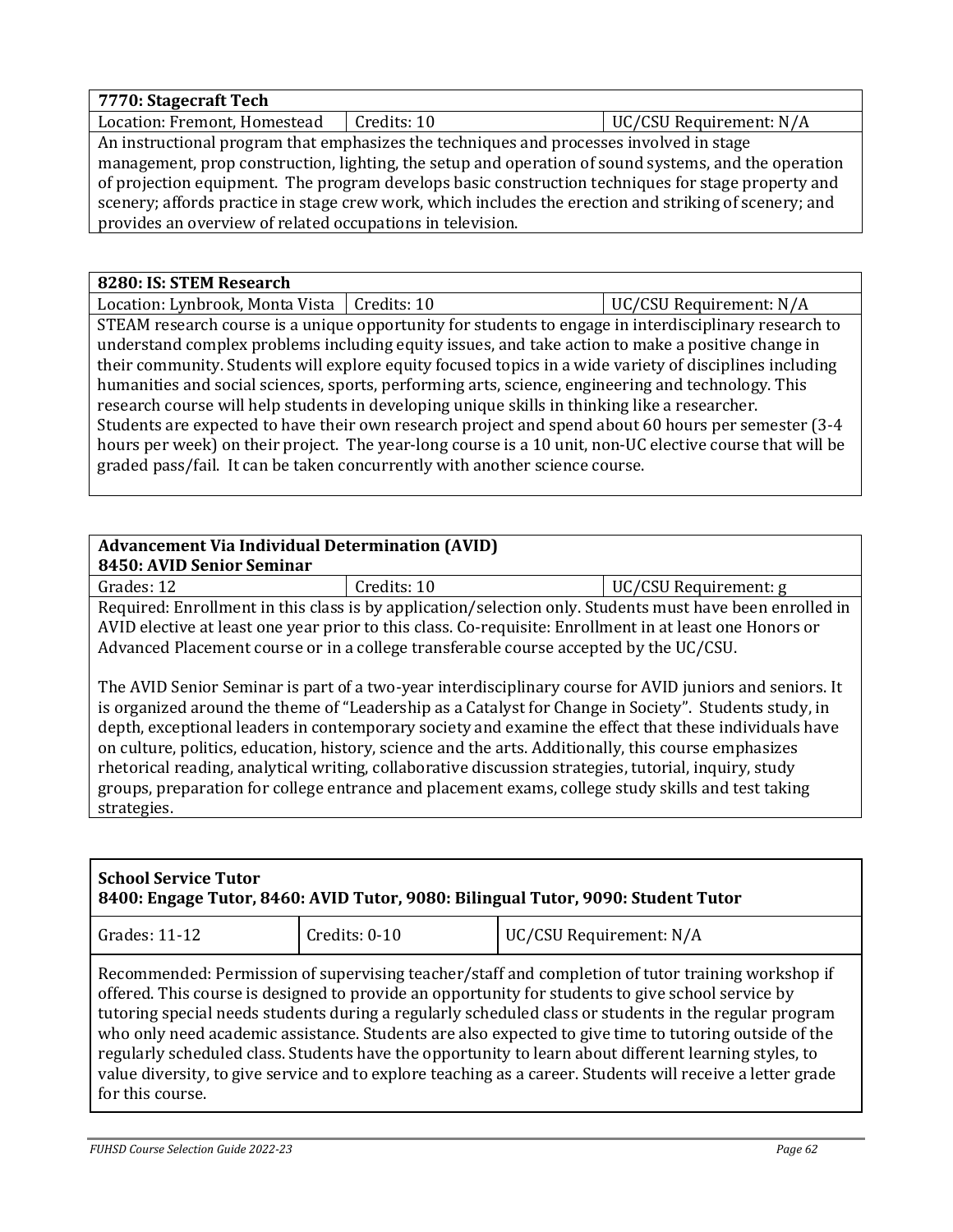| 7770: Stagecraft Tech | | |
| --- | --- | --- |
| Location: Fremont, Homestead | Credits: 10 | UC/CSU Requirement: N/A |
| An instructional program that emphasizes the techniques and processes involved in stage management, prop construction, lighting, the setup and operation of sound systems, and the operation of projection equipment. The program develops basic construction techniques for stage property and scenery; affords practice in stage crew work, which includes the erection and striking of scenery; and provides an overview of related occupations in television. | | |

| 8280: IS: STEM Research | | |
| --- | --- | --- |
| Location: Lynbrook, Monta Vista | Credits: 10 | UC/CSU Requirement: N/A |
| STEAM research course is a unique opportunity for students to engage in interdisciplinary research to understand complex problems including equity issues, and take action to make a positive change in their community. Students will explore equity focused topics in a wide variety of disciplines including humanities and social sciences, sports, performing arts, science, engineering and technology. This research course will help students in developing unique skills in thinking like a researcher. Students are expected to have their own research project and spend about 60 hours per semester (3-4 hours per week) on their project. The year-long course is a 10 unit, non-UC elective course that will be graded pass/fail. It can be taken concurrently with another science course. | | |

| Advancement Via Individual Determination (AVID) 8450: AVID Senior Seminar | | |
| --- | --- | --- |
| Grades: 12 | Credits: 10 | UC/CSU Requirement: g |
| Required: Enrollment in this class is by application/selection only. Students must have been enrolled in AVID elective at least one year prior to this class. Co-requisite: Enrollment in at least one Honors or Advanced Placement course or in a college transferable course accepted by the UC/CSU. The AVID Senior Seminar is part of a two-year interdisciplinary course for AVID juniors and seniors. It is organized around the theme of "Leadership as a Catalyst for Change in Society". Students study, in depth, exceptional leaders in contemporary society and examine the effect that these individuals have on culture, politics, education, history, science and the arts. Additionally, this course emphasizes rhetorical reading, analytical writing, collaborative discussion strategies, tutorial, inquiry, study groups, preparation for college entrance and placement exams, college study skills and test taking strategies. | | |

| School Service Tutor 8400: Engage Tutor, 8460: AVID Tutor, 9080: Bilingual Tutor, 9090: Student Tutor | | |
| --- | --- | --- |
| Grades: 11-12 | Credits: 0-10 | UC/CSU Requirement: N/A |
| Recommended: Permission of supervising teacher/staff and completion of tutor training workshop if offered. This course is designed to provide an opportunity for students to give school service by tutoring special needs students during a regularly scheduled class or students in the regular program who only need academic assistance. Students are also expected to give time to tutoring outside of the regularly scheduled class. Students have the opportunity to learn about different learning styles, to value diversity, to give service and to explore teaching as a career. Students will receive a letter grade for this course. | | |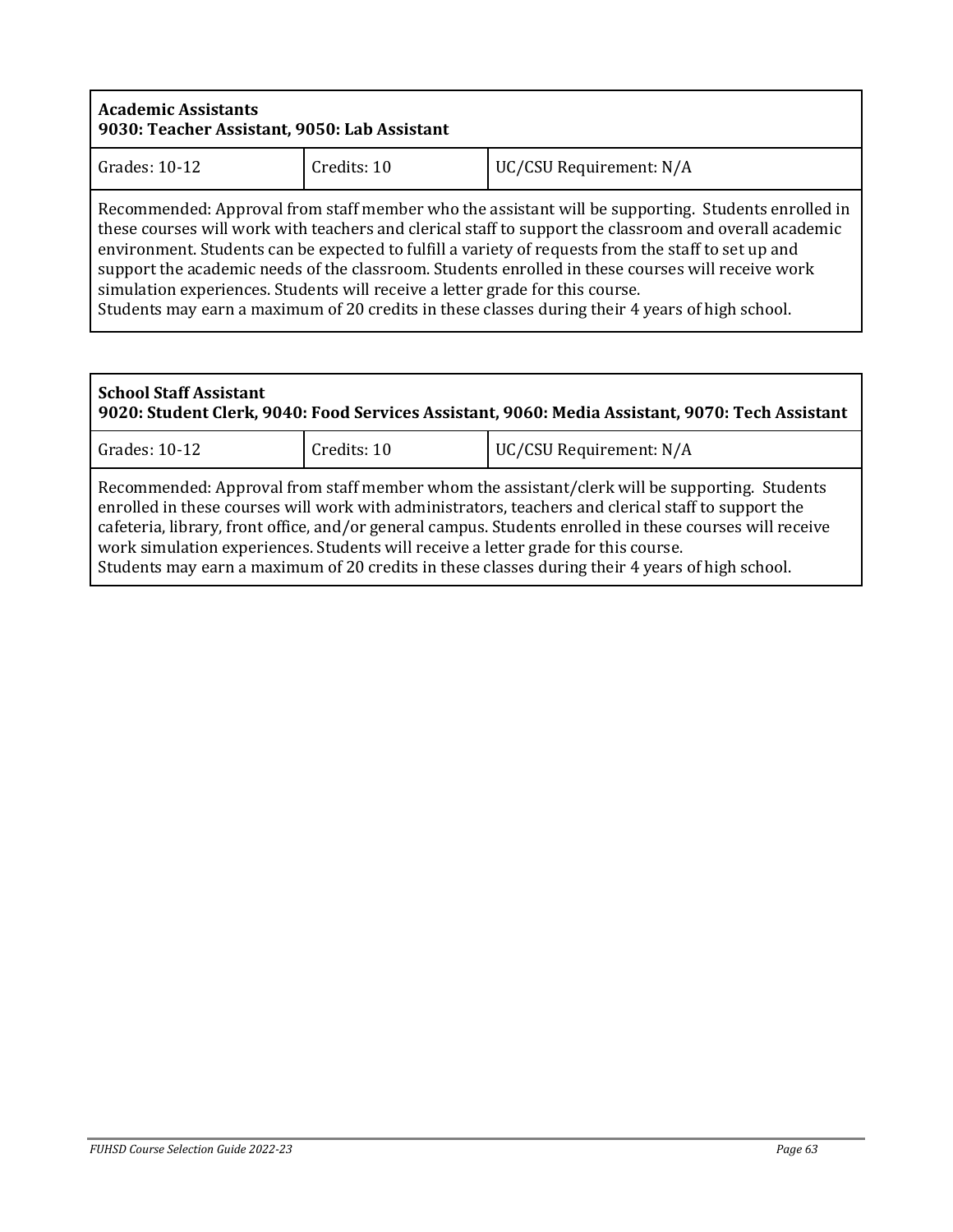**Academic Assistants**
**9030: Teacher Assistant, 9050: Lab Assistant**

| Grades: 10-12 | Credits: 10 | UC/CSU Requirement: N/A |
|---|---|---|

Recommended: Approval from staff member who the assistant will be supporting. Students enrolled in these courses will work with teachers and clerical staff to support the classroom and overall academic environment. Students can be expected to fulfill a variety of requests from the staff to set up and support the academic needs of the classroom. Students enrolled in these courses will receive work simulation experiences. Students will receive a letter grade for this course.
Students may earn a maximum of 20 credits in these classes during their 4 years of high school.

**School Staff Assistant**
**9020: Student Clerk, 9040: Food Services Assistant, 9060: Media Assistant, 9070: Tech Assistant**

| Grades: 10-12 | Credits: 10 | UC/CSU Requirement: N/A |
|---|---|---|

Recommended: Approval from staff member whom the assistant/clerk will be supporting. Students enrolled in these courses will work with administrators, teachers and clerical staff to support the cafeteria, library, front office, and/or general campus. Students enrolled in these courses will receive work simulation experiences. Students will receive a letter grade for this course.
Students may earn a maximum of 20 credits in these classes during their 4 years of high school.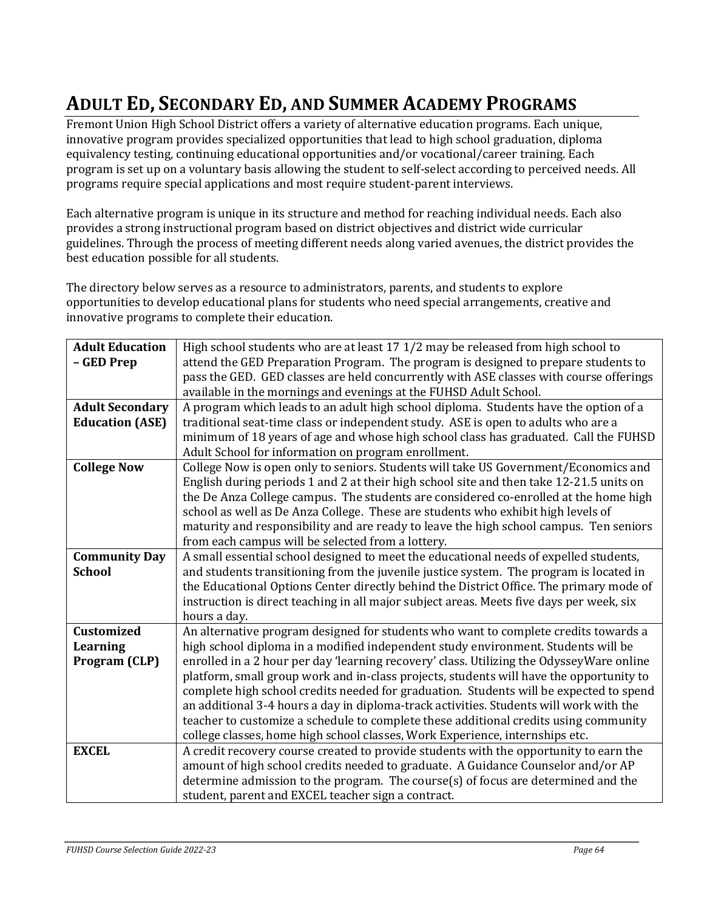# Adult Ed, Secondary Ed, and Summer Academy Programs

Fremont Union High School District offers a variety of alternative education programs. Each unique, innovative program provides specialized opportunities that lead to high school graduation, diploma equivalency testing, continuing educational opportunities and/or vocational/career training. Each program is set up on a voluntary basis allowing the student to self-select according to perceived needs. All programs require special applications and most require student-parent interviews.

Each alternative program is unique in its structure and method for reaching individual needs. Each also provides a strong instructional program based on district objectives and district wide curricular guidelines. Through the process of meeting different needs along varied avenues, the district provides the best education possible for all students.

The directory below serves as a resource to administrators, parents, and students to explore opportunities to develop educational plans for students who need special arrangements, creative and innovative programs to complete their education.

| Program | Description |
|---|---|
| **Adult Education – GED Prep** | High school students who are at least 17 1/2 may be released from high school to attend the GED Preparation Program. The program is designed to prepare students to pass the GED. GED classes are held concurrently with ASE classes with course offerings available in the mornings and evenings at the FUHSD Adult School. |
| **Adult Secondary Education (ASE)** | A program which leads to an adult high school diploma. Students have the option of a traditional seat-time class or independent study. ASE is open to adults who are a minimum of 18 years of age and whose high school class has graduated. Call the FUHSD Adult School for information on program enrollment. |
| **College Now** | College Now is open only to seniors. Students will take US Government/Economics and English during periods 1 and 2 at their high school site and then take 12-21.5 units on the De Anza College campus. The students are considered co-enrolled at the home high school as well as De Anza College. These are students who exhibit high levels of maturity and responsibility and are ready to leave the high school campus. Ten seniors from each campus will be selected from a lottery. |
| **Community Day School** | A small essential school designed to meet the educational needs of expelled students, and students transitioning from the juvenile justice system. The program is located in the Educational Options Center directly behind the District Office. The primary mode of instruction is direct teaching in all major subject areas. Meets five days per week, six hours a day. |
| **Customized Learning Program (CLP)** | An alternative program designed for students who want to complete credits towards a high school diploma in a modified independent study environment. Students will be enrolled in a 2 hour per day 'learning recovery' class. Utilizing the OdysseyWare online platform, small group work and in-class projects, students will have the opportunity to complete high school credits needed for graduation. Students will be expected to spend an additional 3-4 hours a day in diploma-track activities. Students will work with the teacher to customize a schedule to complete these additional credits using community college classes, home high school classes, Work Experience, internships etc. |
| **EXCEL** | A credit recovery course created to provide students with the opportunity to earn the amount of high school credits needed to graduate. A Guidance Counselor and/or AP determine admission to the program. The course(s) of focus are determined and the student, parent and EXCEL teacher sign a contract. |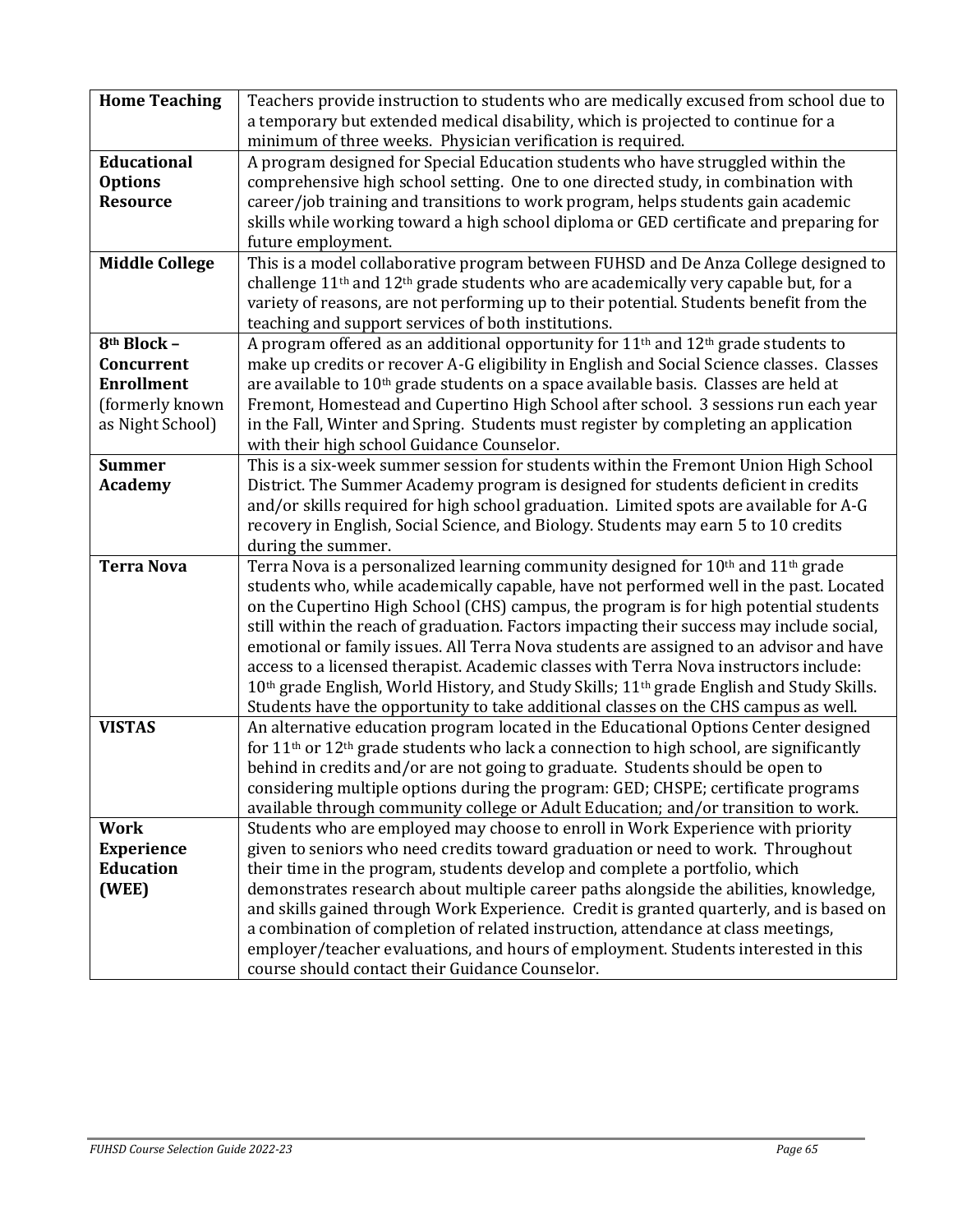| | |
|---|---|
| **Home Teaching** | Teachers provide instruction to students who are medically excused from school due to a temporary but extended medical disability, which is projected to continue for a minimum of three weeks. Physician verification is required. |
| **Educational Options Resource** | A program designed for Special Education students who have struggled within the comprehensive high school setting. One to one directed study, in combination with career/job training and transitions to work program, helps students gain academic skills while working toward a high school diploma or GED certificate and preparing for future employment. |
| **Middle College** | This is a model collaborative program between FUHSD and De Anza College designed to challenge 11th and 12th grade students who are academically very capable but, for a variety of reasons, are not performing up to their potential. Students benefit from the teaching and support services of both institutions. |
| **8th Block – Concurrent Enrollment** (formerly known as Night School) | A program offered as an additional opportunity for 11th and 12th grade students to make up credits or recover A-G eligibility in English and Social Science classes. Classes are available to 10th grade students on a space available basis. Classes are held at Fremont, Homestead and Cupertino High School after school. 3 sessions run each year in the Fall, Winter and Spring. Students must register by completing an application with their high school Guidance Counselor. |
| **Summer Academy** | This is a six-week summer session for students within the Fremont Union High School District. The Summer Academy program is designed for students deficient in credits and/or skills required for high school graduation. Limited spots are available for A-G recovery in English, Social Science, and Biology. Students may earn 5 to 10 credits during the summer. |
| **Terra Nova** | Terra Nova is a personalized learning community designed for 10th and 11th grade students who, while academically capable, have not performed well in the past. Located on the Cupertino High School (CHS) campus, the program is for high potential students still within the reach of graduation. Factors impacting their success may include social, emotional or family issues. All Terra Nova students are assigned to an advisor and have access to a licensed therapist. Academic classes with Terra Nova instructors include: 10th grade English, World History, and Study Skills; 11th grade English and Study Skills. Students have the opportunity to take additional classes on the CHS campus as well. |
| **VISTAS** | An alternative education program located in the Educational Options Center designed for 11th or 12th grade students who lack a connection to high school, are significantly behind in credits and/or are not going to graduate. Students should be open to considering multiple options during the program: GED; CHSPE; certificate programs available through community college or Adult Education; and/or transition to work. |
| **Work Experience Education (WEE)** | Students who are employed may choose to enroll in Work Experience with priority given to seniors who need credits toward graduation or need to work. Throughout their time in the program, students develop and complete a portfolio, which demonstrates research about multiple career paths alongside the abilities, knowledge, and skills gained through Work Experience. Credit is granted quarterly, and is based on a combination of completion of related instruction, attendance at class meetings, employer/teacher evaluations, and hours of employment. Students interested in this course should contact their Guidance Counselor. |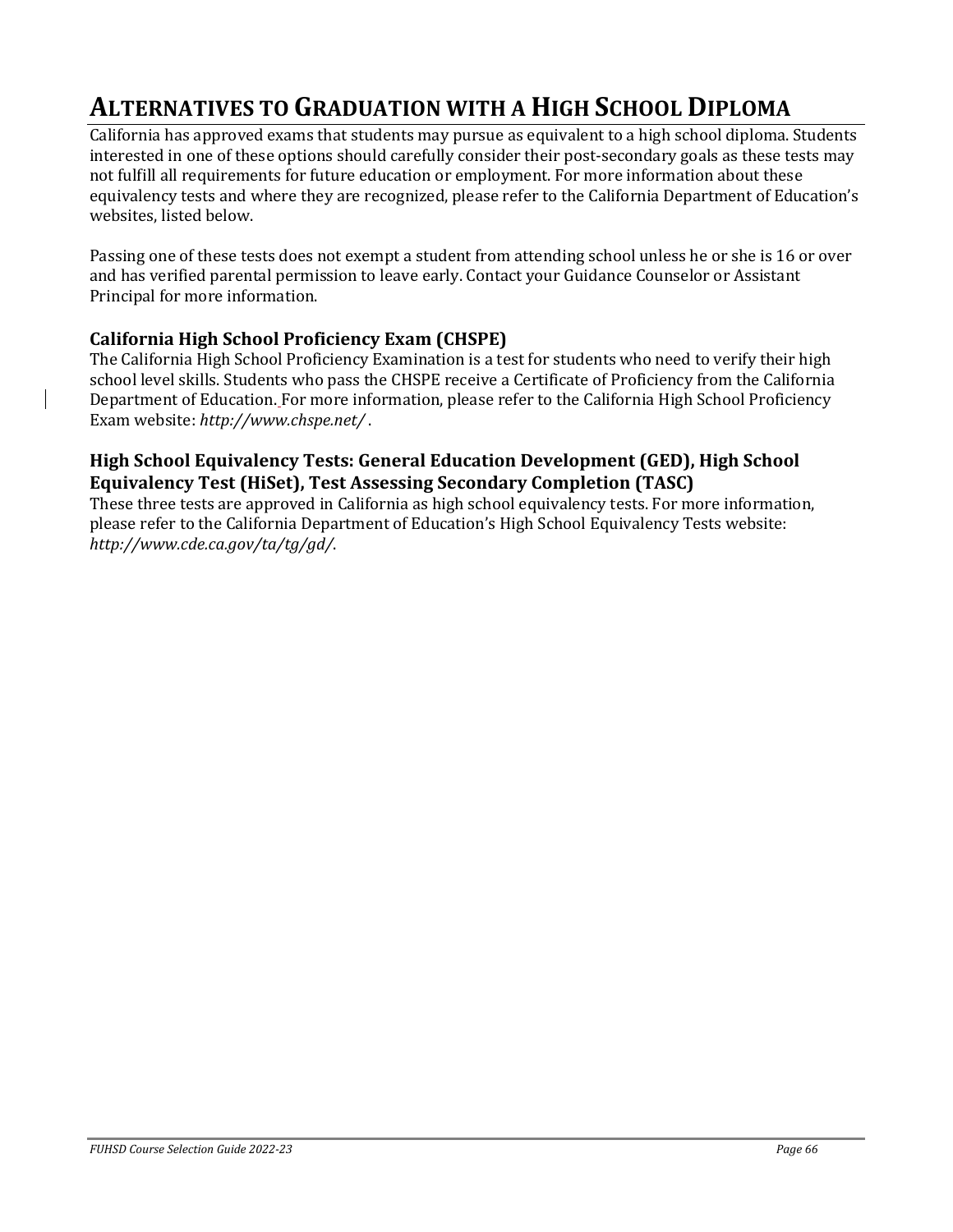# Alternatives to Graduation with a High School Diploma

California has approved exams that students may pursue as equivalent to a high school diploma. Students interested in one of these options should carefully consider their post-secondary goals as these tests may not fulfill all requirements for future education or employment. For more information about these equivalency tests and where they are recognized, please refer to the California Department of Education's websites, listed below.

Passing one of these tests does not exempt a student from attending school unless he or she is 16 or over and has verified parental permission to leave early. Contact your Guidance Counselor or Assistant Principal for more information.

### California High School Proficiency Exam (CHSPE)

The California High School Proficiency Examination is a test for students who need to verify their high school level skills. Students who pass the CHSPE receive a Certificate of Proficiency from the California Department of Education. For more information, please refer to the California High School Proficiency Exam website: *http://www.chspe.net/* .

### High School Equivalency Tests: General Education Development (GED), High School Equivalency Test (HiSet), Test Assessing Secondary Completion (TASC)

These three tests are approved in California as high school equivalency tests. For more information, please refer to the California Department of Education's High School Equivalency Tests website: *http://www.cde.ca.gov/ta/tg/gd/*.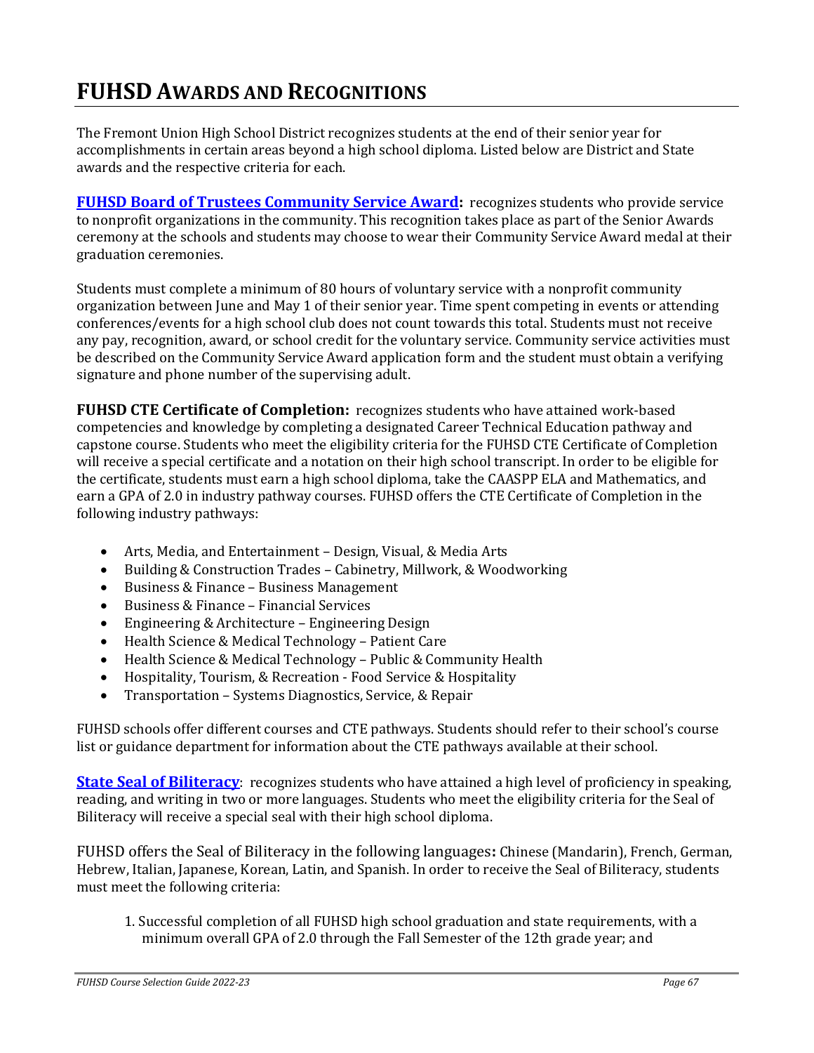# FUHSD Awards and Recognitions

The Fremont Union High School District recognizes students at the end of their senior year for accomplishments in certain areas beyond a high school diploma. Listed below are District and State awards and the respective criteria for each.

**FUHSD Board of Trustees Community Service Award:** recognizes students who provide service to nonprofit organizations in the community. This recognition takes place as part of the Senior Awards ceremony at the schools and students may choose to wear their Community Service Award medal at their graduation ceremonies.

Students must complete a minimum of 80 hours of voluntary service with a nonprofit community organization between June and May 1 of their senior year. Time spent competing in events or attending conferences/events for a high school club does not count towards this total. Students must not receive any pay, recognition, award, or school credit for the voluntary service. Community service activities must be described on the Community Service Award application form and the student must obtain a verifying signature and phone number of the supervising adult.

**FUHSD CTE Certificate of Completion:** recognizes students who have attained work-based competencies and knowledge by completing a designated Career Technical Education pathway and capstone course. Students who meet the eligibility criteria for the FUHSD CTE Certificate of Completion will receive a special certificate and a notation on their high school transcript. In order to be eligible for the certificate, students must earn a high school diploma, take the CAASPP ELA and Mathematics, and earn a GPA of 2.0 in industry pathway courses. FUHSD offers the CTE Certificate of Completion in the following industry pathways:

- Arts, Media, and Entertainment – Design, Visual, & Media Arts
- Building & Construction Trades – Cabinetry, Millwork, & Woodworking
- Business & Finance – Business Management
- Business & Finance – Financial Services
- Engineering & Architecture – Engineering Design
- Health Science & Medical Technology – Patient Care
- Health Science & Medical Technology – Public & Community Health
- Hospitality, Tourism, & Recreation - Food Service & Hospitality
- Transportation – Systems Diagnostics, Service, & Repair

FUHSD schools offer different courses and CTE pathways. Students should refer to their school's course list or guidance department for information about the CTE pathways available at their school.

**State Seal of Biliteracy**: recognizes students who have attained a high level of proficiency in speaking, reading, and writing in two or more languages. Students who meet the eligibility criteria for the Seal of Biliteracy will receive a special seal with their high school diploma.

FUHSD offers the Seal of Biliteracy in the following languages**:** Chinese (Mandarin), French, German, Hebrew, Italian, Japanese, Korean, Latin, and Spanish. In order to receive the Seal of Biliteracy, students must meet the following criteria:

1. Successful completion of all FUHSD high school graduation and state requirements, with a minimum overall GPA of 2.0 through the Fall Semester of the 12th grade year; and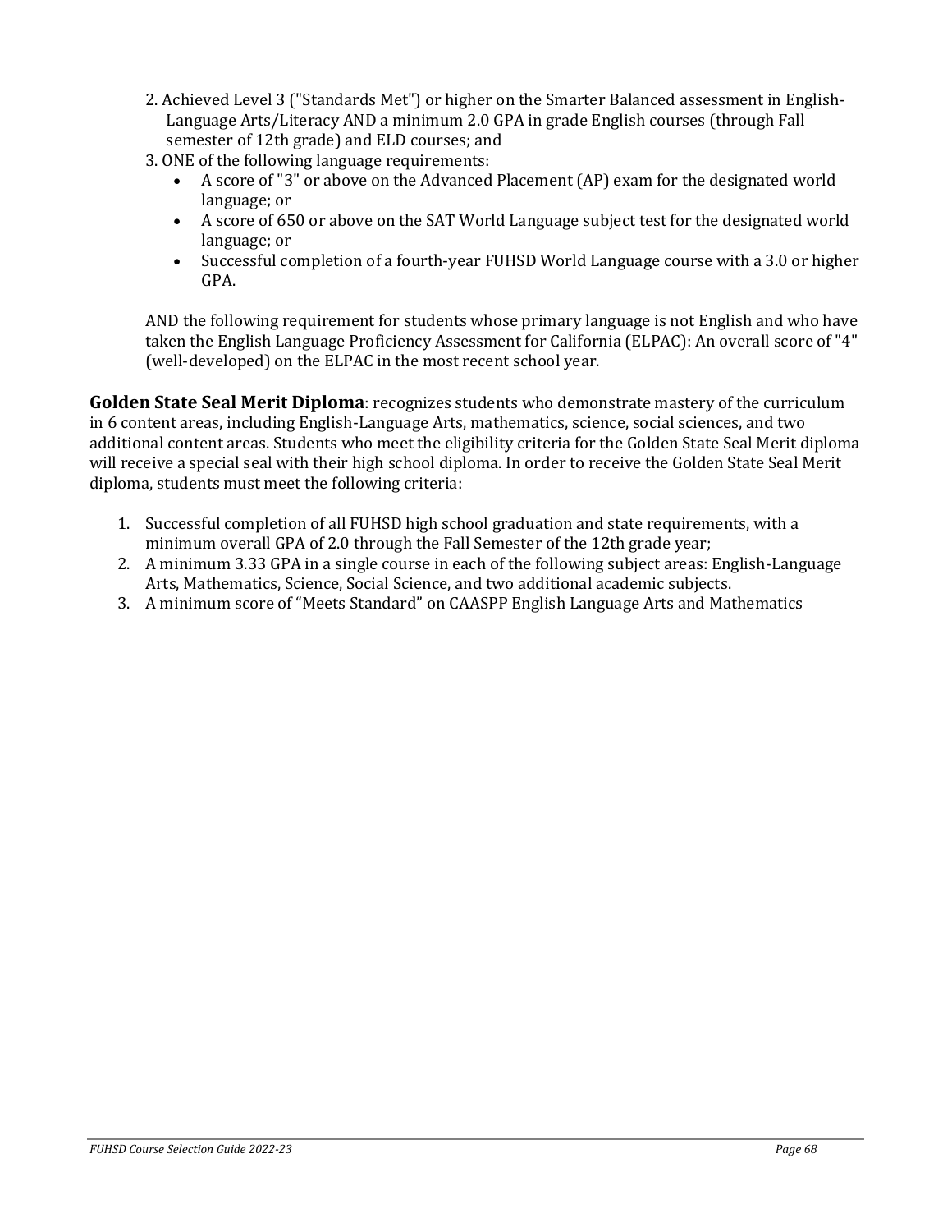2. Achieved Level 3 ("Standards Met") or higher on the Smarter Balanced assessment in English-Language Arts/Literacy AND a minimum 2.0 GPA in grade English courses (through Fall semester of 12th grade) and ELD courses; and
3. ONE of the following language requirements:
   - A score of "3" or above on the Advanced Placement (AP) exam for the designated world language; or
   - A score of 650 or above on the SAT World Language subject test for the designated world language; or
   - Successful completion of a fourth-year FUHSD World Language course with a 3.0 or higher GPA.

AND the following requirement for students whose primary language is not English and who have taken the English Language Proficiency Assessment for California (ELPAC): An overall score of "4" (well-developed) on the ELPAC in the most recent school year.

**Golden State Seal Merit Diploma**: recognizes students who demonstrate mastery of the curriculum in 6 content areas, including English-Language Arts, mathematics, science, social sciences, and two additional content areas. Students who meet the eligibility criteria for the Golden State Seal Merit diploma will receive a special seal with their high school diploma. In order to receive the Golden State Seal Merit diploma, students must meet the following criteria:

1. Successful completion of all FUHSD high school graduation and state requirements, with a minimum overall GPA of 2.0 through the Fall Semester of the 12th grade year;
2. A minimum 3.33 GPA in a single course in each of the following subject areas: English-Language Arts, Mathematics, Science, Social Science, and two additional academic subjects.
3. A minimum score of "Meets Standard" on CAASPP English Language Arts and Mathematics